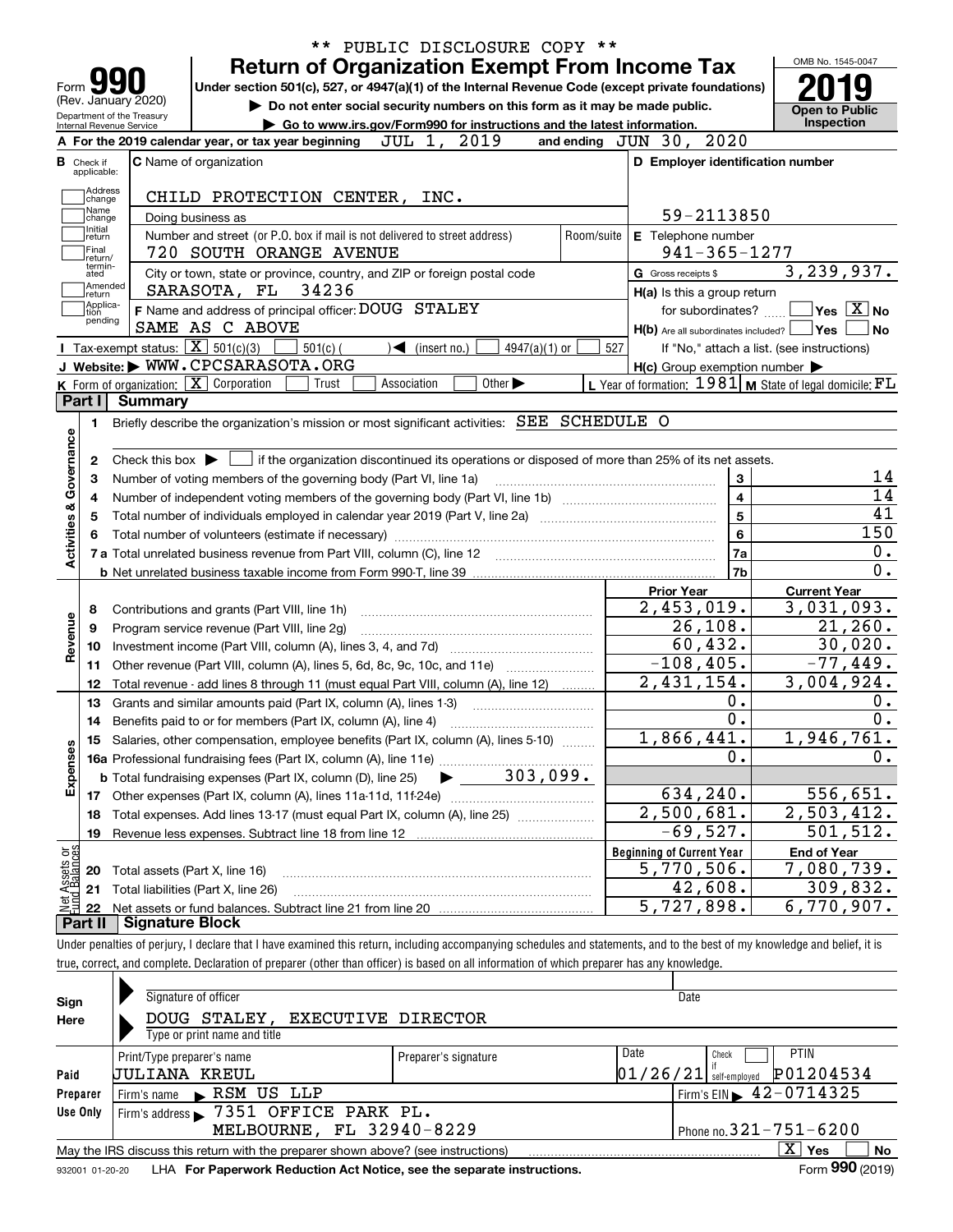\*\* PUBLIC DISCLOSURE COPY \*\*

Form **990** (Rev. January 2020)

Department of the Treasury Internal Revenue Service

# Return of Organization Exempt From Income Tax

**Under section 501(c), 527, or 4947(a)(1) of the Internal Revenue Code (except private foundations)**

▶ Do not enter social security numbers on this form as it may be made public.

▶ Go to www.irs.gov/Form990 for instructions and the latest information.

OMB No. 1545-0047

**2019**

**Open to Public Inspection**

**A** For the 2019 calendar year, or tax year beginning JUL 1, 2019 and ending JUN 30, 2020

**B** Check if applicable: Address change, Name change, Initial return, Final return/terminated, Amended return, Application pending

**C** Name of organization: CHILD PROTECTION CENTER, INC.

Doing business as

Number and street (or P.O. box if mail is not delivered to street address) / Room/suite: 720 SOUTH ORANGE AVENUE

City or town, state or province, country, and ZIP or foreign postal code: SARASOTA, FL 34236

**F** Name and address of principal officer: DOUG STALEY, SAME AS C ABOVE

**D** Employer identification number: 59-2113850

**E** Telephone number: 941-365-1277

**G** Gross receipts $ 3,239,937.

**H(a)** Is this a group return for subordinates? ☐ Yes ☒ No

**H(b)** Are all subordinates included? ☐ Yes ☐ No — If "No," attach a list. (see instructions)

**H(c)** Group exemption number ▶

**I** Tax-exempt status: ☒ 501(c)(3) ☐ 501(c) ( ) ◀ (insert no.) ☐ 4947(a)(1) or ☐ 527

**J** Website: ▶ WWW.CPCSARASOTA.ORG

**K** Form of organization: ☒ Corporation ☐ Trust ☐ Association ☐ Other ▶

**L** Year of formation: 1981 **M** State of legal domicile: FL

## Part I Summary

**Activities & Governance**

1. Briefly describe the organization's mission or most significant activities: SEE SCHEDULE O
2. Check this box ▶ ☐ if the organization discontinued its operations or disposed of more than 25% of its net assets.

| | | | |
|---|---|---|---|
| 3 | Number of voting members of the governing body (Part VI, line 1a) | 3 | 14 |
| 4 | Number of independent voting members of the governing body (Part VI, line 1b) | 4 | 14 |
| 5 | Total number of individuals employed in calendar year 2019 (Part V, line 2a) | 5 | 41 |
| 6 | Total number of volunteers (estimate if necessary) | 6 | 150 |
| 7a | Total unrelated business revenue from Part VIII, column (C), line 12 | 7a | 0. |
| b | Net unrelated business taxable income from Form 990-T, line 39 | 7b | 0. |

| | | Prior Year | Current Year |
|---|---|---|---|
| **Revenue** | | | |
| 8 | Contributions and grants (Part VIII, line 1h) | 2,453,019. | 3,031,093. |
| 9 | Program service revenue (Part VIII, line 2g) | 26,108. | 21,260. |
| 10 | Investment income (Part VIII, column (A), lines 3, 4, and 7d) | 60,432. | 30,020. |
| 11 | Other revenue (Part VIII, column (A), lines 5, 6d, 8c, 9c, 10c, and 11e) | -108,405. | -77,449. |
| 12 | Total revenue - add lines 8 through 11 (must equal Part VIII, column (A), line 12) | 2,431,154. | 3,004,924. |
| **Expenses** | | | |
| 13 | Grants and similar amounts paid (Part IX, column (A), lines 1-3) | 0. | 0. |
| 14 | Benefits paid to or for members (Part IX, column (A), line 4) | 0. | 0. |
| 15 | Salaries, other compensation, employee benefits (Part IX, column (A), lines 5-10) | 1,866,441. | 1,946,761. |
| 16a | Professional fundraising fees (Part IX, column (A), line 11e) | 0. | 0. |
| b | Total fundraising expenses (Part IX, column (D), line 25) ▶ 303,099. | | |
| 17 | Other expenses (Part IX, column (A), lines 11a-11d, 11f-24e) | 634,240. | 556,651. |
| 18 | Total expenses. Add lines 13-17 (must equal Part IX, column (A), line 25) | 2,500,681. | 2,503,412. |
| 19 | Revenue less expenses. Subtract line 18 from line 12 | -69,527. | 501,512. |

| **Net Assets or Fund Balances** | | Beginning of Current Year | End of Year |
|---|---|---|---|
| 20 | Total assets (Part X, line 16) | 5,770,506. | 7,080,739. |
| 21 | Total liabilities (Part X, line 26) | 42,608. | 309,832. |
| 22 | Net assets or fund balances. Subtract line 21 from line 20 | 5,727,898. | 6,770,907. |

## Part II Signature Block

Under penalties of perjury, I declare that I have examined this return, including accompanying schedules and statements, and to the best of my knowledge and belief, it is true, correct, and complete. Declaration of preparer (other than officer) is based on all information of which preparer has any knowledge.

**Sign Here**

Signature of officer / Date

DOUG STALEY, EXECUTIVE DIRECTOR

Type or print name and title

**Paid Preparer Use Only**

| Print/Type preparer's name | Preparer's signature | Date | Check if self-employed | PTIN |
|---|---|---|---|---|
| JULIANA KREUL | | 01/26/21 | ☐ | P01204534 |

Firm's name ▶ RSM US LLP — Firm's EIN ▶ 42-0714325

Firm's address ▶ 7351 OFFICE PARK PL. MELBOURNE, FL 32940-8229 — Phone no. 321-751-6200

May the IRS discuss this return with the preparer shown above? (see instructions) ☒ Yes ☐ No

932001 01-20-20 LHA For Paperwork Reduction Act Notice, see the separate instructions. Form **990** (2019)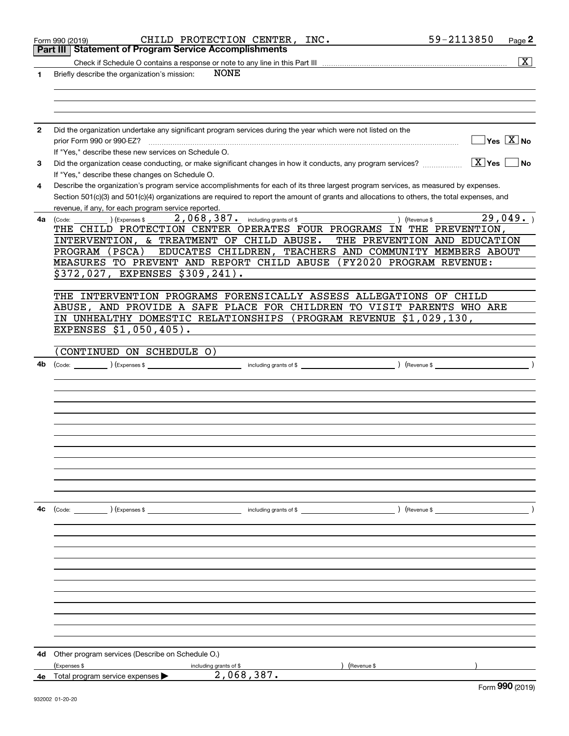Form 990 (2019) CHILD PROTECTION CENTER, INC. 59-2113850 Page 2

**Part III | Statement of Program Service Accomplishments**

Check if Schedule O contains a response or note to any line in this Part III ..... [X]

**1** Briefly describe the organization's mission: NONE

**2** Did the organization undertake any significant program services during the year which were not listed on the prior Form 990 or 990-EZ? ..... [ ] Yes [X] No

If "Yes," describe these new services on Schedule O.

**3** Did the organization cease conducting, or make significant changes in how it conducts, any program services? ..... [X] Yes [ ] No

If "Yes," describe these changes on Schedule O.

**4** Describe the organization's program service accomplishments for each of its three largest program services, as measured by expenses. Section 501(c)(3) and 501(c)(4) organizations are required to report the amount of grants and allocations to others, the total expenses, and revenue, if any, for each program service reported.

**4a** (Code: ) (Expenses $ 2,068,387. including grants of $ ) (Revenue $ 29,049. )

THE CHILD PROTECTION CENTER OPERATES FOUR PROGRAMS IN THE PREVENTION, INTERVENTION, & TREATMENT OF CHILD ABUSE. THE PREVENTION AND EDUCATION PROGRAM (PSCA) EDUCATES CHILDREN, TEACHERS AND COMMUNITY MEMBERS ABOUT MEASURES TO PREVENT AND REPORT CHILD ABUSE (FY2020 PROGRAM REVENUE: $372,027, EXPENSES $309,241).

THE INTERVENTION PROGRAMS FORENSICALLY ASSESS ALLEGATIONS OF CHILD ABUSE, AND PROVIDE A SAFE PLACE FOR CHILDREN TO VISIT PARENTS WHO ARE IN UNHEALTHY DOMESTIC RELATIONSHIPS (PROGRAM REVENUE $1,029,130, EXPENSES $1,050,405).

(CONTINUED ON SCHEDULE O)

**4b** (Code: ) (Expenses $ including grants of $ ) (Revenue $ )

**4c** (Code: ) (Expenses $ including grants of $ ) (Revenue $ )

**4d** Other program services (Describe on Schedule O.)

(Expenses $ including grants of $ ) (Revenue $ )

**4e** Total program service expenses ▶ 2,068,387.

Form **990** (2019)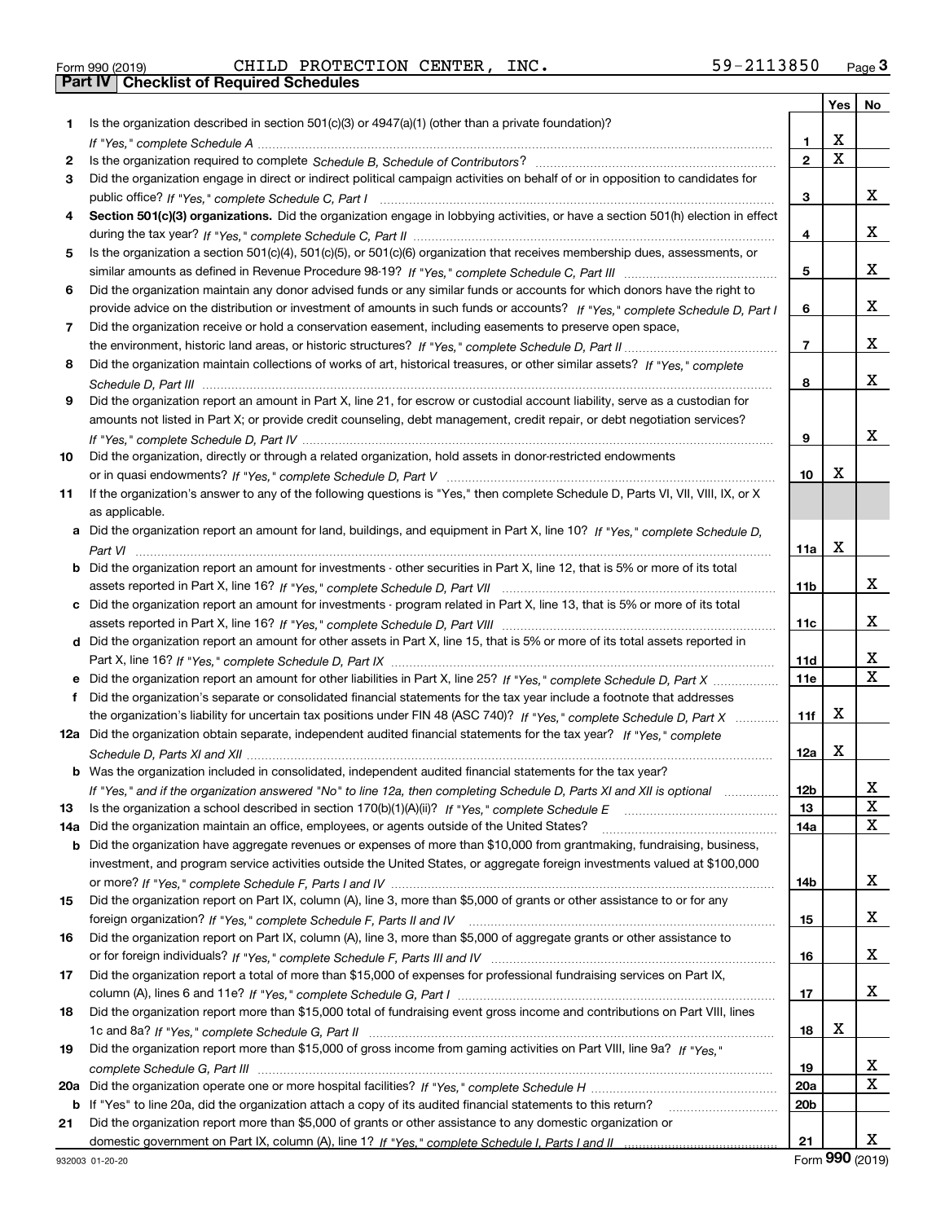Form 990 (2019) CHILD PROTECTION CENTER, INC. 59-2113850

## Part IV | Checklist of Required Schedules

| | | | Yes | No |
|---|---|---|---|---|
| 1 | Is the organization described in section 501(c)(3) or 4947(a)(1) (other than a private foundation)? *If "Yes," complete Schedule A* | 1 | X | |
| 2 | Is the organization required to complete *Schedule B, Schedule of Contributors*? | 2 | X | |
| 3 | Did the organization engage in direct or indirect political campaign activities on behalf of or in opposition to candidates for public office? *If "Yes," complete Schedule C, Part I* | 3 | | X |
| 4 | **Section 501(c)(3) organizations.** Did the organization engage in lobbying activities, or have a section 501(h) election in effect during the tax year? *If "Yes," complete Schedule C, Part II* | 4 | | X |
| 5 | Is the organization a section 501(c)(4), 501(c)(5), or 501(c)(6) organization that receives membership dues, assessments, or similar amounts as defined in Revenue Procedure 98-19? *If "Yes," complete Schedule C, Part III* | 5 | | X |
| 6 | Did the organization maintain any donor advised funds or any similar funds or accounts for which donors have the right to provide advice on the distribution or investment of amounts in such funds or accounts? *If "Yes," complete Schedule D, Part I* | 6 | | X |
| 7 | Did the organization receive or hold a conservation easement, including easements to preserve open space, the environment, historic land areas, or historic structures? *If "Yes," complete Schedule D, Part II* | 7 | | X |
| 8 | Did the organization maintain collections of works of art, historical treasures, or other similar assets? *If "Yes," complete Schedule D, Part III* | 8 | | X |
| 9 | Did the organization report an amount in Part X, line 21, for escrow or custodial account liability, serve as a custodian for amounts not listed in Part X; or provide credit counseling, debt management, credit repair, or debt negotiation services? *If "Yes," complete Schedule D, Part IV* | 9 | | X |
| 10 | Did the organization, directly or through a related organization, hold assets in donor-restricted endowments or in quasi endowments? *If "Yes," complete Schedule D, Part V* | 10 | X | |
| 11 | If the organization's answer to any of the following questions is "Yes," then complete Schedule D, Parts VI, VII, VIII, IX, or X as applicable. | | | |
| a | Did the organization report an amount for land, buildings, and equipment in Part X, line 10? *If "Yes," complete Schedule D, Part VI* | 11a | X | |
| b | Did the organization report an amount for investments - other securities in Part X, line 12, that is 5% or more of its total assets reported in Part X, line 16? *If "Yes," complete Schedule D, Part VII* | 11b | | X |
| c | Did the organization report an amount for investments - program related in Part X, line 13, that is 5% or more of its total assets reported in Part X, line 16? *If "Yes," complete Schedule D, Part VIII* | 11c | | X |
| d | Did the organization report an amount for other assets in Part X, line 15, that is 5% or more of its total assets reported in Part X, line 16? *If "Yes," complete Schedule D, Part IX* | 11d | | X |
| e | Did the organization report an amount for other liabilities in Part X, line 25? *If "Yes," complete Schedule D, Part X* | 11e | | X |
| f | Did the organization's separate or consolidated financial statements for the tax year include a footnote that addresses the organization's liability for uncertain tax positions under FIN 48 (ASC 740)? *If "Yes," complete Schedule D, Part X* | 11f | X | |
| 12a | Did the organization obtain separate, independent audited financial statements for the tax year? *If "Yes," complete Schedule D, Parts XI and XII* | 12a | X | |
| b | Was the organization included in consolidated, independent audited financial statements for the tax year? *If "Yes," and if the organization answered "No" to line 12a, then completing Schedule D, Parts XI and XII is optional* | 12b | | X |
| 13 | Is the organization a school described in section 170(b)(1)(A)(ii)? *If "Yes," complete Schedule E* | 13 | | X |
| 14a | Did the organization maintain an office, employees, or agents outside of the United States? | 14a | | X |
| b | Did the organization have aggregate revenues or expenses of more than $10,000 from grantmaking, fundraising, business, investment, and program service activities outside the United States, or aggregate foreign investments valued at $100,000 or more? *If "Yes," complete Schedule F, Parts I and IV* | 14b | | X |
| 15 | Did the organization report on Part IX, column (A), line 3, more than $5,000 of grants or other assistance to or for any foreign organization? *If "Yes," complete Schedule F, Parts II and IV* | 15 | | X |
| 16 | Did the organization report on Part IX, column (A), line 3, more than $5,000 of aggregate grants or other assistance to or for foreign individuals? *If "Yes," complete Schedule F, Parts III and IV* | 16 | | X |
| 17 | Did the organization report a total of more than $15,000 of expenses for professional fundraising services on Part IX, column (A), lines 6 and 11e? *If "Yes," complete Schedule G, Part I* | 17 | | X |
| 18 | Did the organization report more than $15,000 total of fundraising event gross income and contributions on Part VIII, lines 1c and 8a? *If "Yes," complete Schedule G, Part II* | 18 | X | |
| 19 | Did the organization report more than $15,000 of gross income from gaming activities on Part VIII, line 9a? *If "Yes," complete Schedule G, Part III* | 19 | | X |
| 20a | Did the organization operate one or more hospital facilities? *If "Yes," complete Schedule H* | 20a | | X |
| b | If "Yes" to line 20a, did the organization attach a copy of its audited financial statements to this return? | 20b | | |
| 21 | Did the organization report more than $5,000 of grants or other assistance to any domestic organization or domestic government on Part IX, column (A), line 1? *If "Yes," complete Schedule I, Parts I and II* | 21 | | X |

932003 01-20-20 Form **990** (2019)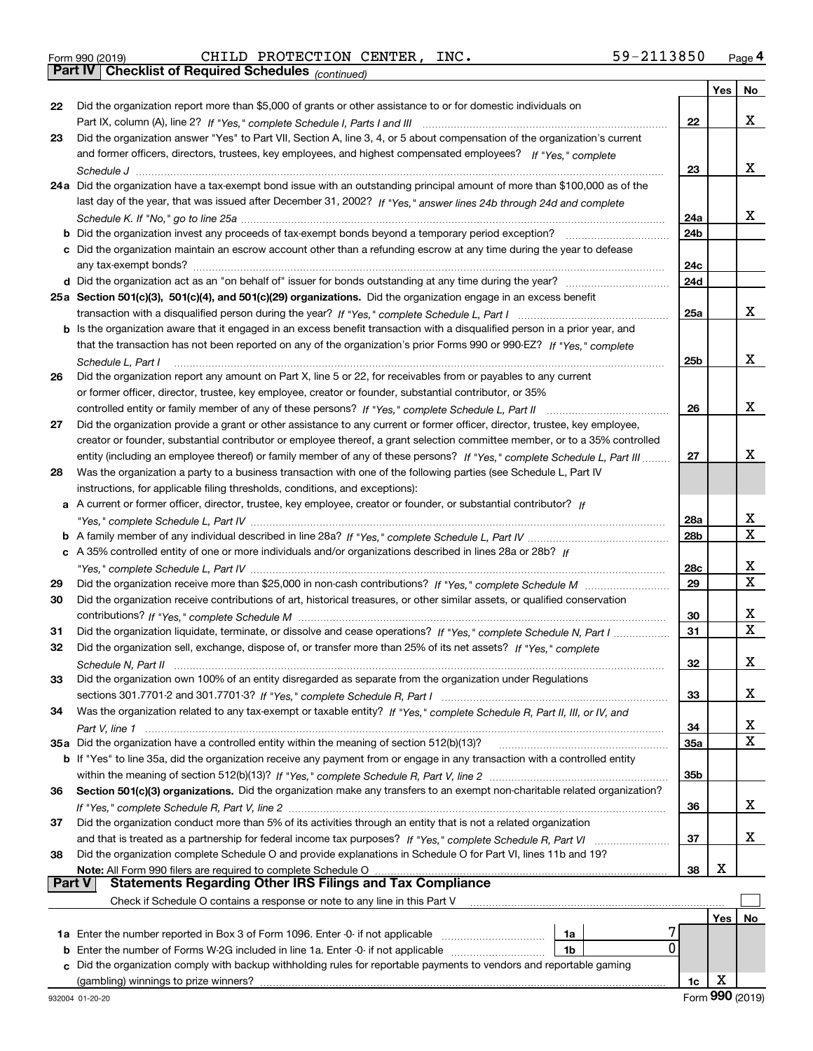Form 990 (2019) CHILD PROTECTION CENTER, INC. 59-2113850 Page 4

## Part IV Checklist of Required Schedules *(continued)*

| | | | Yes | No |
|---|---|---|---|---|
| 22 | Did the organization report more than $5,000 of grants or other assistance to or for domestic individuals on Part IX, column (A), line 2? *If "Yes," complete Schedule I, Parts I and III* | 22 | | X |
| 23 | Did the organization answer "Yes" to Part VII, Section A, line 3, 4, or 5 about compensation of the organization's current and former officers, directors, trustees, key employees, and highest compensated employees? *If "Yes," complete Schedule J* | 23 | | X |
| 24a | Did the organization have a tax-exempt bond issue with an outstanding principal amount of more than $100,000 as of the last day of the year, that was issued after December 31, 2002? *If "Yes," answer lines 24b through 24d and complete Schedule K. If "No," go to line 25a* | 24a | | X |
| b | Did the organization invest any proceeds of tax-exempt bonds beyond a temporary period exception? | 24b | | |
| c | Did the organization maintain an escrow account other than a refunding escrow at any time during the year to defease any tax-exempt bonds? | 24c | | |
| d | Did the organization act as an "on behalf of" issuer for bonds outstanding at any time during the year? | 24d | | |
| 25a | **Section 501(c)(3), 501(c)(4), and 501(c)(29) organizations.** Did the organization engage in an excess benefit transaction with a disqualified person during the year? *If "Yes," complete Schedule L, Part I* | 25a | | X |
| b | Is the organization aware that it engaged in an excess benefit transaction with a disqualified person in a prior year, and that the transaction has not been reported on any of the organization's prior Forms 990 or 990-EZ? *If "Yes," complete Schedule L, Part I* | 25b | | X |
| 26 | Did the organization report any amount on Part X, line 5 or 22, for receivables from or payables to any current or former officer, director, trustee, key employee, creator or founder, substantial contributor, or 35% controlled entity or family member of any of these persons? *If "Yes," complete Schedule L, Part II* | 26 | | X |
| 27 | Did the organization provide a grant or other assistance to any current or former officer, director, trustee, key employee, creator or founder, substantial contributor or employee thereof, a grant selection committee member, or to a 35% controlled entity (including an employee thereof) or family member of any of these persons? *If "Yes," complete Schedule L, Part III* | 27 | | X |
| 28 | Was the organization a party to a business transaction with one of the following parties (see Schedule L, Part IV instructions, for applicable filing thresholds, conditions, and exceptions): | | | |
| a | A current or former officer, director, trustee, key employee, creator or founder, or substantial contributor? *If "Yes," complete Schedule L, Part IV* | 28a | | X |
| b | A family member of any individual described in line 28a? *If "Yes," complete Schedule L, Part IV* | 28b | | X |
| c | A 35% controlled entity of one or more individuals and/or organizations described in lines 28a or 28b? *If "Yes," complete Schedule L, Part IV* | 28c | | X |
| 29 | Did the organization receive more than $25,000 in non-cash contributions? *If "Yes," complete Schedule M* | 29 | | X |
| 30 | Did the organization receive contributions of art, historical treasures, or other similar assets, or qualified conservation contributions? *If "Yes," complete Schedule M* | 30 | | X |
| 31 | Did the organization liquidate, terminate, or dissolve and cease operations? *If "Yes," complete Schedule N, Part I* | 31 | | X |
| 32 | Did the organization sell, exchange, dispose of, or transfer more than 25% of its net assets? *If "Yes," complete Schedule N, Part II* | 32 | | X |
| 33 | Did the organization own 100% of an entity disregarded as separate from the organization under Regulations sections 301.7701-2 and 301.7701-3? *If "Yes," complete Schedule R, Part I* | 33 | | X |
| 34 | Was the organization related to any tax-exempt or taxable entity? *If "Yes," complete Schedule R, Part II, III, or IV, and Part V, line 1* | 34 | | X |
| 35a | Did the organization have a controlled entity within the meaning of section 512(b)(13)? | 35a | | X |
| b | If "Yes" to line 35a, did the organization receive any payment from or engage in any transaction with a controlled entity within the meaning of section 512(b)(13)? *If "Yes," complete Schedule R, Part V, line 2* | 35b | | |
| 36 | **Section 501(c)(3) organizations.** Did the organization make any transfers to an exempt non-charitable related organization? *If "Yes," complete Schedule R, Part V, line 2* | 36 | | X |
| 37 | Did the organization conduct more than 5% of its activities through an entity that is not a related organization and that is treated as a partnership for federal income tax purposes? *If "Yes," complete Schedule R, Part VI* | 37 | | X |
| 38 | Did the organization complete Schedule O and provide explanations in Schedule O for Part VI, lines 11b and 19? **Note:** All Form 990 filers are required to complete Schedule O | 38 | X | |

## Part V Statements Regarding Other IRS Filings and Tax Compliance

Check if Schedule O contains a response or note to any line in this Part V ☐

| | | | | | Yes | No |
|---|---|---|---|---|---|---|
| 1a | Enter the number reported in Box 3 of Form 1096. Enter -0- if not applicable | 1a | 7 | | | |
| b | Enter the number of Forms W-2G included in line 1a. Enter -0- if not applicable | 1b | 0 | | | |
| c | Did the organization comply with backup withholding rules for reportable payments to vendors and reportable gaming (gambling) winnings to prize winners? | | | 1c | X | |

932004 01-20-20 Form **990** (2019)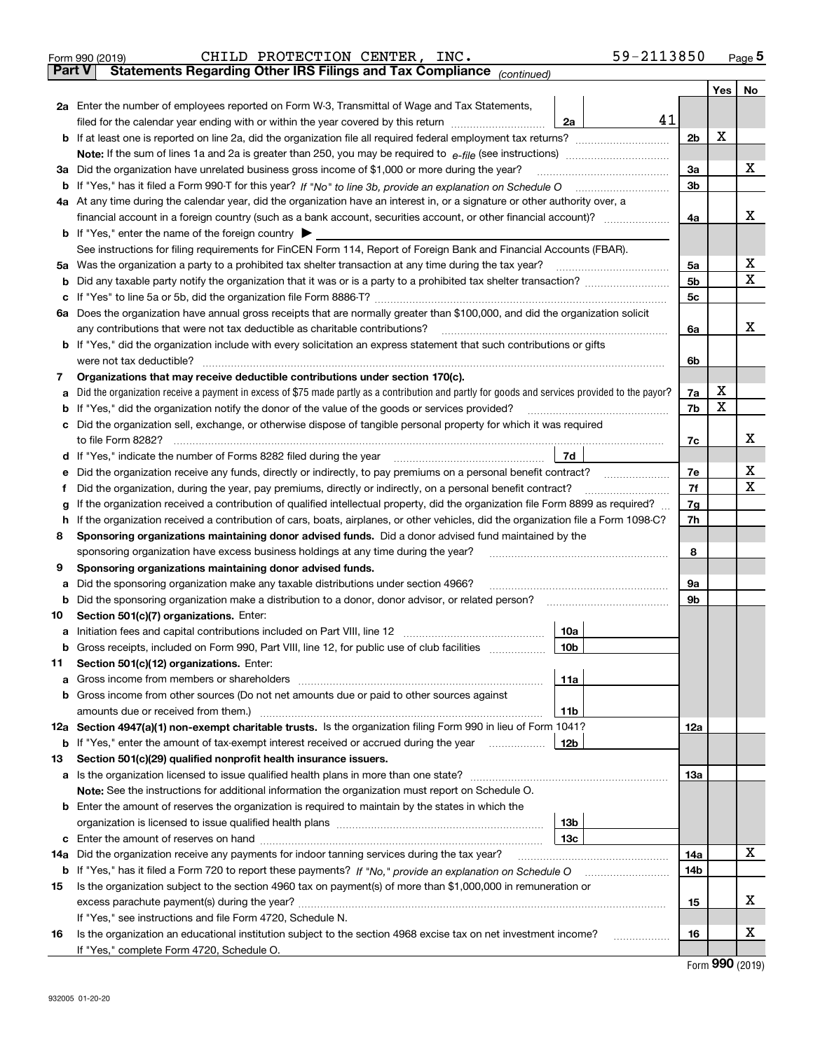Form 990 (2019) CHILD PROTECTION CENTER, INC. 59-2113850 Page 5

**Part V Statements Regarding Other IRS Filings and Tax Compliance** *(continued)*

| | | | | | Yes | No |
|---|---|---|---|---|---|---|
| **2a** | Enter the number of employees reported on Form W-3, Transmittal of Wage and Tax Statements, filed for the calendar year ending with or within the year covered by this return | 2a | 41 | | | |
| **b** | If at least one is reported on line 2a, did the organization file all required federal employment tax returns? | | | 2b | X | |
| | **Note:** If the sum of lines 1a and 2a is greater than 250, you may be required to *e-file* (see instructions) | | | | | |
| **3a** | Did the organization have unrelated business gross income of $1,000 or more during the year? | | | 3a | | X |
| **b** | If "Yes," has it filed a Form 990-T for this year? *If "No" to line 3b, provide an explanation on Schedule O* | | | 3b | | |
| **4a** | At any time during the calendar year, did the organization have an interest in, or a signature or other authority over, a financial account in a foreign country (such as a bank account, securities account, or other financial account)? | | | 4a | | X |
| **b** | If "Yes," enter the name of the foreign country ▶ | | | | | |
| | See instructions for filing requirements for FinCEN Form 114, Report of Foreign Bank and Financial Accounts (FBAR). | | | | | |
| **5a** | Was the organization a party to a prohibited tax shelter transaction at any time during the tax year? | | | 5a | | X |
| **b** | Did any taxable party notify the organization that it was or is a party to a prohibited tax shelter transaction? | | | 5b | | X |
| **c** | If "Yes" to line 5a or 5b, did the organization file Form 8886-T? | | | 5c | | |
| **6a** | Does the organization have annual gross receipts that are normally greater than $100,000, and did the organization solicit any contributions that were not tax deductible as charitable contributions? | | | 6a | | X |
| **b** | If "Yes," did the organization include with every solicitation an express statement that such contributions or gifts were not tax deductible? | | | 6b | | |
| **7** | **Organizations that may receive deductible contributions under section 170(c).** | | | | | |
| **a** | Did the organization receive a payment in excess of $75 made partly as a contribution and partly for goods and services provided to the payor? | | | 7a | X | |
| **b** | If "Yes," did the organization notify the donor of the value of the goods or services provided? | | | 7b | X | |
| **c** | Did the organization sell, exchange, or otherwise dispose of tangible personal property for which it was required to file Form 8282? | | | 7c | | X |
| **d** | If "Yes," indicate the number of Forms 8282 filed during the year | 7d | | | | |
| **e** | Did the organization receive any funds, directly or indirectly, to pay premiums on a personal benefit contract? | | | 7e | | X |
| **f** | Did the organization, during the year, pay premiums, directly or indirectly, on a personal benefit contract? | | | 7f | | X |
| **g** | If the organization received a contribution of qualified intellectual property, did the organization file Form 8899 as required? | | | 7g | | |
| **h** | If the organization received a contribution of cars, boats, airplanes, or other vehicles, did the organization file a Form 1098-C? | | | 7h | | |
| **8** | **Sponsoring organizations maintaining donor advised funds.** Did a donor advised fund maintained by the sponsoring organization have excess business holdings at any time during the year? | | | 8 | | |
| **9** | **Sponsoring organizations maintaining donor advised funds.** | | | | | |
| **a** | Did the sponsoring organization make any taxable distributions under section 4966? | | | 9a | | |
| **b** | Did the sponsoring organization make a distribution to a donor, donor advisor, or related person? | | | 9b | | |
| **10** | **Section 501(c)(7) organizations.** Enter: | | | | | |
| **a** | Initiation fees and capital contributions included on Part VIII, line 12 | 10a | | | | |
| **b** | Gross receipts, included on Form 990, Part VIII, line 12, for public use of club facilities | 10b | | | | |
| **11** | **Section 501(c)(12) organizations.** Enter: | | | | | |
| **a** | Gross income from members or shareholders | 11a | | | | |
| **b** | Gross income from other sources (Do not net amounts due or paid to other sources against amounts due or received from them.) | 11b | | | | |
| **12a** | **Section 4947(a)(1) non-exempt charitable trusts.** Is the organization filing Form 990 in lieu of Form 1041? | | | 12a | | |
| **b** | If "Yes," enter the amount of tax-exempt interest received or accrued during the year | 12b | | | | |
| **13** | **Section 501(c)(29) qualified nonprofit health insurance issuers.** | | | | | |
| **a** | Is the organization licensed to issue qualified health plans in more than one state? | | | 13a | | |
| | **Note:** See the instructions for additional information the organization must report on Schedule O. | | | | | |
| **b** | Enter the amount of reserves the organization is required to maintain by the states in which the organization is licensed to issue qualified health plans | 13b | | | | |
| **c** | Enter the amount of reserves on hand | 13c | | | | |
| **14a** | Did the organization receive any payments for indoor tanning services during the tax year? | | | 14a | | X |
| **b** | If "Yes," has it filed a Form 720 to report these payments? *If "No," provide an explanation on Schedule O* | | | 14b | | |
| **15** | Is the organization subject to the section 4960 tax on payment(s) of more than $1,000,000 in remuneration or excess parachute payment(s) during the year? | | | 15 | | X |
| | If "Yes," see instructions and file Form 4720, Schedule N. | | | | | |
| **16** | Is the organization an educational institution subject to the section 4968 excise tax on net investment income? | | | 16 | | X |
| | If "Yes," complete Form 4720, Schedule O. | | | | | |

Form **990** (2019)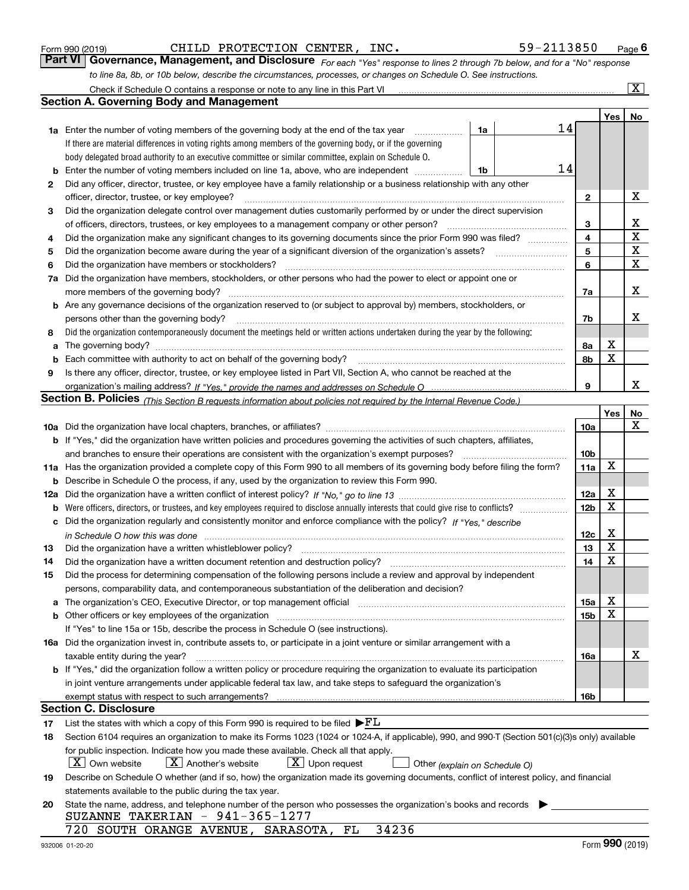Form 990 (2019) CHILD PROTECTION CENTER, INC. 59-2113850 Page 6

## Part VI Governance, Management, and Disclosure

*For each "Yes" response to lines 2 through 7b below, and for a "No" response to line 8a, 8b, or 10b below, describe the circumstances, processes, or changes on Schedule O. See instructions.*

Check if Schedule O contains a response or note to any line in this Part VI ... [X]

### Section A. Governing Body and Management

| | | | | Yes | No |
|---|---|---|---|---|---|
| **1a** | Enter the number of voting members of the governing body at the end of the tax year (1a) | 14 | | | |
| | If there are material differences in voting rights among members of the governing body, or if the governing body delegated broad authority to an executive committee or similar committee, explain on Schedule O. | | | | |
| **b** | Enter the number of voting members included on line 1a, above, who are independent (1b) | 14 | | | |
| **2** | Did any officer, director, trustee, or key employee have a family relationship or a business relationship with any other officer, director, trustee, or key employee? | | 2 | | X |
| **3** | Did the organization delegate control over management duties customarily performed by or under the direct supervision of officers, directors, trustees, or key employees to a management company or other person? | | 3 | | X |
| **4** | Did the organization make any significant changes to its governing documents since the prior Form 990 was filed? | | 4 | | X |
| **5** | Did the organization become aware during the year of a significant diversion of the organization's assets? | | 5 | | X |
| **6** | Did the organization have members or stockholders? | | 6 | | X |
| **7a** | Did the organization have members, stockholders, or other persons who had the power to elect or appoint one or more members of the governing body? | | 7a | | X |
| **b** | Are any governance decisions of the organization reserved to (or subject to approval by) members, stockholders, or persons other than the governing body? | | 7b | | X |
| **8** | Did the organization contemporaneously document the meetings held or written actions undertaken during the year by the following: | | | | |
| **a** | The governing body? | | 8a | X | |
| **b** | Each committee with authority to act on behalf of the governing body? | | 8b | X | |
| **9** | Is there any officer, director, trustee, or key employee listed in Part VII, Section A, who cannot be reached at the organization's mailing address? *If "Yes," provide the names and addresses on Schedule O* | | 9 | | X |

### Section B. Policies *(This Section B requests information about policies not required by the Internal Revenue Code.)*

| | | | Yes | No |
|---|---|---|---|---|
| **10a** | Did the organization have local chapters, branches, or affiliates? | 10a | | X |
| **b** | If "Yes," did the organization have written policies and procedures governing the activities of such chapters, affiliates, and branches to ensure their operations are consistent with the organization's exempt purposes? | 10b | | |
| **11a** | Has the organization provided a complete copy of this Form 990 to all members of its governing body before filing the form? | 11a | X | |
| **b** | Describe in Schedule O the process, if any, used by the organization to review this Form 990. | | | |
| **12a** | Did the organization have a written conflict of interest policy? *If "No," go to line 13* | 12a | X | |
| **b** | Were officers, directors, or trustees, and key employees required to disclose annually interests that could give rise to conflicts? | 12b | X | |
| **c** | Did the organization regularly and consistently monitor and enforce compliance with the policy? *If "Yes," describe in Schedule O how this was done* | 12c | X | |
| **13** | Did the organization have a written whistleblower policy? | 13 | X | |
| **14** | Did the organization have a written document retention and destruction policy? | 14 | X | |
| **15** | Did the process for determining compensation of the following persons include a review and approval by independent persons, comparability data, and contemporaneous substantiation of the deliberation and decision? | | | |
| **a** | The organization's CEO, Executive Director, or top management official | 15a | X | |
| **b** | Other officers or key employees of the organization | 15b | X | |
| | If "Yes" to line 15a or 15b, describe the process in Schedule O (see instructions). | | | |
| **16a** | Did the organization invest in, contribute assets to, or participate in a joint venture or similar arrangement with a taxable entity during the year? | 16a | | X |
| **b** | If "Yes," did the organization follow a written policy or procedure requiring the organization to evaluate its participation in joint venture arrangements under applicable federal tax law, and take steps to safeguard the organization's exempt status with respect to such arrangements? | 16b | | |

### Section C. Disclosure

**17** List the states with which a copy of this Form 990 is required to be filed ▶FL

**18** Section 6104 requires an organization to make its Forms 1023 (1024 or 1024-A, if applicable), 990, and 990-T (Section 501(c)(3)s only) available for public inspection. Indicate how you made these available. Check all that apply.

[X] Own website [X] Another's website [X] Upon request [ ] Other *(explain on Schedule O)*

**19** Describe on Schedule O whether (and if so, how) the organization made its governing documents, conflict of interest policy, and financial statements available to the public during the tax year.

**20** State the name, address, and telephone number of the person who possesses the organization's books and records ▶

SUZANNE TAKERIAN - 941-365-1277
720 SOUTH ORANGE AVENUE, SARASOTA, FL 34236

932006 01-20-20 Form **990** (2019)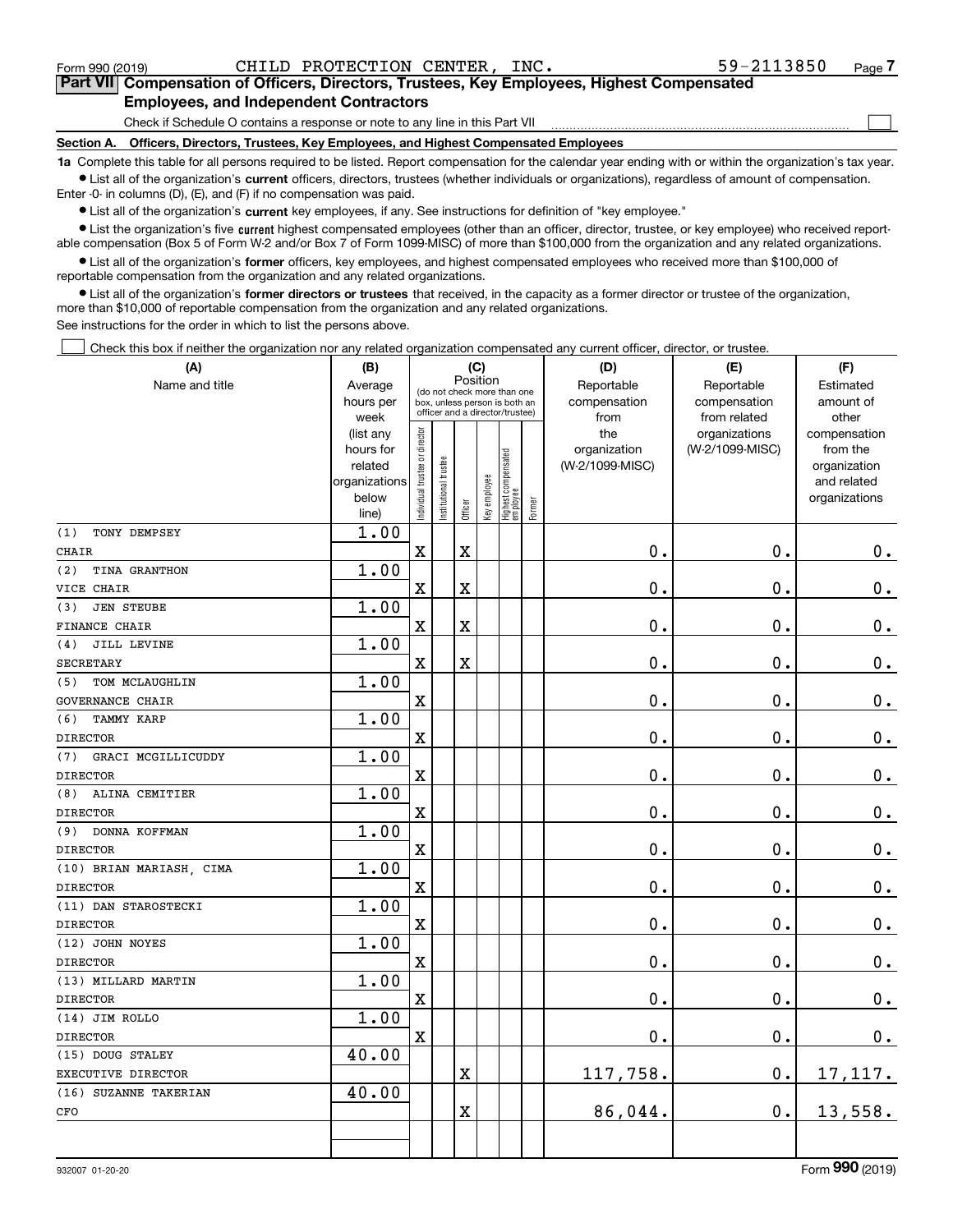Form 990 (2019) CHILD PROTECTION CENTER, INC. 59-2113850 Page 7

## Part VII Compensation of Officers, Directors, Trustees, Key Employees, Highest Compensated Employees, and Independent Contractors

Check if Schedule O contains a response or note to any line in this Part VII ☐

### Section A. Officers, Directors, Trustees, Key Employees, and Highest Compensated Employees

**1a** Complete this table for all persons required to be listed. Report compensation for the calendar year ending with or within the organization's tax year.

- List all of the organization's **current** officers, directors, trustees (whether individuals or organizations), regardless of amount of compensation. Enter -0- in columns (D), (E), and (F) if no compensation was paid.
- List all of the organization's **current** key employees, if any. See instructions for definition of "key employee."
- List the organization's five **current** highest compensated employees (other than an officer, director, trustee, or key employee) who received reportable compensation (Box 5 of Form W-2 and/or Box 7 of Form 1099-MISC) of more than $100,000 from the organization and any related organizations.
- List all of the organization's **former** officers, key employees, and highest compensated employees who received more than $100,000 of reportable compensation from the organization and any related organizations.
- List all of the organization's **former directors or trustees** that received, in the capacity as a former director or trustee of the organization, more than $10,000 of reportable compensation from the organization and any related organizations.

See instructions for the order in which to list the persons above.

☐ Check this box if neither the organization nor any related organization compensated any current officer, director, or trustee.

| (A) Name and title | (B) Average hours per week (list any hours for related organizations below line) | (C) Position: Individual trustee or director | Institutional trustee | Officer | Key employee | Highest compensated employee | Former | (D) Reportable compensation from the organization (W-2/1099-MISC) | (E) Reportable compensation from related organizations (W-2/1099-MISC) | (F) Estimated amount of other compensation from the organization and related organizations |
|---|---|---|---|---|---|---|---|---|---|---|
| (1) TONY DEMPSEY<br>CHAIR | 1.00 | X | | X | | | | 0. | 0. | 0. |
| (2) TINA GRANTHON<br>VICE CHAIR | 1.00 | X | | X | | | | 0. | 0. | 0. |
| (3) JEN STEUBE<br>FINANCE CHAIR | 1.00 | X | | X | | | | 0. | 0. | 0. |
| (4) JILL LEVINE<br>SECRETARY | 1.00 | X | | X | | | | 0. | 0. | 0. |
| (5) TOM MCLAUGHLIN<br>GOVERNANCE CHAIR | 1.00 | X | | | | | | 0. | 0. | 0. |
| (6) TAMMY KARP<br>DIRECTOR | 1.00 | X | | | | | | 0. | 0. | 0. |
| (7) GRACI MCGILLICUDDY<br>DIRECTOR | 1.00 | X | | | | | | 0. | 0. | 0. |
| (8) ALINA CEMITIER<br>DIRECTOR | 1.00 | X | | | | | | 0. | 0. | 0. |
| (9) DONNA KOFFMAN<br>DIRECTOR | 1.00 | X | | | | | | 0. | 0. | 0. |
| (10) BRIAN MARIASH, CIMA<br>DIRECTOR | 1.00 | X | | | | | | 0. | 0. | 0. |
| (11) DAN STAROSTECKI<br>DIRECTOR | 1.00 | X | | | | | | 0. | 0. | 0. |
| (12) JOHN NOYES<br>DIRECTOR | 1.00 | X | | | | | | 0. | 0. | 0. |
| (13) MILLARD MARTIN<br>DIRECTOR | 1.00 | X | | | | | | 0. | 0. | 0. |
| (14) JIM ROLLO<br>DIRECTOR | 1.00 | X | | | | | | 0. | 0. | 0. |
| (15) DOUG STALEY<br>EXECUTIVE DIRECTOR | 40.00 | | | X | | | | 117,758. | 0. | 17,117. |
| (16) SUZANNE TAKERIAN<br>CFO | 40.00 | | | X | | | | 86,044. | 0. | 13,558. |
| | | | | | | | | | | |

932007 01-20-20 Form 990 (2019)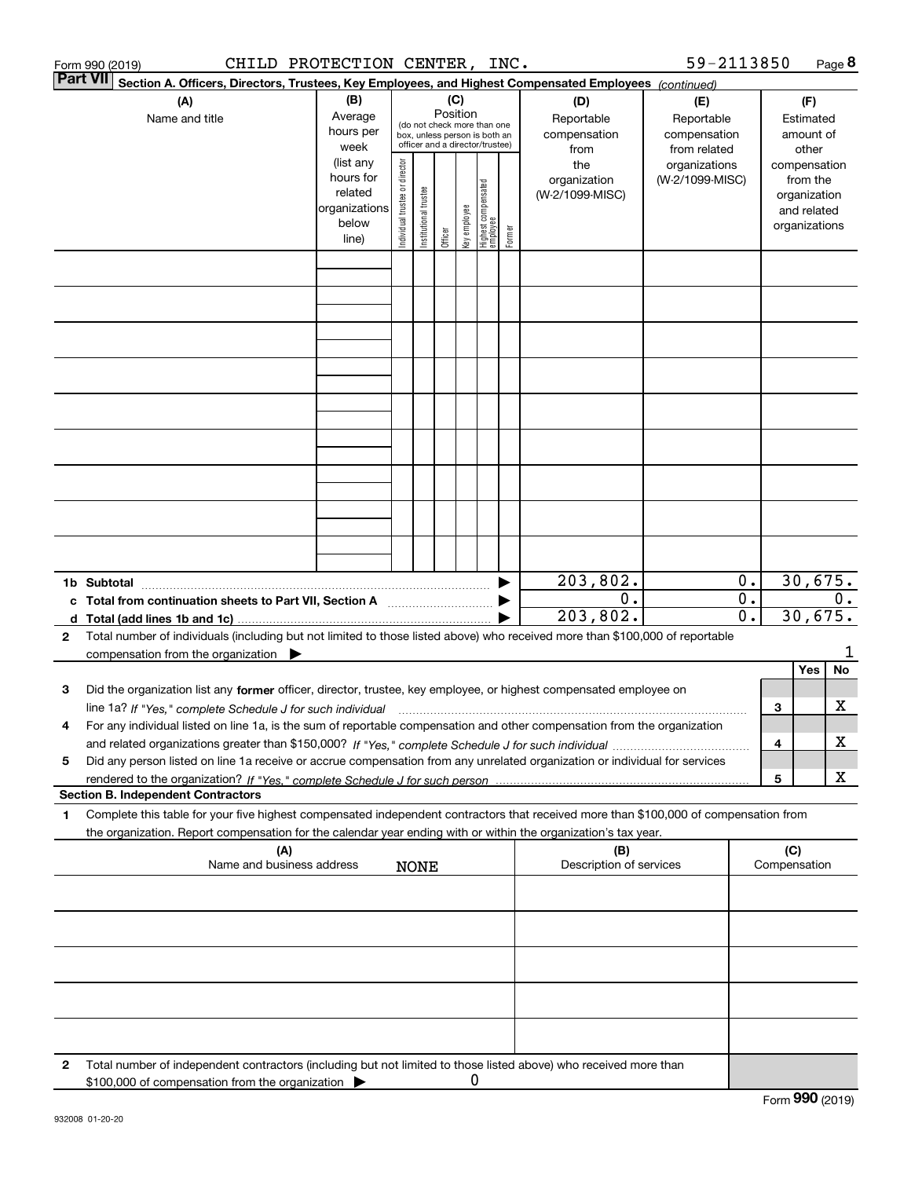Form 990 (2019) CHILD PROTECTION CENTER, INC. 59-2113850 Page 8

**Part VII** Section A. Officers, Directors, Trustees, Key Employees, and Highest Compensated Employees *(continued)*

| (A) Name and title | (B) Average hours per week (list any hours for related organizations below line) | (C) Position (do not check more than one box, unless person is both an officer and a director/trustee) Individual trustee or director | Institutional trustee | Officer | Key employee | Highest compensated employee | Former | (D) Reportable compensation from the organization (W-2/1099-MISC) | (E) Reportable compensation from related organizations (W-2/1099-MISC) | (F) Estimated amount of other compensation from the organization and related organizations |
|---|---|---|---|---|---|---|---|---|---|---|
| | | | | | | | | | | |
| | | | | | | | | | | |
| | | | | | | | | | | |
| | | | | | | | | | | |
| | | | | | | | | | | |
| | | | | | | | | | | |
| | | | | | | | | | | |
| | | | | | | | | | | |
| | | | | | | | | | | |
| **1b Subtotal** | | | | | | | ▶ | 203,802. | 0. | 30,675. |
| **c Total from continuation sheets to Part VII, Section A** | | | | | | | ▶ | 0. | 0. | 0. |
| **d Total (add lines 1b and 1c)** | | | | | | | ▶ | 203,802. | 0. | 30,675. |

**2** Total number of individuals (including but not limited to those listed above) who received more than $100,000 of reportable compensation from the organization ▶ 1

| | | Yes | No |
|---|---|---|---|
| **3** Did the organization list any **former** officer, director, trustee, key employee, or highest compensated employee on line 1a? *If "Yes," complete Schedule J for such individual* | 3 | | X |
| **4** For any individual listed on line 1a, is the sum of reportable compensation and other compensation from the organization and related organizations greater than $150,000? *If "Yes," complete Schedule J for such individual* | 4 | | X |
| **5** Did any person listed on line 1a receive or accrue compensation from any unrelated organization or individual for services rendered to the organization? *If "Yes," complete Schedule J for such person* | 5 | | X |

**Section B. Independent Contractors**

**1** Complete this table for your five highest compensated independent contractors that received more than $100,000 of compensation from the organization. Report compensation for the calendar year ending with or within the organization's tax year.

| (A) Name and business address NONE | (B) Description of services | (C) Compensation |
|---|---|---|
| | | |
| | | |
| | | |
| | | |
| | | |

**2** Total number of independent contractors (including but not limited to those listed above) who received more than $100,000 of compensation from the organization ▶ 0

Form **990** (2019)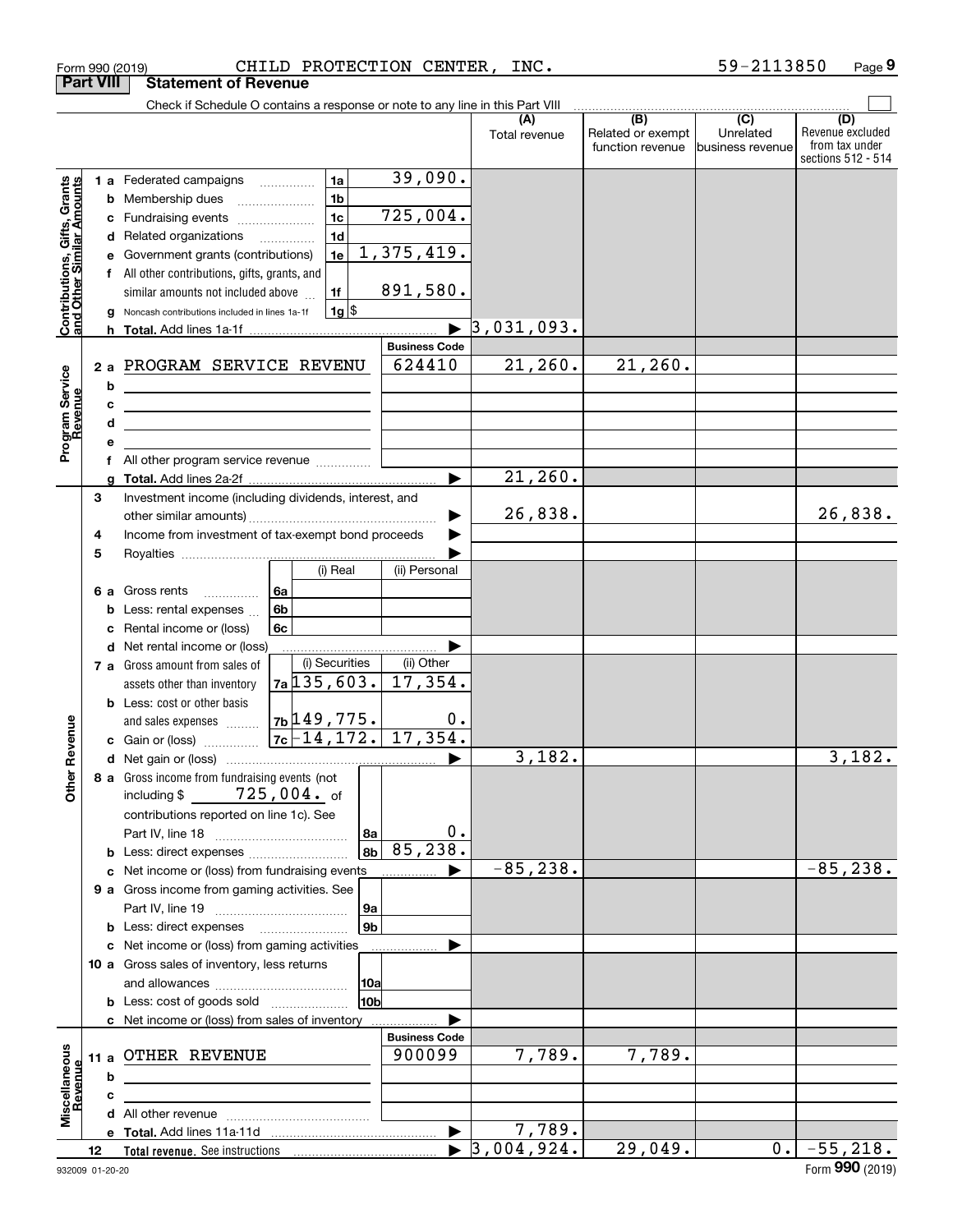Form 990 (2019) CHILD PROTECTION CENTER, INC. 59-2113850 Page **9**

**Part VIII Statement of Revenue**

Check if Schedule O contains a response or note to any line in this Part VIII

| | | | | (A) Total revenue | (B) Related or exempt function revenue | (C) Unrelated business revenue | (D) Revenue excluded from tax under sections 512 - 514 |
|---|---|---|---|---|---|---|---|
| **Contributions, Gifts, Grants and Other Similar Amounts** | 1 a Federated campaigns | 1a | 39,090. | | | | |
| | b Membership dues | 1b | | | | | |
| | c Fundraising events | 1c | 725,004. | | | | |
| | d Related organizations | 1d | | | | | |
| | e Government grants (contributions) | 1e | 1,375,419. | | | | |
| | f All other contributions, gifts, grants, and similar amounts not included above | 1f | 891,580. | | | | |
| | g Noncash contributions included in lines 1a-1f | 1g | $ | | | | |
| | h **Total.** Add lines 1a-1f | | ▶ | 3,031,093. | | | |
| **Program Service Revenue** | | | **Business Code** | | | | |
| | 2 a PROGRAM SERVICE REVENU | | 624410 | 21,260. | 21,260. | | |
| | b | | | | | | |
| | c | | | | | | |
| | d | | | | | | |
| | e | | | | | | |
| | f All other program service revenue | | | | | | |
| | g **Total.** Add lines 2a-2f | | ▶ | 21,260. | | | |
| **Other Revenue** | 3 Investment income (including dividends, interest, and other similar amounts) | | ▶ | 26,838. | | | 26,838. |
| | 4 Income from investment of tax-exempt bond proceeds | | ▶ | | | | |
| | 5 Royalties | | ▶ | | | | |
| | | (i) Real | (ii) Personal | | | | |
| | 6 a Gross rents (6a) | | | | | | |
| | b Less: rental expenses (6b) | | | | | | |
| | c Rental income or (loss) (6c) | | | | | | |
| | d Net rental income or (loss) | | ▶ | | | | |
| | | (i) Securities | (ii) Other | | | | |
| | 7 a Gross amount from sales of assets other than inventory (7a) | 135,603. | 17,354. | | | | |
| | b Less: cost or other basis and sales expenses (7b) | 149,775. | 0. | | | | |
| | c Gain or (loss) (7c) | -14,172. | 17,354. | | | | |
| | d Net gain or (loss) | | ▶ | 3,182. | | | 3,182. |
| | 8 a Gross income from fundraising events (not including $ 725,004. of contributions reported on line 1c). See Part IV, line 18 | 8a | 0. | | | | |
| | b Less: direct expenses | 8b | 85,238. | | | | |
| | c Net income or (loss) from fundraising events | | ▶ | -85,238. | | | -85,238. |
| | 9 a Gross income from gaming activities. See Part IV, line 19 | 9a | | | | | |
| | b Less: direct expenses | 9b | | | | | |
| | c Net income or (loss) from gaming activities | | ▶ | | | | |
| | 10 a Gross sales of inventory, less returns and allowances | 10a | | | | | |
| | b Less: cost of goods sold | 10b | | | | | |
| | c Net income or (loss) from sales of inventory | | ▶ | | | | |
| **Miscellaneous Revenue** | | | **Business Code** | | | | |
| | 11 a OTHER REVENUE | | 900099 | 7,789. | 7,789. | | |
| | b | | | | | | |
| | c | | | | | | |
| | d All other revenue | | | | | | |
| | e **Total.** Add lines 11a-11d | | ▶ | 7,789. | | | |
| | 12 **Total revenue.** See instructions | | ▶ | 3,004,924. | 29,049. | 0. | -55,218. |

932009 01-20-20 Form **990** (2019)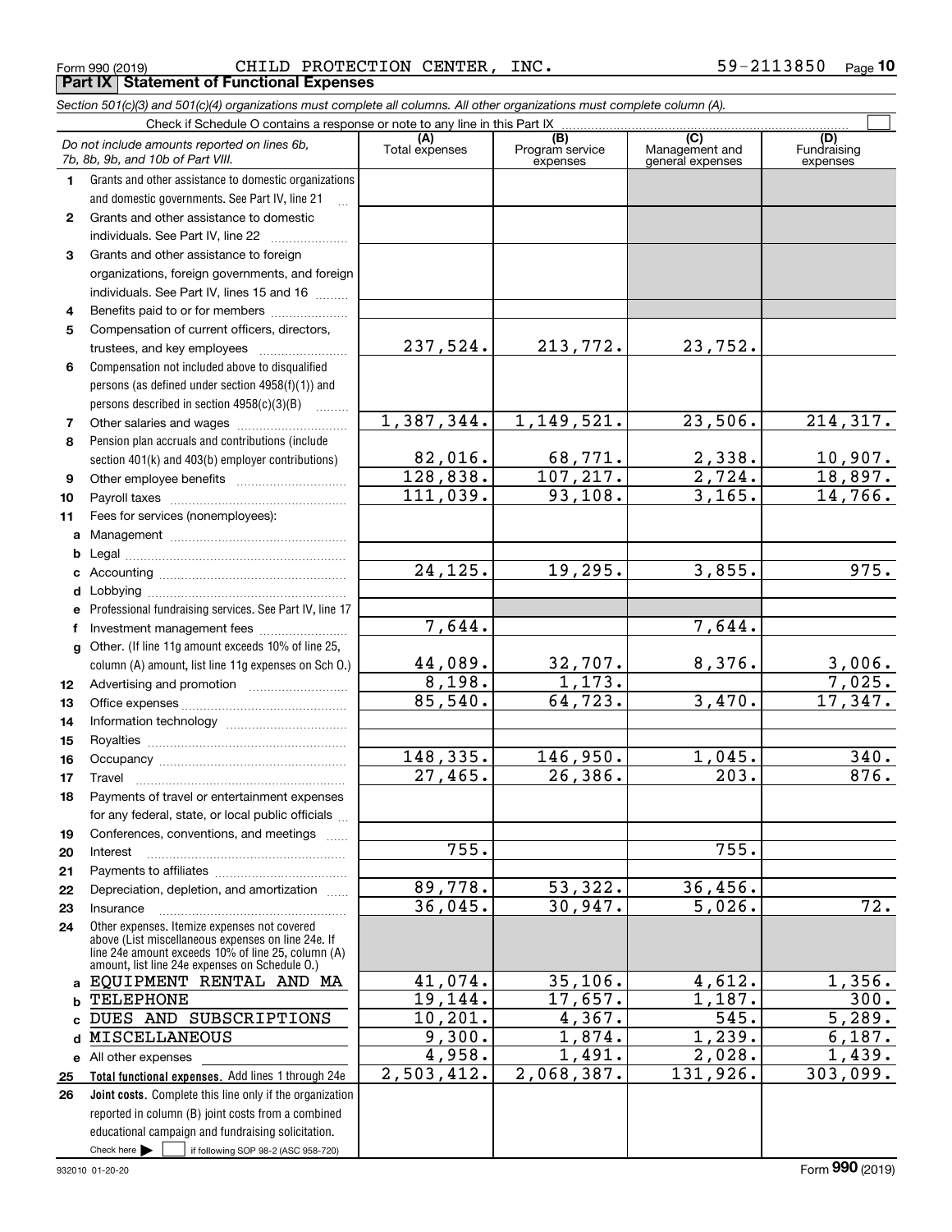Form 990 (2019) CHILD PROTECTION CENTER, INC. 59-2113850 Page 10

## Part IX Statement of Functional Expenses

*Section 501(c)(3) and 501(c)(4) organizations must complete all columns. All other organizations must complete column (A).*

Check if Schedule O contains a response or note to any line in this Part IX

| | *Do not include amounts reported on lines 6b, 7b, 8b, 9b, and 10b of Part VIII.* | (A) Total expenses | (B) Program service expenses | (C) Management and general expenses | (D) Fundraising expenses |
|---|---|---|---|---|---|
| 1 | Grants and other assistance to domestic organizations and domestic governments. See Part IV, line 21 | | | | |
| 2 | Grants and other assistance to domestic individuals. See Part IV, line 22 | | | | |
| 3 | Grants and other assistance to foreign organizations, foreign governments, and foreign individuals. See Part IV, lines 15 and 16 | | | | |
| 4 | Benefits paid to or for members | | | | |
| 5 | Compensation of current officers, directors, trustees, and key employees | 237,524. | 213,772. | 23,752. | |
| 6 | Compensation not included above to disqualified persons (as defined under section 4958(f)(1)) and persons described in section 4958(c)(3)(B) | | | | |
| 7 | Other salaries and wages | 1,387,344. | 1,149,521. | 23,506. | 214,317. |
| 8 | Pension plan accruals and contributions (include section 401(k) and 403(b) employer contributions) | 82,016. | 68,771. | 2,338. | 10,907. |
| 9 | Other employee benefits | 128,838. | 107,217. | 2,724. | 18,897. |
| 10 | Payroll taxes | 111,039. | 93,108. | 3,165. | 14,766. |
| 11 | Fees for services (nonemployees): | | | | |
| a | Management | | | | |
| b | Legal | | | | |
| c | Accounting | 24,125. | 19,295. | 3,855. | 975. |
| d | Lobbying | | | | |
| e | Professional fundraising services. See Part IV, line 17 | | | | |
| f | Investment management fees | 7,644. | | 7,644. | |
| g | Other. (If line 11g amount exceeds 10% of line 25, column (A) amount, list line 11g expenses on Sch O.) | 44,089. | 32,707. | 8,376. | 3,006. |
| 12 | Advertising and promotion | 8,198. | 1,173. | | 7,025. |
| 13 | Office expenses | 85,540. | 64,723. | 3,470. | 17,347. |
| 14 | Information technology | | | | |
| 15 | Royalties | | | | |
| 16 | Occupancy | 148,335. | 146,950. | 1,045. | 340. |
| 17 | Travel | 27,465. | 26,386. | 203. | 876. |
| 18 | Payments of travel or entertainment expenses for any federal, state, or local public officials | | | | |
| 19 | Conferences, conventions, and meetings | | | | |
| 20 | Interest | 755. | | 755. | |
| 21 | Payments to affiliates | | | | |
| 22 | Depreciation, depletion, and amortization | 89,778. | 53,322. | 36,456. | |
| 23 | Insurance | 36,045. | 30,947. | 5,026. | 72. |
| 24 | Other expenses. Itemize expenses not covered above (List miscellaneous expenses on line 24e. If line 24e amount exceeds 10% of line 25, column (A) amount, list line 24e expenses on Schedule O.) | | | | |
| a | EQUIPMENT RENTAL AND MA | 41,074. | 35,106. | 4,612. | 1,356. |
| b | TELEPHONE | 19,144. | 17,657. | 1,187. | 300. |
| c | DUES AND SUBSCRIPTIONS | 10,201. | 4,367. | 545. | 5,289. |
| d | MISCELLANEOUS | 9,300. | 1,874. | 1,239. | 6,187. |
| e | All other expenses | 4,958. | 1,491. | 2,028. | 1,439. |
| 25 | **Total functional expenses.** Add lines 1 through 24e | 2,503,412. | 2,068,387. | 131,926. | 303,099. |
| 26 | **Joint costs.** Complete this line only if the organization reported in column (B) joint costs from a combined educational campaign and fundraising solicitation. Check here ☐ if following SOP 98-2 (ASC 958-720) | | | | |

932010 01-20-20 Form **990** (2019)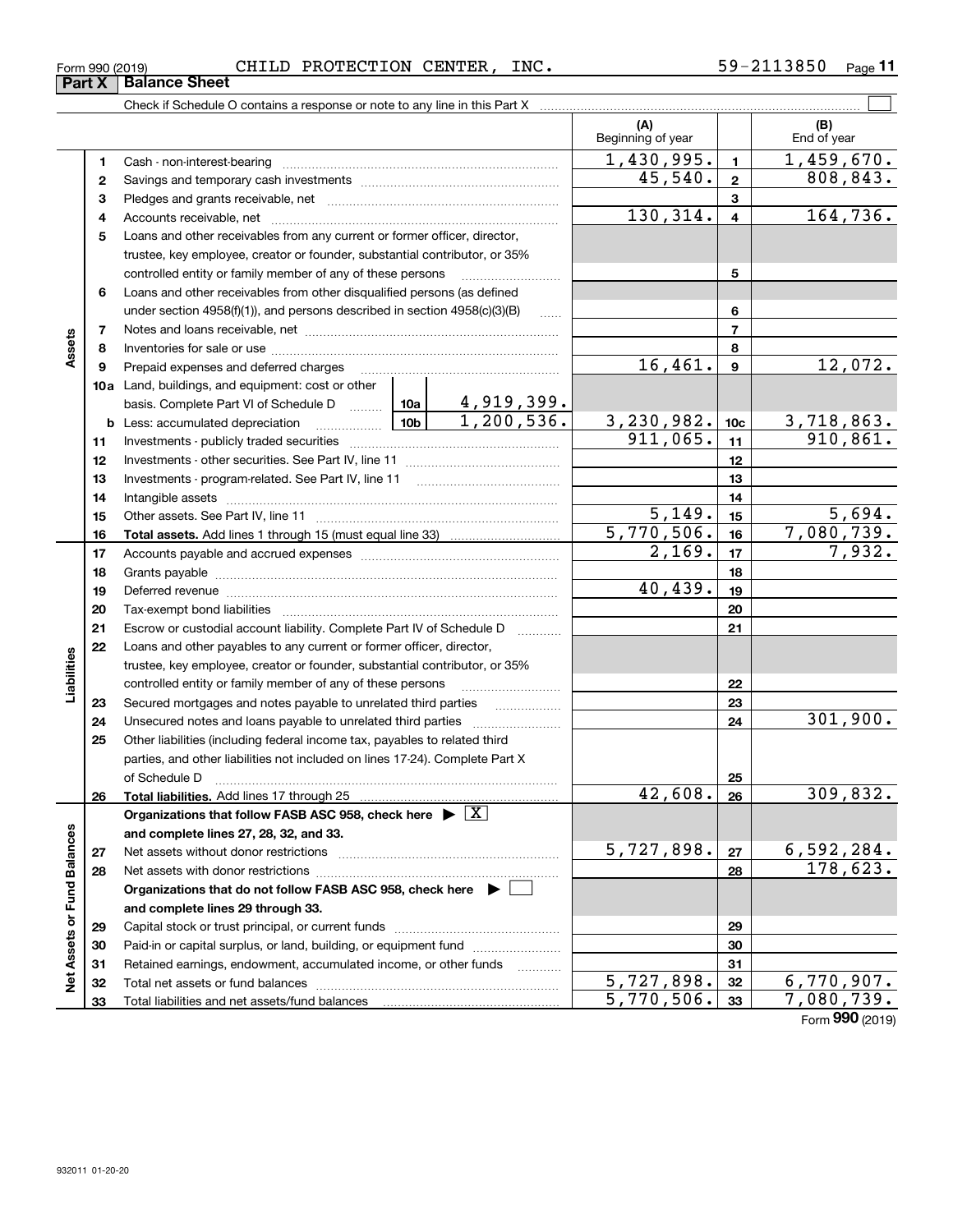Form 990 (2019) CHILD PROTECTION CENTER, INC. 59-2113850

## Part X Balance Sheet

Check if Schedule O contains a response or note to any line in this Part X

| Section | Line | Description | | | (A) Beginning of year | | (B) End of year |
|---|---|---|---|---|---|---|---|
| Assets | 1 | Cash - non-interest-bearing | | | 1,430,995. | 1 | 1,459,670. |
| | 2 | Savings and temporary cash investments | | | 45,540. | 2 | 808,843. |
| | 3 | Pledges and grants receivable, net | | | | 3 | |
| | 4 | Accounts receivable, net | | | 130,314. | 4 | 164,736. |
| | 5 | Loans and other receivables from any current or former officer, director, trustee, key employee, creator or founder, substantial contributor, or 35% controlled entity or family member of any of these persons | | | | 5 | |
| | 6 | Loans and other receivables from other disqualified persons (as defined under section 4958(f)(1)), and persons described in section 4958(c)(3)(B) | | | | 6 | |
| | 7 | Notes and loans receivable, net | | | | 7 | |
| | 8 | Inventories for sale or use | | | | 8 | |
| | 9 | Prepaid expenses and deferred charges | | | 16,461. | 9 | 12,072. |
| | 10a | Land, buildings, and equipment: cost or other basis. Complete Part VI of Schedule D | 10a | 4,919,399. | | | |
| | b | Less: accumulated depreciation | 10b | 1,200,536. | 3,230,982. | 10c | 3,718,863. |
| | 11 | Investments - publicly traded securities | | | 911,065. | 11 | 910,861. |
| | 12 | Investments - other securities. See Part IV, line 11 | | | | 12 | |
| | 13 | Investments - program-related. See Part IV, line 11 | | | | 13 | |
| | 14 | Intangible assets | | | | 14 | |
| | 15 | Other assets. See Part IV, line 11 | | | 5,149. | 15 | 5,694. |
| | 16 | **Total assets.** Add lines 1 through 15 (must equal line 33) | | | 5,770,506. | 16 | 7,080,739. |
| Liabilities | 17 | Accounts payable and accrued expenses | | | 2,169. | 17 | 7,932. |
| | 18 | Grants payable | | | | 18 | |
| | 19 | Deferred revenue | | | 40,439. | 19 | |
| | 20 | Tax-exempt bond liabilities | | | | 20 | |
| | 21 | Escrow or custodial account liability. Complete Part IV of Schedule D | | | | 21 | |
| | 22 | Loans and other payables to any current or former officer, director, trustee, key employee, creator or founder, substantial contributor, or 35% controlled entity or family member of any of these persons | | | | 22 | |
| | 23 | Secured mortgages and notes payable to unrelated third parties | | | | 23 | |
| | 24 | Unsecured notes and loans payable to unrelated third parties | | | | 24 | 301,900. |
| | 25 | Other liabilities (including federal income tax, payables to related third parties, and other liabilities not included on lines 17-24). Complete Part X of Schedule D | | | | 25 | |
| | 26 | **Total liabilities.** Add lines 17 through 25 | | | 42,608. | 26 | 309,832. |
| Net Assets or Fund Balances | | **Organizations that follow FASB ASC 958, check here** ▶ [X] **and complete lines 27, 28, 32, and 33.** | | | | | |
| | 27 | Net assets without donor restrictions | | | 5,727,898. | 27 | 6,592,284. |
| | 28 | Net assets with donor restrictions | | | | 28 | 178,623. |
| | | **Organizations that do not follow FASB ASC 958, check here** ▶ [ ] **and complete lines 29 through 33.** | | | | | |
| | 29 | Capital stock or trust principal, or current funds | | | | 29 | |
| | 30 | Paid-in or capital surplus, or land, building, or equipment fund | | | | 30 | |
| | 31 | Retained earnings, endowment, accumulated income, or other funds | | | | 31 | |
| | 32 | Total net assets or fund balances | | | 5,727,898. | 32 | 6,770,907. |
| | 33 | Total liabilities and net assets/fund balances | | | 5,770,506. | 33 | 7,080,739. |

Form **990** (2019)

932011 01-20-20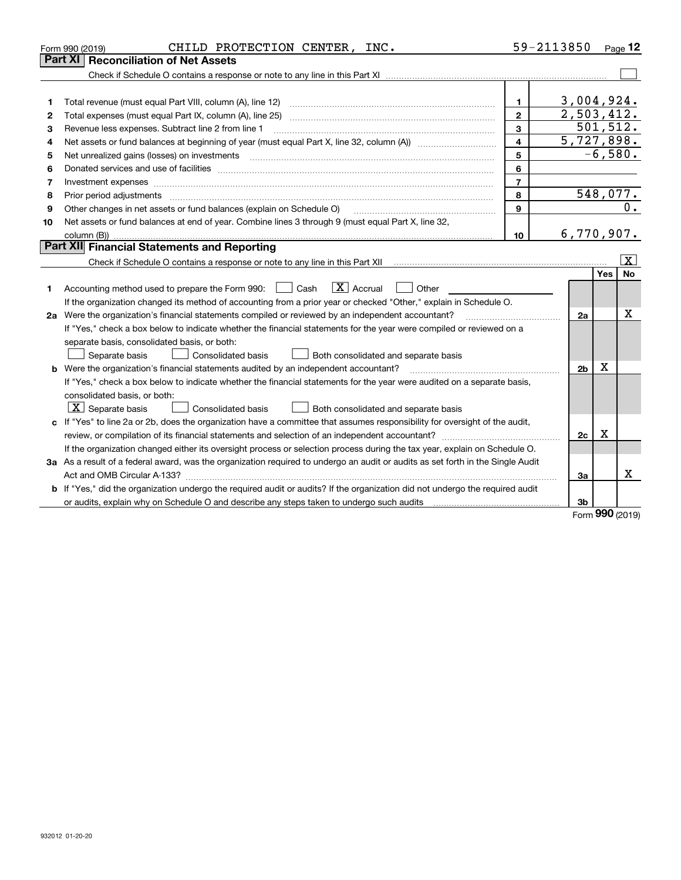Form 990 (2019) CHILD PROTECTION CENTER, INC. 59-2113850 Page 12

## Part XI Reconciliation of Net Assets

Check if Schedule O contains a response or note to any line in this Part XI ☐

| | | | |
|---|---|---|---|
| 1 | Total revenue (must equal Part VIII, column (A), line 12) | 1 | 3,004,924. |
| 2 | Total expenses (must equal Part IX, column (A), line 25) | 2 | 2,503,412. |
| 3 | Revenue less expenses. Subtract line 2 from line 1 | 3 | 501,512. |
| 4 | Net assets or fund balances at beginning of year (must equal Part X, line 32, column (A)) | 4 | 5,727,898. |
| 5 | Net unrealized gains (losses) on investments | 5 | -6,580. |
| 6 | Donated services and use of facilities | 6 | |
| 7 | Investment expenses | 7 | |
| 8 | Prior period adjustments | 8 | 548,077. |
| 9 | Other changes in net assets or fund balances (explain on Schedule O) | 9 | 0. |
| 10 | Net assets or fund balances at end of year. Combine lines 3 through 9 (must equal Part X, line 32, column (B)) | 10 | 6,770,907. |

## Part XII Financial Statements and Reporting

Check if Schedule O contains a response or note to any line in this Part XII ☒

| | | | Yes | No |
|---|---|---|---|---|
| 1 | Accounting method used to prepare the Form 990: ☐ Cash ☒ Accrual ☐ Other | | | |
| | If the organization changed its method of accounting from a prior year or checked "Other," explain in Schedule O. | | | |
| 2a | Were the organization's financial statements compiled or reviewed by an independent accountant? | 2a | | X |
| | If "Yes," check a box below to indicate whether the financial statements for the year were compiled or reviewed on a separate basis, consolidated basis, or both: ☐ Separate basis ☐ Consolidated basis ☐ Both consolidated and separate basis | | | |
| b | Were the organization's financial statements audited by an independent accountant? | 2b | X | |
| | If "Yes," check a box below to indicate whether the financial statements for the year were audited on a separate basis, consolidated basis, or both: ☒ Separate basis ☐ Consolidated basis ☐ Both consolidated and separate basis | | | |
| c | If "Yes" to line 2a or 2b, does the organization have a committee that assumes responsibility for oversight of the audit, review, or compilation of its financial statements and selection of an independent accountant? | 2c | X | |
| | If the organization changed either its oversight process or selection process during the tax year, explain on Schedule O. | | | |
| 3a | As a result of a federal award, was the organization required to undergo an audit or audits as set forth in the Single Audit Act and OMB Circular A-133? | 3a | | X |
| b | If "Yes," did the organization undergo the required audit or audits? If the organization did not undergo the required audit or audits, explain why on Schedule O and describe any steps taken to undergo such audits | 3b | | |

Form 990 (2019)

932012 01-20-20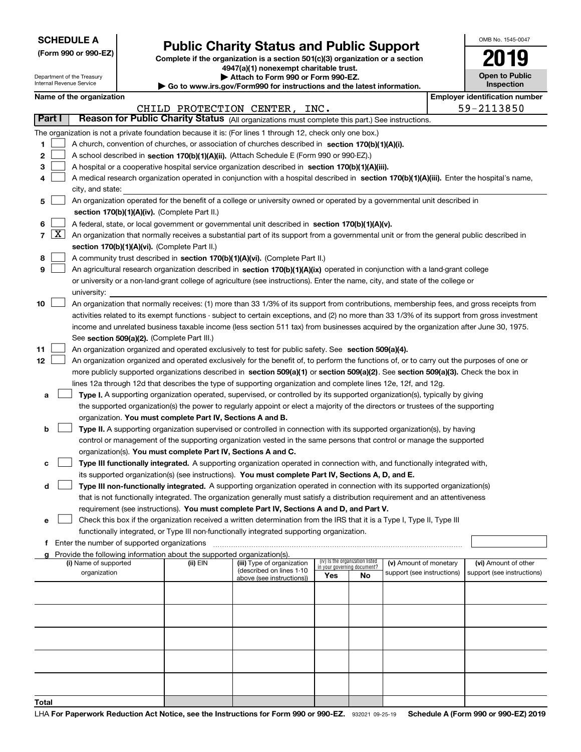**SCHEDULE A**
**(Form 990 or 990-EZ)**

Department of the Treasury
Internal Revenue Service

# Public Charity Status and Public Support

**Complete if the organization is a section 501(c)(3) organization or a section 4947(a)(1) nonexempt charitable trust.**
**▶ Attach to Form 990 or Form 990-EZ.**
**▶ Go to www.irs.gov/Form990 for instructions and the latest information.**

OMB No. 1545-0047

**2019**

**Open to Public Inspection**

**Name of the organization**
CHILD PROTECTION CENTER, INC.

**Employer identification number**
59-2113850

**Part I** **Reason for Public Charity Status** (All organizations must complete this part.) See instructions.

The organization is not a private foundation because it is: (For lines 1 through 12, check only one box.)

1 ☐ A church, convention of churches, or association of churches described in **section 170(b)(1)(A)(i).**

2 ☐ A school described in **section 170(b)(1)(A)(ii).** (Attach Schedule E (Form 990 or 990-EZ).)

3 ☐ A hospital or a cooperative hospital service organization described in **section 170(b)(1)(A)(iii).**

4 ☐ A medical research organization operated in conjunction with a hospital described in **section 170(b)(1)(A)(iii).** Enter the hospital's name, city, and state:

5 ☐ An organization operated for the benefit of a college or university owned or operated by a governmental unit described in **section 170(b)(1)(A)(iv).** (Complete Part II.)

6 ☐ A federal, state, or local government or governmental unit described in **section 170(b)(1)(A)(v).**

7 ☒ An organization that normally receives a substantial part of its support from a governmental unit or from the general public described in **section 170(b)(1)(A)(vi).** (Complete Part II.)

8 ☐ A community trust described in **section 170(b)(1)(A)(vi).** (Complete Part II.)

9 ☐ An agricultural research organization described in **section 170(b)(1)(A)(ix)** operated in conjunction with a land-grant college or university or a non-land-grant college of agriculture (see instructions). Enter the name, city, and state of the college or university:

10 ☐ An organization that normally receives: (1) more than 33 1/3% of its support from contributions, membership fees, and gross receipts from activities related to its exempt functions - subject to certain exceptions, and (2) no more than 33 1/3% of its support from gross investment income and unrelated business taxable income (less section 511 tax) from businesses acquired by the organization after June 30, 1975. See **section 509(a)(2).** (Complete Part III.)

11 ☐ An organization organized and operated exclusively to test for public safety. See **section 509(a)(4).**

12 ☐ An organization organized and operated exclusively for the benefit of, to perform the functions of, or to carry out the purposes of one or more publicly supported organizations described in **section 509(a)(1)** or **section 509(a)(2).** See **section 509(a)(3).** Check the box in lines 12a through 12d that describes the type of supporting organization and complete lines 12e, 12f, and 12g.

a ☐ **Type I.** A supporting organization operated, supervised, or controlled by its supported organization(s), typically by giving the supported organization(s) the power to regularly appoint or elect a majority of the directors or trustees of the supporting organization. **You must complete Part IV, Sections A and B.**

b ☐ **Type II.** A supporting organization supervised or controlled in connection with its supported organization(s), by having control or management of the supporting organization vested in the same persons that control or manage the supported organization(s). **You must complete Part IV, Sections A and C.**

c ☐ **Type III functionally integrated.** A supporting organization operated in connection with, and functionally integrated with, its supported organization(s) (see instructions). **You must complete Part IV, Sections A, D, and E.**

d ☐ **Type III non-functionally integrated.** A supporting organization operated in connection with its supported organization(s) that is not functionally integrated. The organization generally must satisfy a distribution requirement and an attentiveness requirement (see instructions). **You must complete Part IV, Sections A and D, and Part V.**

e ☐ Check this box if the organization received a written determination from the IRS that it is a Type I, Type II, Type III functionally integrated, or Type III non-functionally integrated supporting organization.

f Enter the number of supported organizations

g Provide the following information about the supported organization(s).

| (i) Name of supported organization | (ii) EIN | (iii) Type of organization (described on lines 1-10 above (see instructions)) | (iv) Is the organization listed in your governing document? Yes | No | (v) Amount of monetary support (see instructions) | (vi) Amount of other support (see instructions) |
|---|---|---|---|---|---|---|
| | | | | | | |
| | | | | | | |
| | | | | | | |
| | | | | | | |
| | | | | | | |
| **Total** | | | | | | |

LHA **For Paperwork Reduction Act Notice, see the Instructions for Form 990 or 990-EZ.** 932021 09-25-19 **Schedule A (Form 990 or 990-EZ) 2019**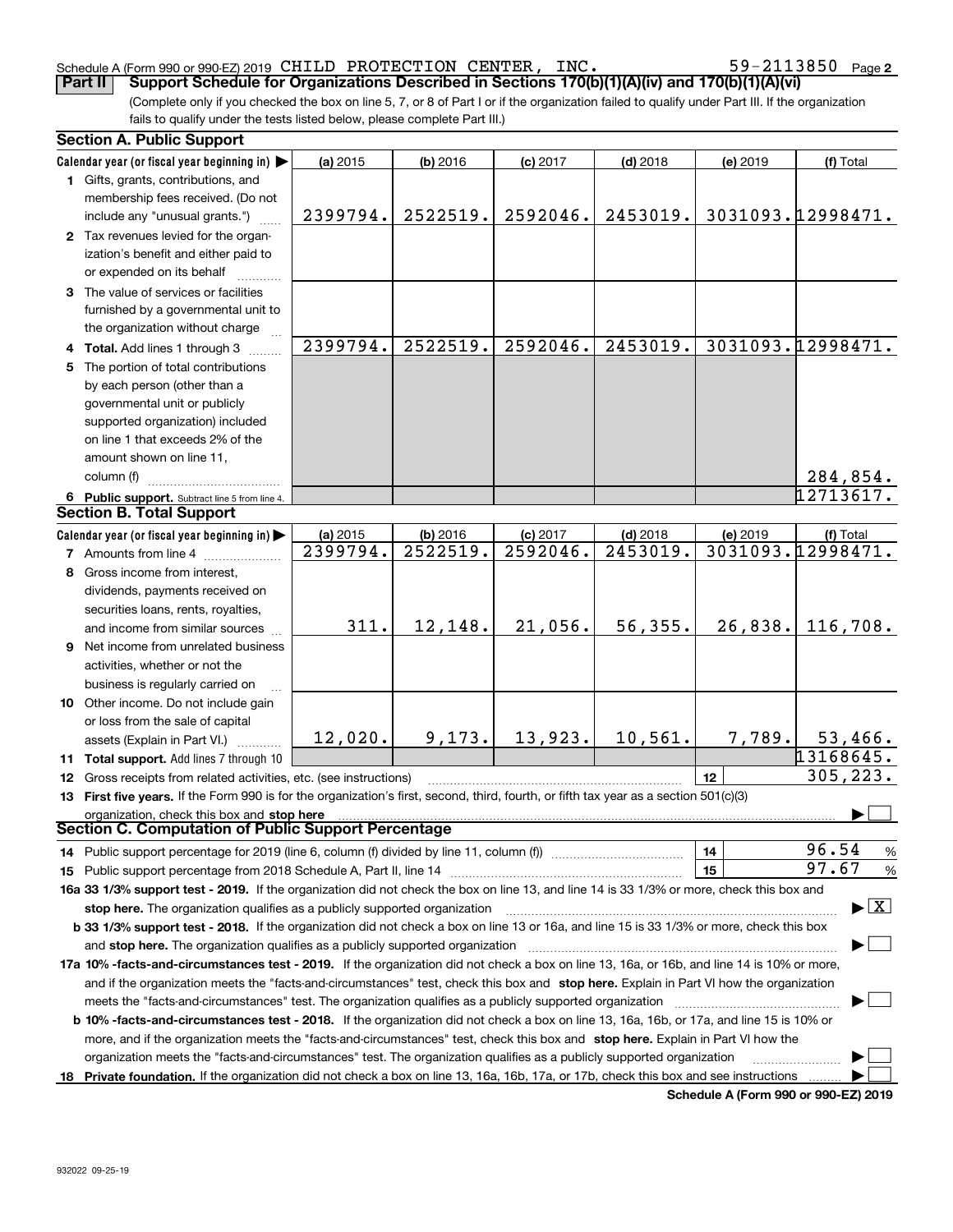Schedule A (Form 990 or 990-EZ) 2019 CHILD PROTECTION CENTER, INC. 59-2113850 Page **2**

**Part II** **Support Schedule for Organizations Described in Sections 170(b)(1)(A)(iv) and 170(b)(1)(A)(vi)**

(Complete only if you checked the box on line 5, 7, or 8 of Part I or if the organization failed to qualify under Part III. If the organization fails to qualify under the tests listed below, please complete Part III.)

## Section A. Public Support

| Calendar year (or fiscal year beginning in) ▶ | (a) 2015 | (b) 2016 | (c) 2017 | (d) 2018 | (e) 2019 | (f) Total |
|---|---|---|---|---|---|---|
| **1** Gifts, grants, contributions, and membership fees received. (Do not include any "unusual grants.") | 2399794. | 2522519. | 2592046. | 2453019. | 3031093. | 12998471. |
| **2** Tax revenues levied for the organization's benefit and either paid to or expended on its behalf | | | | | | |
| **3** The value of services or facilities furnished by a governmental unit to the organization without charge | | | | | | |
| **4 Total.** Add lines 1 through 3 | 2399794. | 2522519. | 2592046. | 2453019. | 3031093. | 12998471. |
| **5** The portion of total contributions by each person (other than a governmental unit or publicly supported organization) included on line 1 that exceeds 2% of the amount shown on line 11, column (f) | | | | | | 284,854. |
| **6 Public support.** Subtract line 5 from line 4. | | | | | | 12713617. |

## Section B. Total Support

| Calendar year (or fiscal year beginning in) ▶ | (a) 2015 | (b) 2016 | (c) 2017 | (d) 2018 | (e) 2019 | (f) Total |
|---|---|---|---|---|---|---|
| **7** Amounts from line 4 | 2399794. | 2522519. | 2592046. | 2453019. | 3031093. | 12998471. |
| **8** Gross income from interest, dividends, payments received on securities loans, rents, royalties, and income from similar sources | 311. | 12,148. | 21,056. | 56,355. | 26,838. | 116,708. |
| **9** Net income from unrelated business activities, whether or not the business is regularly carried on | | | | | | |
| **10** Other income. Do not include gain or loss from the sale of capital assets (Explain in Part VI.) | 12,020. | 9,173. | 13,923. | 10,561. | 7,789. | 53,466. |
| **11 Total support.** Add lines 7 through 10 | | | | | | 13168645. |
| **12** Gross receipts from related activities, etc. (see instructions) | | | | | 12 | 305,223. |

**13 First five years.** If the Form 990 is for the organization's first, second, third, fourth, or fifth tax year as a section 501(c)(3) organization, check this box and **stop here** ▶ ☐

## Section C. Computation of Public Support Percentage

| | | |
|---|---|---|
| **14** Public support percentage for 2019 (line 6, column (f) divided by line 11, column (f)) | 14 | 96.54 % |
| **15** Public support percentage from 2018 Schedule A, Part II, line 14 | 15 | 97.67 % |

**16a 33 1/3% support test - 2019.** If the organization did not check the box on line 13, and line 14 is 33 1/3% or more, check this box and **stop here.** The organization qualifies as a publicly supported organization ▶ ☒

**b 33 1/3% support test - 2018.** If the organization did not check a box on line 13 or 16a, and line 15 is 33 1/3% or more, check this box and **stop here.** The organization qualifies as a publicly supported organization ▶ ☐

**17a 10% -facts-and-circumstances test - 2019.** If the organization did not check a box on line 13, 16a, or 16b, and line 14 is 10% or more, and if the organization meets the "facts-and-circumstances" test, check this box and **stop here.** Explain in Part VI how the organization meets the "facts-and-circumstances" test. The organization qualifies as a publicly supported organization ▶ ☐

**b 10% -facts-and-circumstances test - 2018.** If the organization did not check a box on line 13, 16a, 16b, or 17a, and line 15 is 10% or more, and if the organization meets the "facts-and-circumstances" test, check this box and **stop here.** Explain in Part VI how the organization meets the "facts-and-circumstances" test. The organization qualifies as a publicly supported organization ▶ ☐

**18 Private foundation.** If the organization did not check a box on line 13, 16a, 16b, 17a, or 17b, check this box and see instructions ▶ ☐

**Schedule A (Form 990 or 990-EZ) 2019**

932022 09-25-19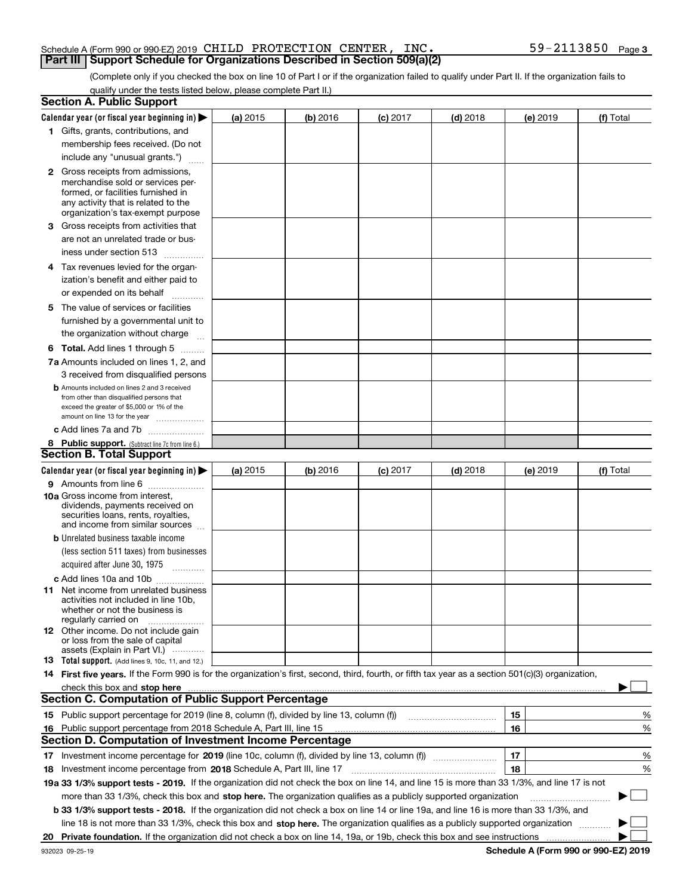Schedule A (Form 990 or 990-EZ) 2019 CHILD PROTECTION CENTER, INC. 59-2113850 Page 3

## Part III Support Schedule for Organizations Described in Section 509(a)(2)

(Complete only if you checked the box on line 10 of Part I or if the organization failed to qualify under Part II. If the organization fails to qualify under the tests listed below, please complete Part II.)

### Section A. Public Support

| Calendar year (or fiscal year beginning in) ▶ | (a) 2015 | (b) 2016 | (c) 2017 | (d) 2018 | (e) 2019 | (f) Total |
|---|---|---|---|---|---|---|
| 1 Gifts, grants, contributions, and membership fees received. (Do not include any "unusual grants.") | | | | | | |
| 2 Gross receipts from admissions, merchandise sold or services performed, or facilities furnished in any activity that is related to the organization's tax-exempt purpose | | | | | | |
| 3 Gross receipts from activities that are not an unrelated trade or business under section 513 | | | | | | |
| 4 Tax revenues levied for the organization's benefit and either paid to or expended on its behalf | | | | | | |
| 5 The value of services or facilities furnished by a governmental unit to the organization without charge | | | | | | |
| 6 **Total.** Add lines 1 through 5 | | | | | | |
| 7a Amounts included on lines 1, 2, and 3 received from disqualified persons | | | | | | |
| b Amounts included on lines 2 and 3 received from other than disqualified persons that exceed the greater of $5,000 or 1% of the amount on line 13 for the year | | | | | | |
| c Add lines 7a and 7b | | | | | | |
| 8 **Public support.** (Subtract line 7c from line 6.) | | | | | | |

### Section B. Total Support

| Calendar year (or fiscal year beginning in) ▶ | (a) 2015 | (b) 2016 | (c) 2017 | (d) 2018 | (e) 2019 | (f) Total |
|---|---|---|---|---|---|---|
| 9 Amounts from line 6 | | | | | | |
| 10a Gross income from interest, dividends, payments received on securities loans, rents, royalties, and income from similar sources | | | | | | |
| b Unrelated business taxable income (less section 511 taxes) from businesses acquired after June 30, 1975 | | | | | | |
| c Add lines 10a and 10b | | | | | | |
| 11 Net income from unrelated business activities not included in line 10b, whether or not the business is regularly carried on | | | | | | |
| 12 Other income. Do not include gain or loss from the sale of capital assets (Explain in Part VI.) | | | | | | |
| 13 **Total support.** (Add lines 9, 10c, 11, and 12.) | | | | | | |

14 **First five years.** If the Form 990 is for the organization's first, second, third, fourth, or fifth tax year as a section 501(c)(3) organization, check this box and **stop here** ▶ ☐

### Section C. Computation of Public Support Percentage

| | | | |
|---|---|---|---|
| 15 | Public support percentage for 2019 (line 8, column (f), divided by line 13, column (f)) | 15 | % |
| 16 | Public support percentage from 2018 Schedule A, Part III, line 15 | 16 | % |

### Section D. Computation of Investment Income Percentage

| | | | |
|---|---|---|---|
| 17 | Investment income percentage for **2019** (line 10c, column (f), divided by line 13, column (f)) | 17 | % |
| 18 | Investment income percentage from **2018** Schedule A, Part III, line 17 | 18 | % |

**19a 33 1/3% support tests - 2019.** If the organization did not check the box on line 14, and line 15 is more than 33 1/3%, and line 17 is not more than 33 1/3%, check this box and **stop here.** The organization qualifies as a publicly supported organization ▶ ☐

**b 33 1/3% support tests - 2018.** If the organization did not check a box on line 14 or line 19a, and line 16 is more than 33 1/3%, and line 18 is not more than 33 1/3%, check this box and **stop here.** The organization qualifies as a publicly supported organization ▶ ☐

**20 Private foundation.** If the organization did not check a box on line 14, 19a, or 19b, check this box and see instructions ▶ ☐

932023 09-25-19 **Schedule A (Form 990 or 990-EZ) 2019**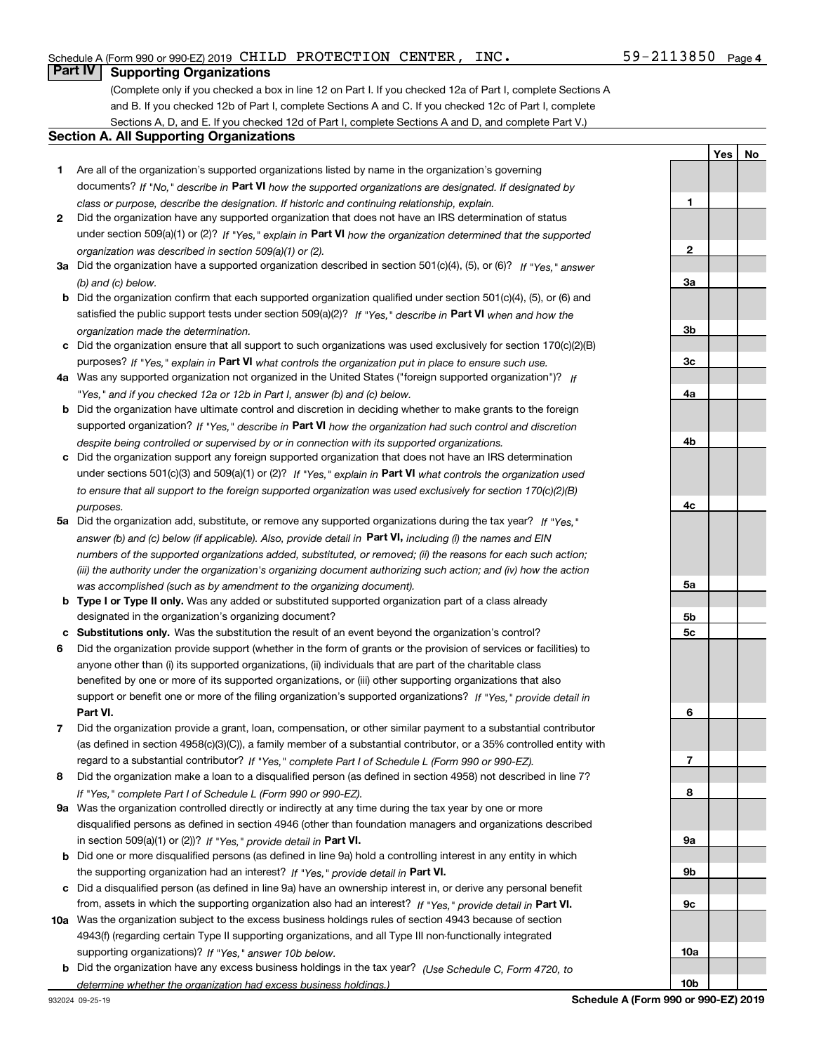Schedule A (Form 990 or 990-EZ) 2019 CHILD PROTECTION CENTER, INC. 59-2113850 Page 4

## Part IV Supporting Organizations

(Complete only if you checked a box in line 12 on Part I. If you checked 12a of Part I, complete Sections A and B. If you checked 12b of Part I, complete Sections A and C. If you checked 12c of Part I, complete Sections A, D, and E. If you checked 12d of Part I, complete Sections A and D, and complete Part V.)

### Section A. All Supporting Organizations

| | | | Yes | No |
|---|---|---|---|---|
| **1** | Are all of the organization's supported organizations listed by name in the organization's governing documents? *If "No," describe in* **Part VI** *how the supported organizations are designated. If designated by class or purpose, describe the designation. If historic and continuing relationship, explain.* | **1** | | |
| **2** | Did the organization have any supported organization that does not have an IRS determination of status under section 509(a)(1) or (2)? *If "Yes," explain in* **Part VI** *how the organization determined that the supported organization was described in section 509(a)(1) or (2).* | **2** | | |
| **3a** | Did the organization have a supported organization described in section 501(c)(4), (5), or (6)? *If "Yes," answer (b) and (c) below.* | **3a** | | |
| **b** | Did the organization confirm that each supported organization qualified under section 501(c)(4), (5), or (6) and satisfied the public support tests under section 509(a)(2)? *If "Yes," describe in* **Part VI** *when and how the organization made the determination.* | **3b** | | |
| **c** | Did the organization ensure that all support to such organizations was used exclusively for section 170(c)(2)(B) purposes? *If "Yes," explain in* **Part VI** *what controls the organization put in place to ensure such use.* | **3c** | | |
| **4a** | Was any supported organization not organized in the United States ("foreign supported organization")? *If "Yes," and if you checked 12a or 12b in Part I, answer (b) and (c) below.* | **4a** | | |
| **b** | Did the organization have ultimate control and discretion in deciding whether to make grants to the foreign supported organization? *If "Yes," describe in* **Part VI** *how the organization had such control and discretion despite being controlled or supervised by or in connection with its supported organizations.* | **4b** | | |
| **c** | Did the organization support any foreign supported organization that does not have an IRS determination under sections 501(c)(3) and 509(a)(1) or (2)? *If "Yes," explain in* **Part VI** *what controls the organization used to ensure that all support to the foreign supported organization was used exclusively for section 170(c)(2)(B) purposes.* | **4c** | | |
| **5a** | Did the organization add, substitute, or remove any supported organizations during the tax year? *If "Yes," answer (b) and (c) below (if applicable). Also, provide detail in* **Part VI,** *including (i) the names and EIN numbers of the supported organizations added, substituted, or removed; (ii) the reasons for each such action; (iii) the authority under the organization's organizing document authorizing such action; and (iv) how the action was accomplished (such as by amendment to the organizing document).* | **5a** | | |
| **b** | **Type I or Type II only.** Was any added or substituted supported organization part of a class already designated in the organization's organizing document? | **5b** | | |
| **c** | **Substitutions only.** Was the substitution the result of an event beyond the organization's control? | **5c** | | |
| **6** | Did the organization provide support (whether in the form of grants or the provision of services or facilities) to anyone other than (i) its supported organizations, (ii) individuals that are part of the charitable class benefited by one or more of its supported organizations, or (iii) other supporting organizations that also support or benefit one or more of the filing organization's supported organizations? *If "Yes," provide detail in* **Part VI.** | **6** | | |
| **7** | Did the organization provide a grant, loan, compensation, or other similar payment to a substantial contributor (as defined in section 4958(c)(3)(C)), a family member of a substantial contributor, or a 35% controlled entity with regard to a substantial contributor? *If "Yes," complete Part I of Schedule L (Form 990 or 990-EZ).* | **7** | | |
| **8** | Did the organization make a loan to a disqualified person (as defined in section 4958) not described in line 7? *If "Yes," complete Part I of Schedule L (Form 990 or 990-EZ).* | **8** | | |
| **9a** | Was the organization controlled directly or indirectly at any time during the tax year by one or more disqualified persons as defined in section 4946 (other than foundation managers and organizations described in section 509(a)(1) or (2))? *If "Yes," provide detail in* **Part VI.** | **9a** | | |
| **b** | Did one or more disqualified persons (as defined in line 9a) hold a controlling interest in any entity in which the supporting organization had an interest? *If "Yes," provide detail in* **Part VI.** | **9b** | | |
| **c** | Did a disqualified person (as defined in line 9a) have an ownership interest in, or derive any personal benefit from, assets in which the supporting organization also had an interest? *If "Yes," provide detail in* **Part VI.** | **9c** | | |
| **10a** | Was the organization subject to the excess business holdings rules of section 4943 because of section 4943(f) (regarding certain Type II supporting organizations, and all Type III non-functionally integrated supporting organizations)? *If "Yes," answer 10b below.* | **10a** | | |
| **b** | Did the organization have any excess business holdings in the tax year? *(Use Schedule C, Form 4720, to determine whether the organization had excess business holdings.)* | **10b** | | |

932024 09-25-19 **Schedule A (Form 990 or 990-EZ) 2019**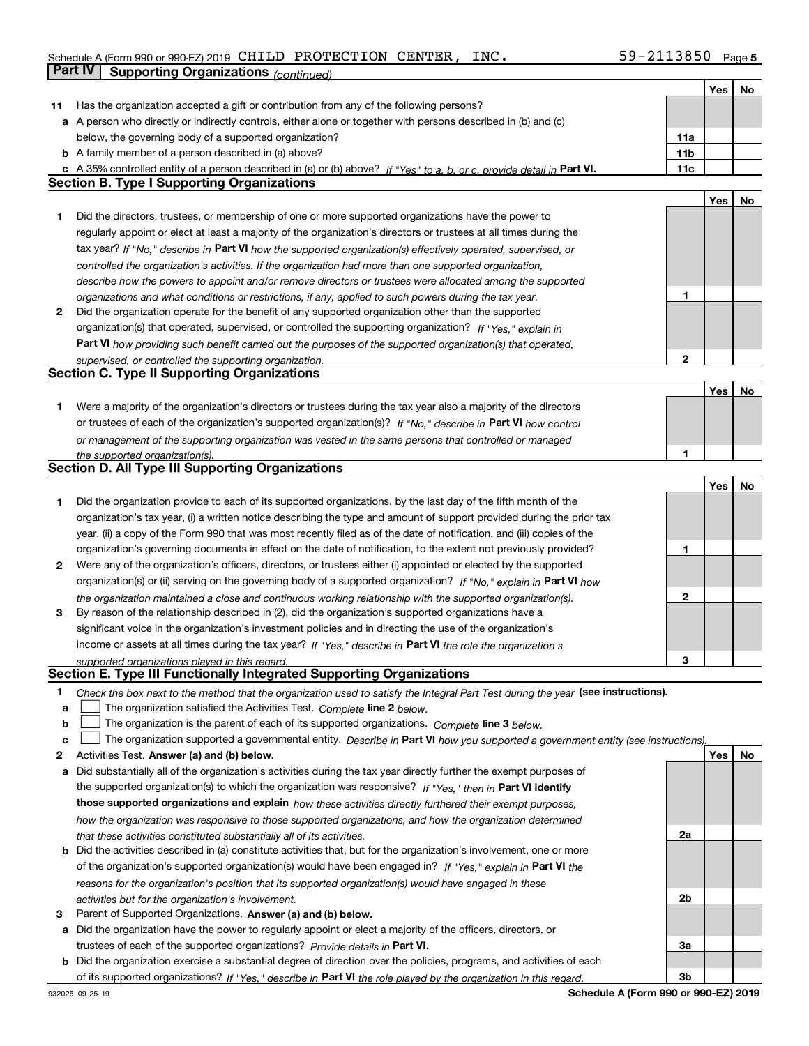Schedule A (Form 990 or 990-EZ) 2019 CHILD PROTECTION CENTER, INC. 59-2113850

## Part IV Supporting Organizations *(continued)*

| | | | Yes | No |
|---|---|---|---|---|
| **11** | Has the organization accepted a gift or contribution from any of the following persons? | | | |
| **a** | A person who directly or indirectly controls, either alone or together with persons described in (b) and (c) below, the governing body of a supported organization? | 11a | | |
| **b** | A family member of a person described in (a) above? | 11b | | |
| **c** | A 35% controlled entity of a person described in (a) or (b) above? *If "Yes" to a, b, or c, provide detail in* **Part VI.** | 11c | | |

### Section B. Type I Supporting Organizations

| | | | Yes | No |
|---|---|---|---|---|
| **1** | Did the directors, trustees, or membership of one or more supported organizations have the power to regularly appoint or elect at least a majority of the organization's directors or trustees at all times during the tax year? *If "No," describe in* **Part VI** *how the supported organization(s) effectively operated, supervised, or controlled the organization's activities. If the organization had more than one supported organization, describe how the powers to appoint and/or remove directors or trustees were allocated among the supported organizations and what conditions or restrictions, if any, applied to such powers during the tax year.* | 1 | | |
| **2** | Did the organization operate for the benefit of any supported organization other than the supported organization(s) that operated, supervised, or controlled the supporting organization? *If "Yes," explain in* **Part VI** *how providing such benefit carried out the purposes of the supported organization(s) that operated, supervised, or controlled the supporting organization.* | 2 | | |

### Section C. Type II Supporting Organizations

| | | | Yes | No |
|---|---|---|---|---|
| **1** | Were a majority of the organization's directors or trustees during the tax year also a majority of the directors or trustees of each of the organization's supported organization(s)? *If "No," describe in* **Part VI** *how control or management of the supporting organization was vested in the same persons that controlled or managed the supported organization(s).* | 1 | | |

### Section D. All Type III Supporting Organizations

| | | | Yes | No |
|---|---|---|---|---|
| **1** | Did the organization provide to each of its supported organizations, by the last day of the fifth month of the organization's tax year, (i) a written notice describing the type and amount of support provided during the prior tax year, (ii) a copy of the Form 990 that was most recently filed as of the date of notification, and (iii) copies of the organization's governing documents in effect on the date of notification, to the extent not previously provided? | 1 | | |
| **2** | Were any of the organization's officers, directors, or trustees either (i) appointed or elected by the supported organization(s) or (ii) serving on the governing body of a supported organization? *If "No," explain in* **Part VI** *how the organization maintained a close and continuous working relationship with the supported organization(s).* | 2 | | |
| **3** | By reason of the relationship described in (2), did the organization's supported organizations have a significant voice in the organization's investment policies and in directing the use of the organization's income or assets at all times during the tax year? *If "Yes," describe in* **Part VI** *the role the organization's supported organizations played in this regard.* | 3 | | |

### Section E. Type III Functionally Integrated Supporting Organizations

**1** *Check the box next to the method that the organization used to satisfy the Integral Part Test during the year* **(see instructions).**

**a** ☐ The organization satisfied the Activities Test. *Complete* **line 2** *below.*

**b** ☐ The organization is the parent of each of its supported organizations. *Complete* **line 3** *below.*

**c** ☐ The organization supported a governmental entity. *Describe in* **Part VI** *how you supported a government entity (see instructions).*

| | | | Yes | No |
|---|---|---|---|---|
| **2** | Activities Test. **Answer (a) and (b) below.** | | | |
| **a** | Did substantially all of the organization's activities during the tax year directly further the exempt purposes of the supported organization(s) to which the organization was responsive? *If "Yes," then in* **Part VI identify those supported organizations and explain** *how these activities directly furthered their exempt purposes, how the organization was responsive to those supported organizations, and how the organization determined that these activities constituted substantially all of its activities.* | 2a | | |
| **b** | Did the activities described in (a) constitute activities that, but for the organization's involvement, one or more of the organization's supported organization(s) would have been engaged in? *If "Yes," explain in* **Part VI** *the reasons for the organization's position that its supported organization(s) would have engaged in these activities but for the organization's involvement.* | 2b | | |
| **3** | Parent of Supported Organizations. **Answer (a) and (b) below.** | | | |
| **a** | Did the organization have the power to regularly appoint or elect a majority of the officers, directors, or trustees of each of the supported organizations? *Provide details in* **Part VI.** | 3a | | |
| **b** | Did the organization exercise a substantial degree of direction over the policies, programs, and activities of each of its supported organizations? *If "Yes," describe in* **Part VI** *the role played by the organization in this regard.* | 3b | | |

Schedule A (Form 990 or 990-EZ) 2019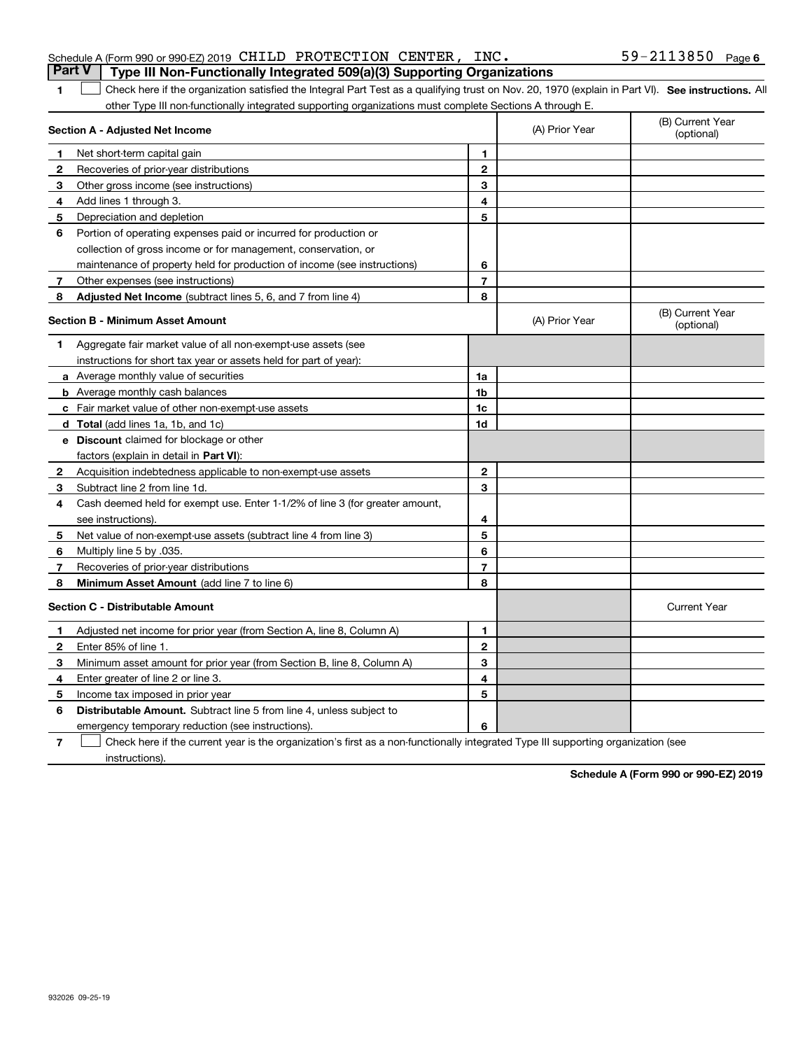Schedule A (Form 990 or 990-EZ) 2019 CHILD PROTECTION CENTER, INC. 59-2113850 Page 6

## Part V Type III Non-Functionally Integrated 509(a)(3) Supporting Organizations

1 ☐ Check here if the organization satisfied the Integral Part Test as a qualifying trust on Nov. 20, 1970 (explain in Part VI). **See instructions.** All other Type III non-functionally integrated supporting organizations must complete Sections A through E.

| **Section A - Adjusted Net Income** | | | (A) Prior Year | (B) Current Year (optional) |
|---|---|---|---|---|
| 1 | Net short-term capital gain | 1 | | |
| 2 | Recoveries of prior-year distributions | 2 | | |
| 3 | Other gross income (see instructions) | 3 | | |
| 4 | Add lines 1 through 3. | 4 | | |
| 5 | Depreciation and depletion | 5 | | |
| 6 | Portion of operating expenses paid or incurred for production or collection of gross income or for management, conservation, or maintenance of property held for production of income (see instructions) | 6 | | |
| 7 | Other expenses (see instructions) | 7 | | |
| 8 | **Adjusted Net Income** (subtract lines 5, 6, and 7 from line 4) | 8 | | |

| **Section B - Minimum Asset Amount** | | | (A) Prior Year | (B) Current Year (optional) |
|---|---|---|---|---|
| 1 | Aggregate fair market value of all non-exempt-use assets (see instructions for short tax year or assets held for part of year): | | | |
| a | Average monthly value of securities | 1a | | |
| b | Average monthly cash balances | 1b | | |
| c | Fair market value of other non-exempt-use assets | 1c | | |
| d | **Total** (add lines 1a, 1b, and 1c) | 1d | | |
| e | **Discount** claimed for blockage or other factors (explain in detail in **Part VI**): | | | |
| 2 | Acquisition indebtedness applicable to non-exempt-use assets | 2 | | |
| 3 | Subtract line 2 from line 1d. | 3 | | |
| 4 | Cash deemed held for exempt use. Enter 1-1/2% of line 3 (for greater amount, see instructions). | 4 | | |
| 5 | Net value of non-exempt-use assets (subtract line 4 from line 3) | 5 | | |
| 6 | Multiply line 5 by .035. | 6 | | |
| 7 | Recoveries of prior-year distributions | 7 | | |
| 8 | **Minimum Asset Amount** (add line 7 to line 6) | 8 | | |

| **Section C - Distributable Amount** | | | | Current Year |
|---|---|---|---|---|
| 1 | Adjusted net income for prior year (from Section A, line 8, Column A) | 1 | | |
| 2 | Enter 85% of line 1. | 2 | | |
| 3 | Minimum asset amount for prior year (from Section B, line 8, Column A) | 3 | | |
| 4 | Enter greater of line 2 or line 3. | 4 | | |
| 5 | Income tax imposed in prior year | 5 | | |
| 6 | **Distributable Amount.** Subtract line 5 from line 4, unless subject to emergency temporary reduction (see instructions). | 6 | | |

7 ☐ Check here if the current year is the organization's first as a non-functionally integrated Type III supporting organization (see instructions).

**Schedule A (Form 990 or 990-EZ) 2019**

932026 09-25-19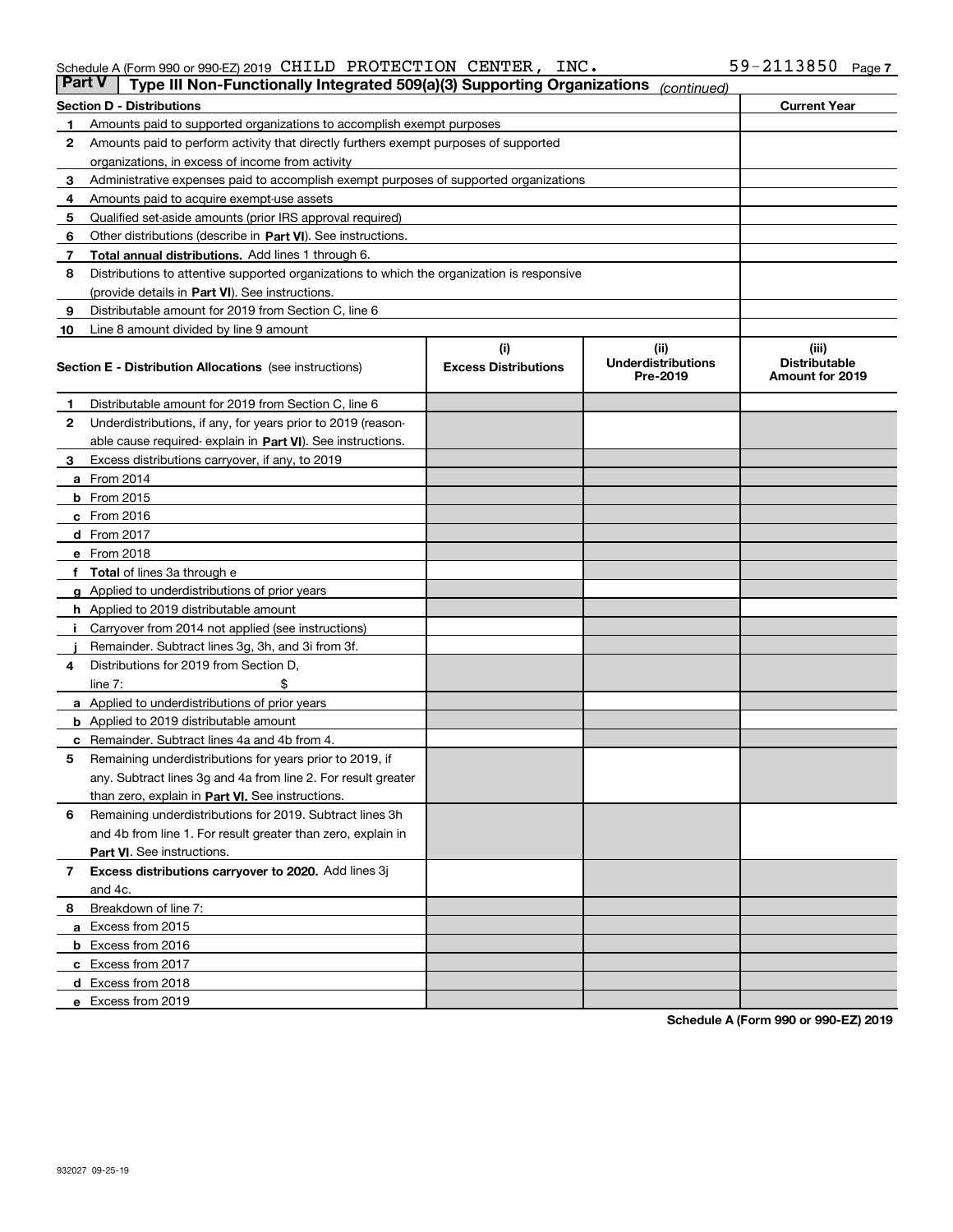Schedule A (Form 990 or 990-EZ) 2019 CHILD PROTECTION CENTER, INC. 59-2113850

**Part V | Type III Non-Functionally Integrated 509(a)(3) Supporting Organizations** *(continued)*

| Section D - Distributions | | Current Year |
|---|---|---|
| 1 | Amounts paid to supported organizations to accomplish exempt purposes | |
| 2 | Amounts paid to perform activity that directly furthers exempt purposes of supported organizations, in excess of income from activity | |
| 3 | Administrative expenses paid to accomplish exempt purposes of supported organizations | |
| 4 | Amounts paid to acquire exempt-use assets | |
| 5 | Qualified set-aside amounts (prior IRS approval required) | |
| 6 | Other distributions (describe in **Part VI**). See instructions. | |
| 7 | **Total annual distributions.** Add lines 1 through 6. | |
| 8 | Distributions to attentive supported organizations to which the organization is responsive (provide details in **Part VI**). See instructions. | |
| 9 | Distributable amount for 2019 from Section C, line 6 | |
| 10 | Line 8 amount divided by line 9 amount | |

| Section E - Distribution Allocations (see instructions) | (i) Excess Distributions | (ii) Underdistributions Pre-2019 | (iii) Distributable Amount for 2019 |
|---|---|---|---|
| **1** Distributable amount for 2019 from Section C, line 6 | | | |
| **2** Underdistributions, if any, for years prior to 2019 (reasonable cause required- explain in **Part VI**). See instructions. | | | |
| **3** Excess distributions carryover, if any, to 2019 | | | |
| **a** From 2014 | | | |
| **b** From 2015 | | | |
| **c** From 2016 | | | |
| **d** From 2017 | | | |
| **e** From 2018 | | | |
| **f Total** of lines 3a through e | | | |
| **g** Applied to underdistributions of prior years | | | |
| **h** Applied to 2019 distributable amount | | | |
| **i** Carryover from 2014 not applied (see instructions) | | | |
| **j** Remainder. Subtract lines 3g, 3h, and 3i from 3f. | | | |
| **4** Distributions for 2019 from Section D, line 7: $ | | | |
| **a** Applied to underdistributions of prior years | | | |
| **b** Applied to 2019 distributable amount | | | |
| **c** Remainder. Subtract lines 4a and 4b from 4. | | | |
| **5** Remaining underdistributions for years prior to 2019, if any. Subtract lines 3g and 4a from line 2. For result greater than zero, explain in **Part VI.** See instructions. | | | |
| **6** Remaining underdistributions for 2019. Subtract lines 3h and 4b from line 1. For result greater than zero, explain in **Part VI**. See instructions. | | | |
| **7 Excess distributions carryover to 2020.** Add lines 3j and 4c. | | | |
| **8** Breakdown of line 7: | | | |
| **a** Excess from 2015 | | | |
| **b** Excess from 2016 | | | |
| **c** Excess from 2017 | | | |
| **d** Excess from 2018 | | | |
| **e** Excess from 2019 | | | |

**Schedule A (Form 990 or 990-EZ) 2019**

932027 09-25-19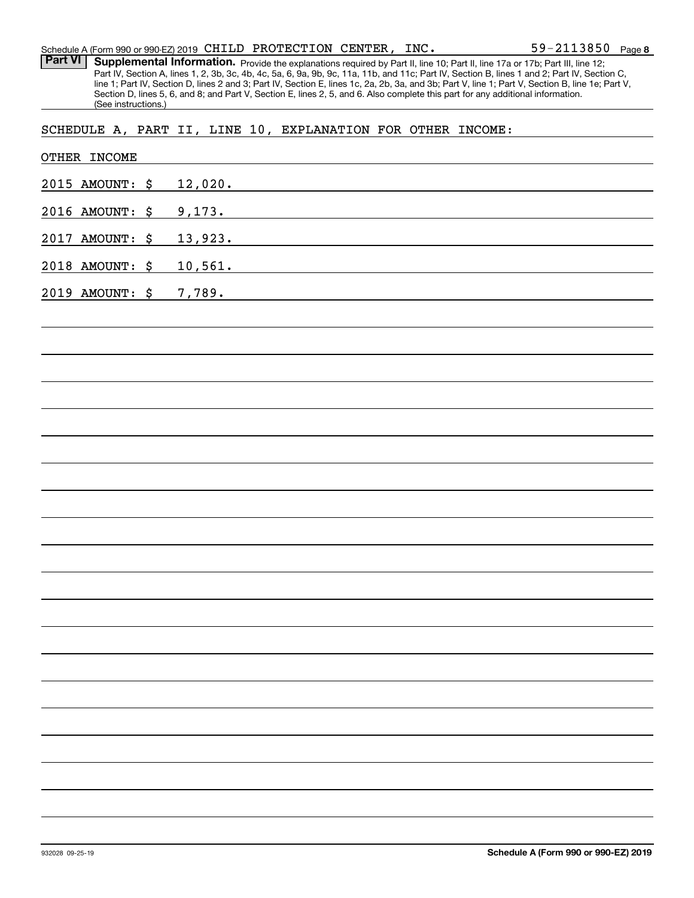Schedule A (Form 990 or 990-EZ) 2019 CHILD PROTECTION CENTER, INC. 59-2113850 Page 8

**Part VI** **Supplemental Information.** Provide the explanations required by Part II, line 10; Part II, line 17a or 17b; Part III, line 12; Part IV, Section A, lines 1, 2, 3b, 3c, 4b, 4c, 5a, 6, 9a, 9b, 9c, 11a, 11b, and 11c; Part IV, Section B, lines 1 and 2; Part IV, Section C, line 1; Part IV, Section D, lines 2 and 3; Part IV, Section E, lines 1c, 2a, 2b, 3a, and 3b; Part V, line 1; Part V, Section B, line 1e; Part V, Section D, lines 5, 6, and 8; and Part V, Section E, lines 2, 5, and 6. Also complete this part for any additional information. (See instructions.)

SCHEDULE A, PART II, LINE 10, EXPLANATION FOR OTHER INCOME:

OTHER INCOME

2015 AMOUNT: $ 12,020.

2016 AMOUNT: $ 9,173.

2017 AMOUNT: $ 13,923.

2018 AMOUNT: $ 10,561.

2019 AMOUNT: $ 7,789.

932028 09-25-19 **Schedule A (Form 990 or 990-EZ) 2019**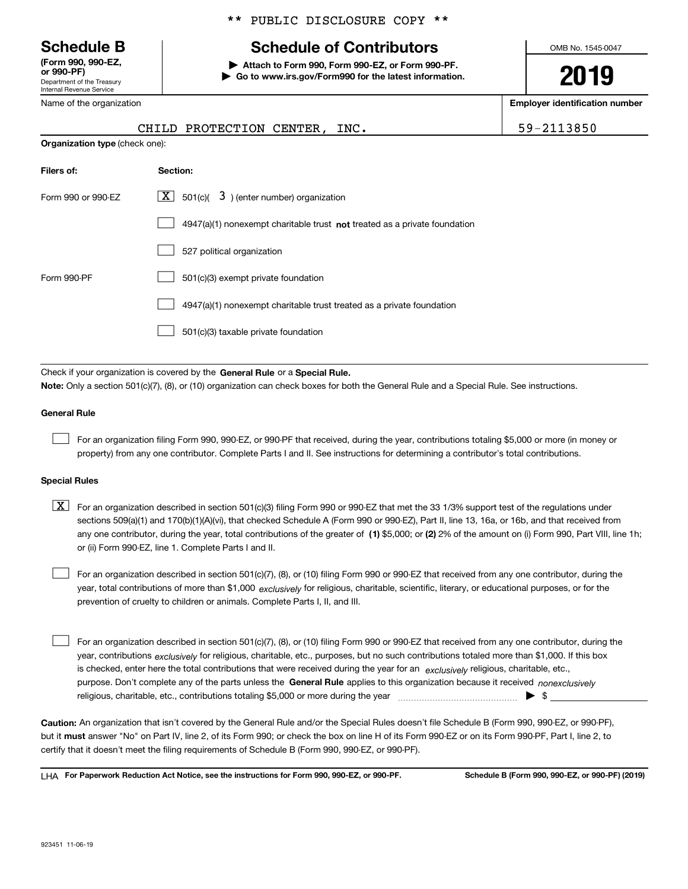\*\* PUBLIC DISCLOSURE COPY \*\*

**Schedule B**
**(Form 990, 990-EZ, or 990-PF)**
Department of the Treasury
Internal Revenue Service

# Schedule of Contributors

**▶ Attach to Form 990, Form 990-EZ, or Form 990-PF.**
**▶ Go to www.irs.gov/Form990 for the latest information.**

OMB No. 1545-0047

**2019**

Name of the organization: CHILD PROTECTION CENTER, INC.

**Employer identification number:** 59-2113850

**Organization type** (check one):

| Filers of: | Section: |
|---|---|
| Form 990 or 990-EZ | [X] 501(c)( 3 ) (enter number) organization |
| | [ ] 4947(a)(1) nonexempt charitable trust **not** treated as a private foundation |
| | [ ] 527 political organization |
| Form 990-PF | [ ] 501(c)(3) exempt private foundation |
| | [ ] 4947(a)(1) nonexempt charitable trust treated as a private foundation |
| | [ ] 501(c)(3) taxable private foundation |

Check if your organization is covered by the **General Rule** or a **Special Rule.**

**Note:** Only a section 501(c)(7), (8), or (10) organization can check boxes for both the General Rule and a Special Rule. See instructions.

**General Rule**

[ ] For an organization filing Form 990, 990-EZ, or 990-PF that received, during the year, contributions totaling $5,000 or more (in money or property) from any one contributor. Complete Parts I and II. See instructions for determining a contributor's total contributions.

**Special Rules**

[X] For an organization described in section 501(c)(3) filing Form 990 or 990-EZ that met the 33 1/3% support test of the regulations under sections 509(a)(1) and 170(b)(1)(A)(vi), that checked Schedule A (Form 990 or 990-EZ), Part II, line 13, 16a, or 16b, and that received from any one contributor, during the year, total contributions of the greater of **(1)** $5,000; or **(2)** 2% of the amount on (i) Form 990, Part VIII, line 1h; or (ii) Form 990-EZ, line 1. Complete Parts I and II.

[ ] For an organization described in section 501(c)(7), (8), or (10) filing Form 990 or 990-EZ that received from any one contributor, during the year, total contributions of more than $1,000 *exclusively* for religious, charitable, scientific, literary, or educational purposes, or for the prevention of cruelty to children or animals. Complete Parts I, II, and III.

[ ] For an organization described in section 501(c)(7), (8), or (10) filing Form 990 or 990-EZ that received from any one contributor, during the year, contributions *exclusively* for religious, charitable, etc., purposes, but no such contributions totaled more than $1,000. If this box is checked, enter here the total contributions that were received during the year for an *exclusively* religious, charitable, etc., purpose. Don't complete any of the parts unless the **General Rule** applies to this organization because it received *nonexclusively* religious, charitable, etc., contributions totaling $5,000 or more during the year ▶ $ \_\_\_\_\_\_\_\_\_\_

**Caution:** An organization that isn't covered by the General Rule and/or the Special Rules doesn't file Schedule B (Form 990, 990-EZ, or 990-PF), but it **must** answer "No" on Part IV, line 2, of its Form 990; or check the box on line H of its Form 990-EZ or on its Form 990-PF, Part I, line 2, to certify that it doesn't meet the filing requirements of Schedule B (Form 990, 990-EZ, or 990-PF).

LHA **For Paperwork Reduction Act Notice, see the instructions for Form 990, 990-EZ, or 990-PF.** **Schedule B (Form 990, 990-EZ, or 990-PF) (2019)**

923451 11-06-19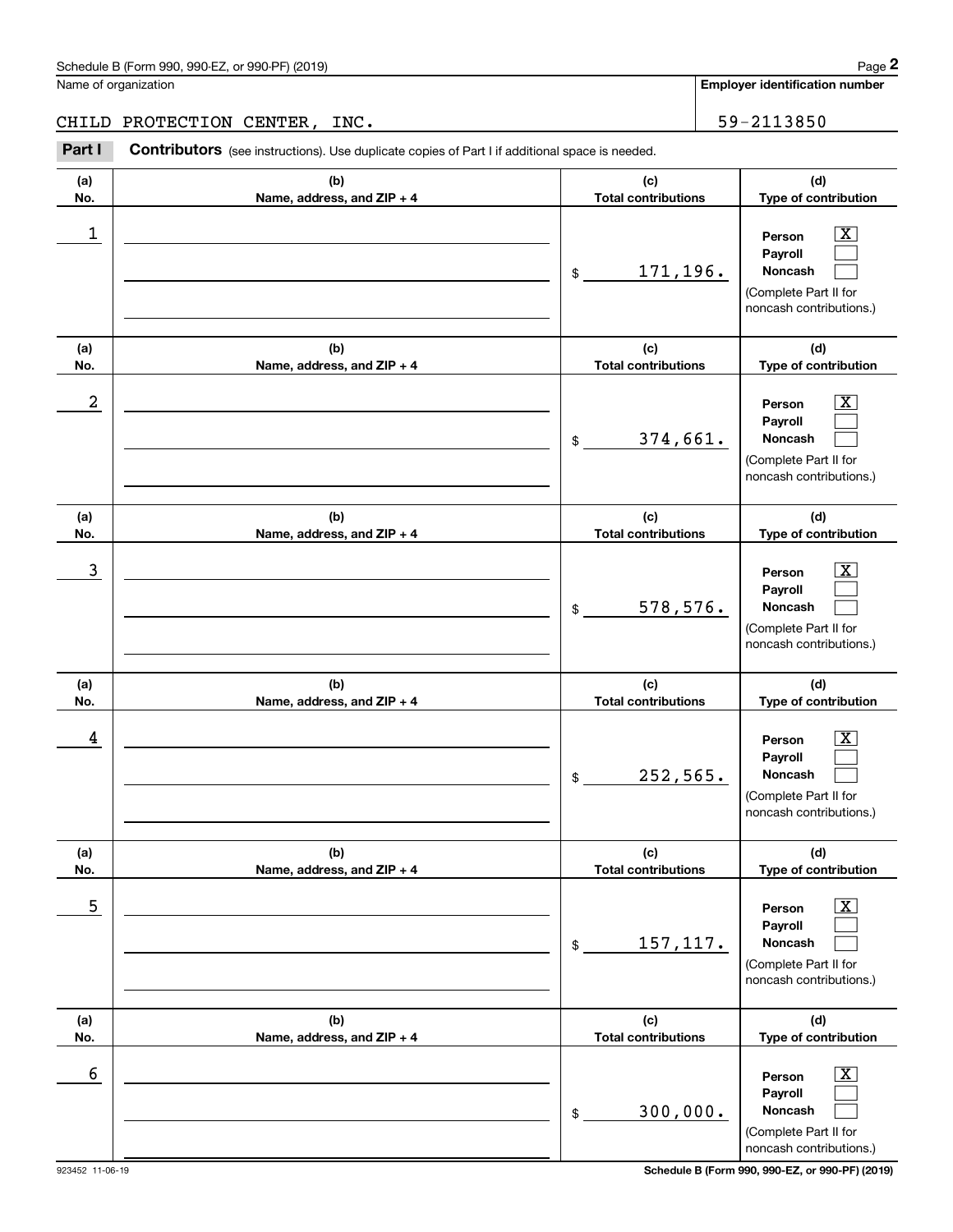Schedule B (Form 990, 990-EZ, or 990-PF) (2019)

Name of organization: CHILD PROTECTION CENTER, INC.

Employer identification number: 59-2113850

**Part I** **Contributors** (see instructions). Use duplicate copies of Part I if additional space is needed.

| (a) No. | (b) Name, address, and ZIP + 4 | (c) Total contributions | (d) Type of contribution |
|---|---|---|---|
| 1 | | $ 171,196. | Person [X] Payroll [ ] Noncash [ ] (Complete Part II for noncash contributions.) |
| 2 | | $ 374,661. | Person [X] Payroll [ ] Noncash [ ] (Complete Part II for noncash contributions.) |
| 3 | | $ 578,576. | Person [X] Payroll [ ] Noncash [ ] (Complete Part II for noncash contributions.) |
| 4 | | $ 252,565. | Person [X] Payroll [ ] Noncash [ ] (Complete Part II for noncash contributions.) |
| 5 | | $ 157,117. | Person [X] Payroll [ ] Noncash [ ] (Complete Part II for noncash contributions.) |
| 6 | | $ 300,000. | Person [X] Payroll [ ] Noncash [ ] (Complete Part II for noncash contributions.) |

923452 11-06-19

Schedule B (Form 990, 990-EZ, or 990-PF) (2019)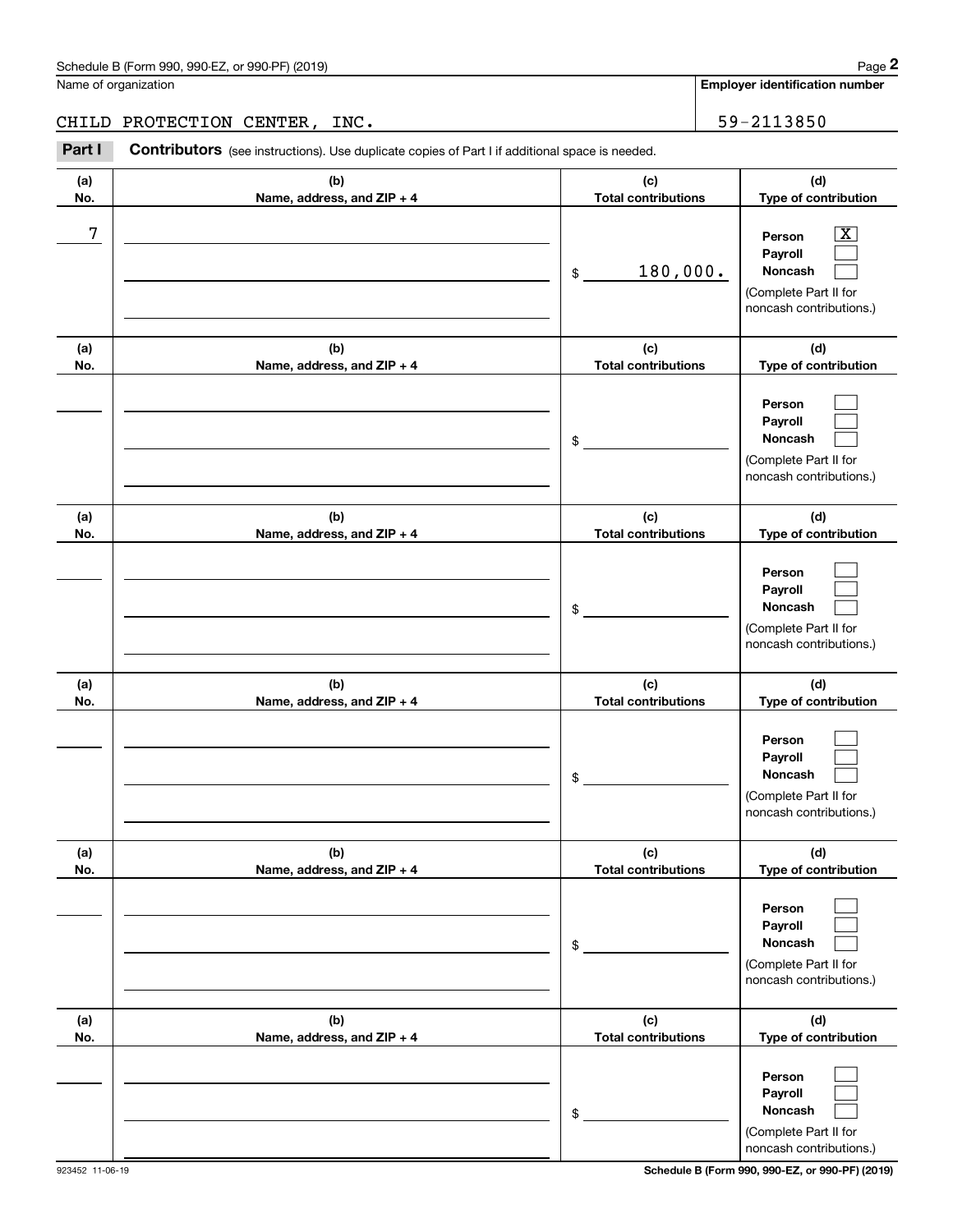Schedule B (Form 990, 990-EZ, or 990-PF) (2019)

Name of organization: CHILD PROTECTION CENTER, INC.

Employer identification number: 59-2113850

**Part I** **Contributors** (see instructions). Use duplicate copies of Part I if additional space is needed.

| (a) No. | (b) Name, address, and ZIP + 4 | (c) Total contributions | (d) Type of contribution |
|---|---|---|---|
| 7 | | $ 180,000. | Person [X] Payroll [ ] Noncash [ ] (Complete Part II for noncash contributions.) |
| | | $ | Person [ ] Payroll [ ] Noncash [ ] (Complete Part II for noncash contributions.) |
| | | $ | Person [ ] Payroll [ ] Noncash [ ] (Complete Part II for noncash contributions.) |
| | | $ | Person [ ] Payroll [ ] Noncash [ ] (Complete Part II for noncash contributions.) |
| | | $ | Person [ ] Payroll [ ] Noncash [ ] (Complete Part II for noncash contributions.) |
| | | $ | Person [ ] Payroll [ ] Noncash [ ] (Complete Part II for noncash contributions.) |

923452 11-06-19

Schedule B (Form 990, 990-EZ, or 990-PF) (2019)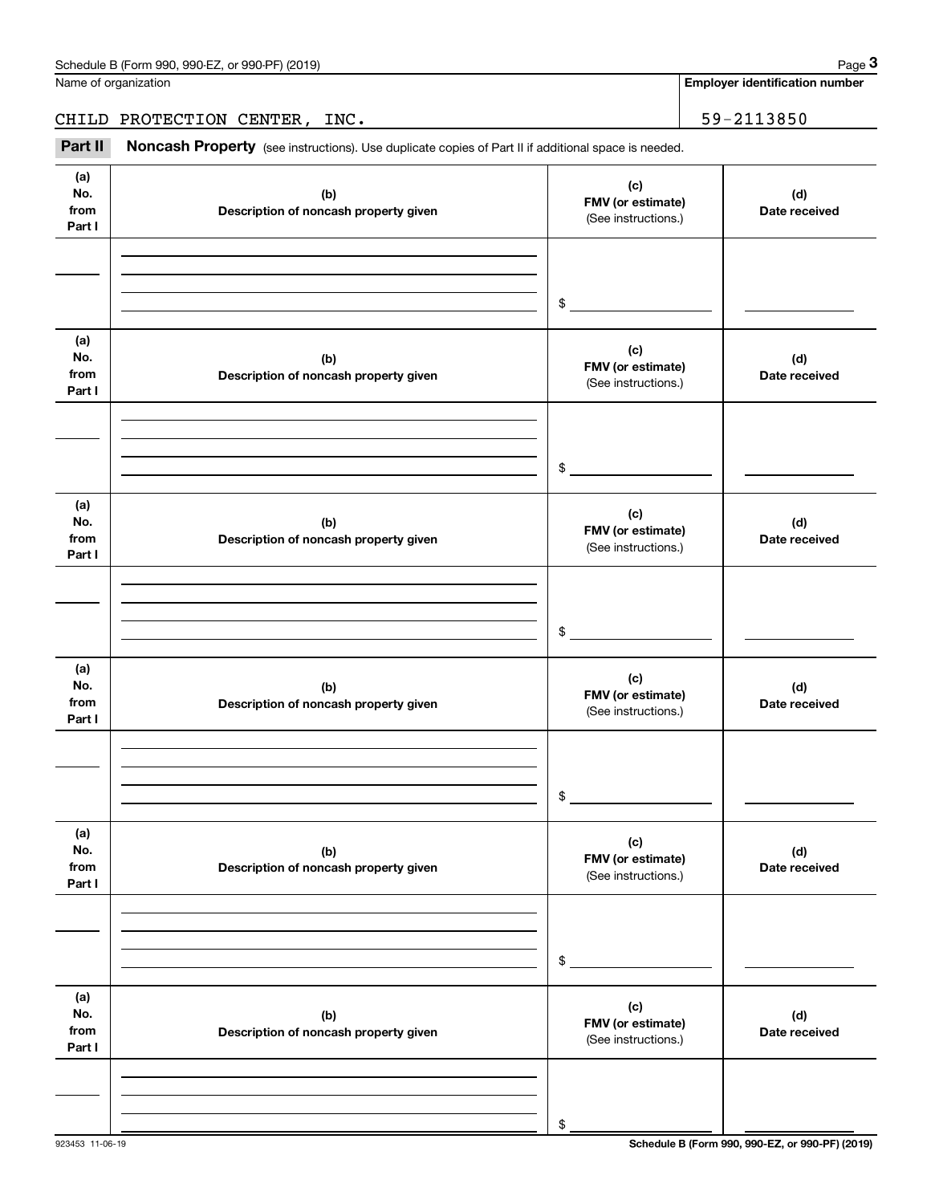Name of organization | Employer identification number

CHILD PROTECTION CENTER, INC. | 59-2113850

**Part II** **Noncash Property** (see instructions). Use duplicate copies of Part II if additional space is needed.

| (a) No. from Part I | (b) Description of noncash property given | (c) FMV (or estimate) (See instructions.) | (d) Date received |
|---|---|---|---|
| | | $ | |

| (a) No. from Part I | (b) Description of noncash property given | (c) FMV (or estimate) (See instructions.) | (d) Date received |
|---|---|---|---|
| | | $ | |

| (a) No. from Part I | (b) Description of noncash property given | (c) FMV (or estimate) (See instructions.) | (d) Date received |
|---|---|---|---|
| | | $ | |

| (a) No. from Part I | (b) Description of noncash property given | (c) FMV (or estimate) (See instructions.) | (d) Date received |
|---|---|---|---|
| | | $ | |

| (a) No. from Part I | (b) Description of noncash property given | (c) FMV (or estimate) (See instructions.) | (d) Date received |
|---|---|---|---|
| | | $ | |

| (a) No. from Part I | (b) Description of noncash property given | (c) FMV (or estimate) (See instructions.) | (d) Date received |
|---|---|---|---|
| | | $ | |

923453 11-06-19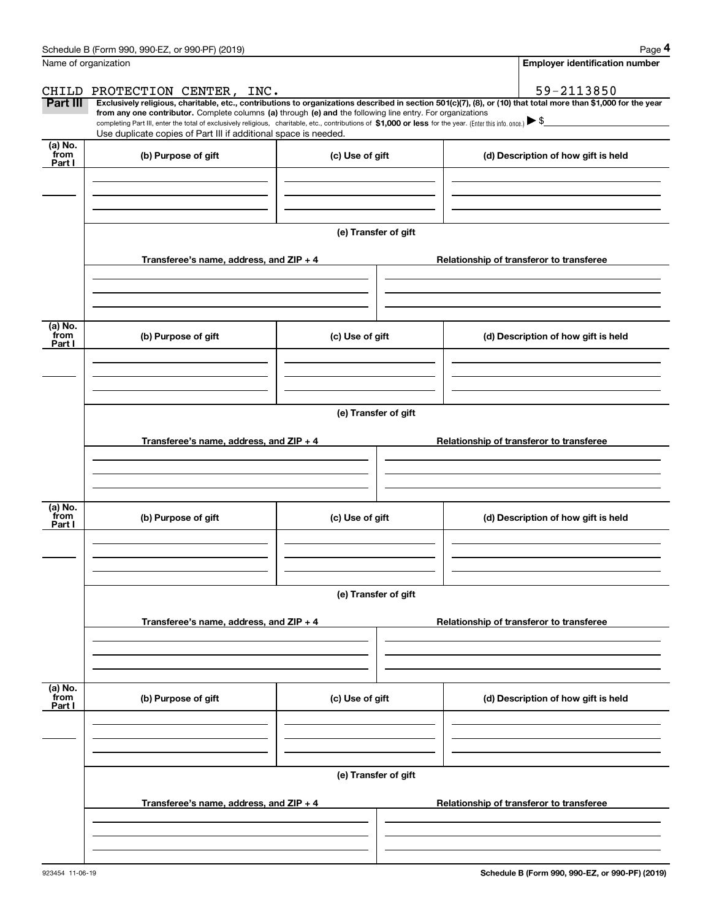Name of organization

**Employer identification number**

CHILD PROTECTION CENTER, INC. 59-2113850

**Part III** **Exclusively religious, charitable, etc., contributions to organizations described in section 501(c)(7), (8), or (10) that total more than $1,000 for the year from any one contributor.** Complete columns **(a)** through **(e) and** the following line entry. For organizations completing Part III, enter the total of exclusively religious, charitable, etc., contributions of **$1,000 or less** for the year. (Enter this info. once.) ▶ $

Use duplicate copies of Part III if additional space is needed.

| (a) No. from Part I | (b) Purpose of gift | (c) Use of gift | (d) Description of how gift is held |
|---|---|---|---|
| | | | |

**(e) Transfer of gift**

| Transferee's name, address, and ZIP + 4 | Relationship of transferor to transferee |
|---|---|
| | |

| (a) No. from Part I | (b) Purpose of gift | (c) Use of gift | (d) Description of how gift is held |
|---|---|---|---|
| | | | |

**(e) Transfer of gift**

| Transferee's name, address, and ZIP + 4 | Relationship of transferor to transferee |
|---|---|
| | |

| (a) No. from Part I | (b) Purpose of gift | (c) Use of gift | (d) Description of how gift is held |
|---|---|---|---|
| | | | |

**(e) Transfer of gift**

| Transferee's name, address, and ZIP + 4 | Relationship of transferor to transferee |
|---|---|
| | |

| (a) No. from Part I | (b) Purpose of gift | (c) Use of gift | (d) Description of how gift is held |
|---|---|---|---|
| | | | |

**(e) Transfer of gift**

| Transferee's name, address, and ZIP + 4 | Relationship of transferor to transferee |
|---|---|
| | |

923454 11-06-19

**Schedule B (Form 990, 990-EZ, or 990-PF) (2019)**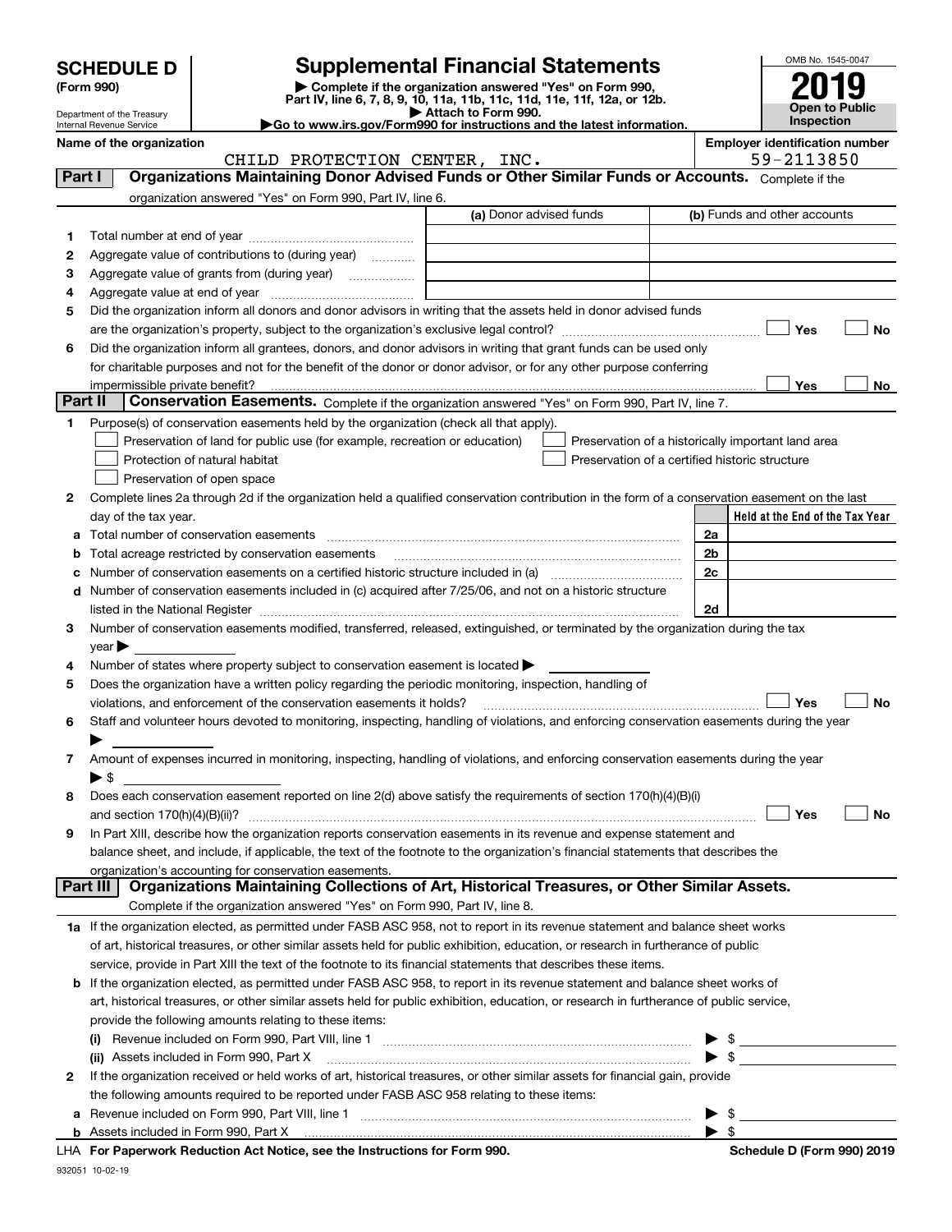# SCHEDULE D (Form 990)

Department of the Treasury
Internal Revenue Service

## Supplemental Financial Statements

▶ Complete if the organization answered "Yes" on Form 990, Part IV, line 6, 7, 8, 9, 10, 11a, 11b, 11c, 11d, 11e, 11f, 12a, or 12b.
▶ Attach to Form 990.
▶Go to www.irs.gov/Form990 for instructions and the latest information.

OMB No. 1545-0047

**2019**

**Open to Public Inspection**

**Name of the organization**
CHILD PROTECTION CENTER, INC.

**Employer identification number**
59-2113850

### Part I Organizations Maintaining Donor Advised Funds or Other Similar Funds or Accounts. Complete if the organization answered "Yes" on Form 990, Part IV, line 6.

| | | (a) Donor advised funds | (b) Funds and other accounts |
|---|---|---|---|
| 1 | Total number at end of year | | |
| 2 | Aggregate value of contributions to (during year) | | |
| 3 | Aggregate value of grants from (during year) | | |
| 4 | Aggregate value at end of year | | |

5 Did the organization inform all donors and donor advisors in writing that the assets held in donor advised funds are the organization's property, subject to the organization's exclusive legal control? ☐ Yes ☐ No

6 Did the organization inform all grantees, donors, and donor advisors in writing that grant funds can be used only for charitable purposes and not for the benefit of the donor or donor advisor, or for any other purpose conferring impermissible private benefit? ☐ Yes ☐ No

### Part II Conservation Easements. Complete if the organization answered "Yes" on Form 990, Part IV, line 7.

1 Purpose(s) of conservation easements held by the organization (check all that apply).

☐ Preservation of land for public use (for example, recreation or education)
☐ Protection of natural habitat
☐ Preservation of open space
☐ Preservation of a historically important land area
☐ Preservation of a certified historic structure

2 Complete lines 2a through 2d if the organization held a qualified conservation contribution in the form of a conservation easement on the last day of the tax year.

| | | | Held at the End of the Tax Year |
|---|---|---|---|
| a | Total number of conservation easements | 2a | |
| b | Total acreage restricted by conservation easements | 2b | |
| c | Number of conservation easements on a certified historic structure included in (a) | 2c | |
| d | Number of conservation easements included in (c) acquired after 7/25/06, and not on a historic structure listed in the National Register | 2d | |

3 Number of conservation easements modified, transferred, released, extinguished, or terminated by the organization during the tax year ▶

4 Number of states where property subject to conservation easement is located ▶

5 Does the organization have a written policy regarding the periodic monitoring, inspection, handling of violations, and enforcement of the conservation easements it holds? ☐ Yes ☐ No

6 Staff and volunteer hours devoted to monitoring, inspecting, handling of violations, and enforcing conservation easements during the year ▶

7 Amount of expenses incurred in monitoring, inspecting, handling of violations, and enforcing conservation easements during the year ▶ $

8 Does each conservation easement reported on line 2(d) above satisfy the requirements of section 170(h)(4)(B)(i) and section 170(h)(4)(B)(ii)? ☐ Yes ☐ No

9 In Part XIII, describe how the organization reports conservation easements in its revenue and expense statement and balance sheet, and include, if applicable, the text of the footnote to the organization's financial statements that describes the organization's accounting for conservation easements.

### Part III Organizations Maintaining Collections of Art, Historical Treasures, or Other Similar Assets. Complete if the organization answered "Yes" on Form 990, Part IV, line 8.

1a If the organization elected, as permitted under FASB ASC 958, not to report in its revenue statement and balance sheet works of art, historical treasures, or other similar assets held for public exhibition, education, or research in furtherance of public service, provide in Part XIII the text of the footnote to its financial statements that describes these items.

b If the organization elected, as permitted under FASB ASC 958, to report in its revenue statement and balance sheet works of art, historical treasures, or other similar assets held for public exhibition, education, or research in furtherance of public service, provide the following amounts relating to these items:

(i) Revenue included on Form 990, Part VIII, line 1 ▶ $

(ii) Assets included in Form 990, Part X ▶ $

2 If the organization received or held works of art, historical treasures, or other similar assets for financial gain, provide the following amounts required to be reported under FASB ASC 958 relating to these items:

a Revenue included on Form 990, Part VIII, line 1 ▶ $

b Assets included in Form 990, Part X ▶ $

LHA For Paperwork Reduction Act Notice, see the Instructions for Form 990. Schedule D (Form 990) 2019

932051 10-02-19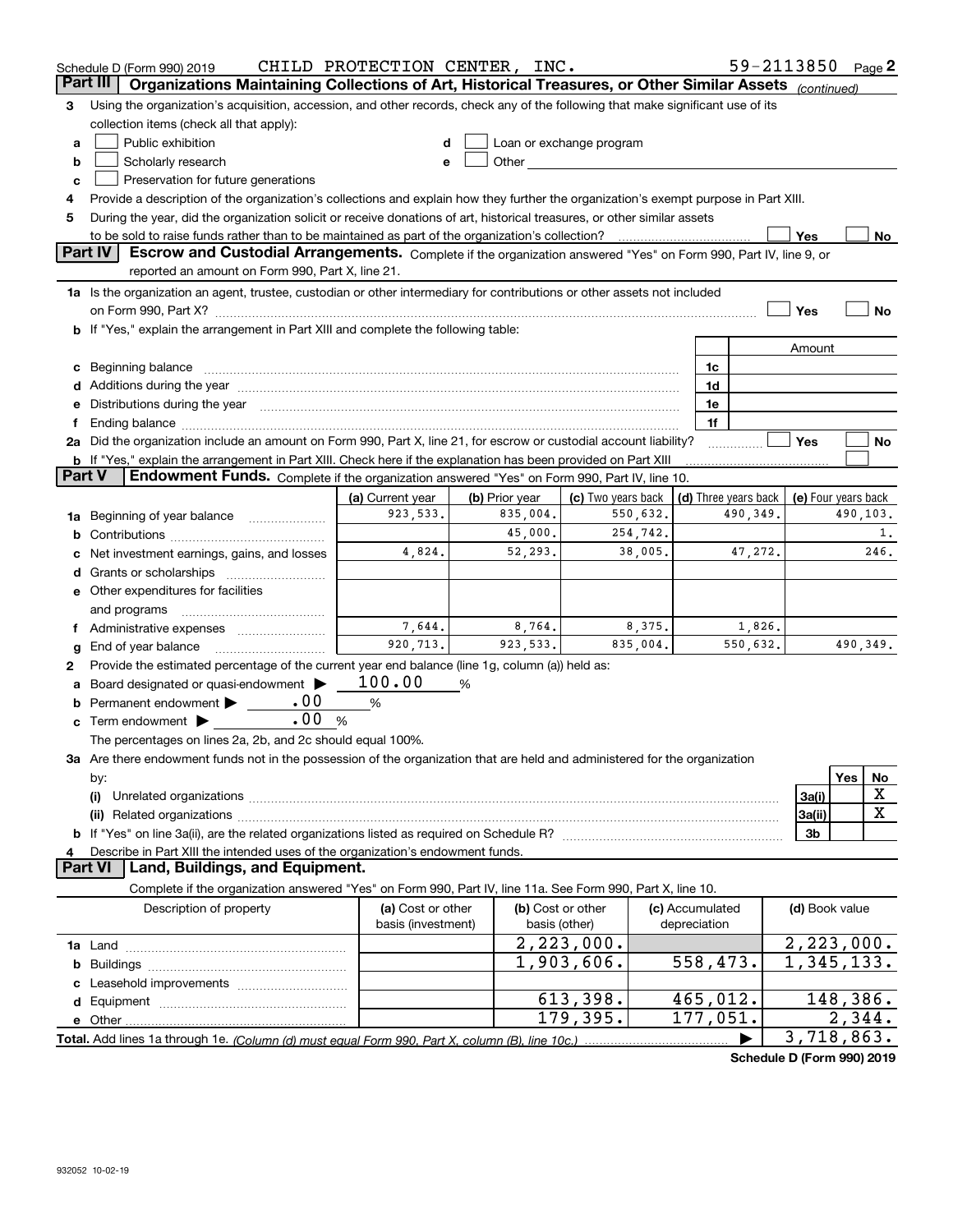Schedule D (Form 990) 2019 CHILD PROTECTION CENTER, INC. 59-2113850 Page 2

## Part III Organizations Maintaining Collections of Art, Historical Treasures, or Other Similar Assets *(continued)*

3 Using the organization's acquisition, accession, and other records, check any of the following that make significant use of its collection items (check all that apply):

- a ☐ Public exhibition
- b ☐ Scholarly research
- c ☐ Preservation for future generations
- d ☐ Loan or exchange program
- e ☐ Other

4 Provide a description of the organization's collections and explain how they further the organization's exempt purpose in Part XIII.

5 During the year, did the organization solicit or receive donations of art, historical treasures, or other similar assets to be sold to raise funds rather than to be maintained as part of the organization's collection? ☐ Yes ☐ No

## Part IV Escrow and Custodial Arrangements.

Complete if the organization answered "Yes" on Form 990, Part IV, line 9, or reported an amount on Form 990, Part X, line 21.

1a Is the organization an agent, trustee, custodian or other intermediary for contributions or other assets not included on Form 990, Part X? ☐ Yes ☐ No

b If "Yes," explain the arrangement in Part XIII and complete the following table:

| | | Amount |
|---|---|---|
| c Beginning balance | 1c | |
| d Additions during the year | 1d | |
| e Distributions during the year | 1e | |
| f Ending balance | 1f | |

2a Did the organization include an amount on Form 990, Part X, line 21, for escrow or custodial account liability? ☐ Yes ☐ No

b If "Yes," explain the arrangement in Part XIII. Check here if the explanation has been provided on Part XIII ☐

## Part V Endowment Funds.

Complete if the organization answered "Yes" on Form 990, Part IV, line 10.

| | (a) Current year | (b) Prior year | (c) Two years back | (d) Three years back | (e) Four years back |
|---|---|---|---|---|---|
| 1a Beginning of year balance | 923,533. | 835,004. | 550,632. | 490,349. | 490,103. |
| b Contributions | | 45,000. | 254,742. | | 1. |
| c Net investment earnings, gains, and losses | 4,824. | 52,293. | 38,005. | 47,272. | 246. |
| d Grants or scholarships | | | | | |
| e Other expenditures for facilities and programs | | | | | |
| f Administrative expenses | 7,644. | 8,764. | 8,375. | 1,826. | |
| g End of year balance | 920,713. | 923,533. | 835,004. | 550,632. | 490,349. |

2 Provide the estimated percentage of the current year end balance (line 1g, column (a)) held as:

- a Board designated or quasi-endowment ▶ 100.00 %
- b Permanent endowment ▶ .00 %
- c Term endowment ▶ .00 %

The percentages on lines 2a, 2b, and 2c should equal 100%.

3a Are there endowment funds not in the possession of the organization that are held and administered for the organization by:

| | | Yes | No |
|---|---|---|---|
| (i) Unrelated organizations | 3a(i) | | X |
| (ii) Related organizations | 3a(ii) | | X |
| b If "Yes" on line 3a(ii), are the related organizations listed as required on Schedule R? | 3b | | |

4 Describe in Part XIII the intended uses of the organization's endowment funds.

## Part VI Land, Buildings, and Equipment.

Complete if the organization answered "Yes" on Form 990, Part IV, line 11a. See Form 990, Part X, line 10.

| Description of property | (a) Cost or other basis (investment) | (b) Cost or other basis (other) | (c) Accumulated depreciation | (d) Book value |
|---|---|---|---|---|
| 1a Land | | 2,223,000. | | 2,223,000. |
| b Buildings | | 1,903,606. | 558,473. | 1,345,133. |
| c Leasehold improvements | | | | |
| d Equipment | | 613,398. | 465,012. | 148,386. |
| e Other | | 179,395. | 177,051. | 2,344. |
| **Total.** Add lines 1a through 1e. *(Column (d) must equal Form 990, Part X, column (B), line 10c.)* | | | ▶ | 3,718,863. |

**Schedule D (Form 990) 2019**

932052 10-02-19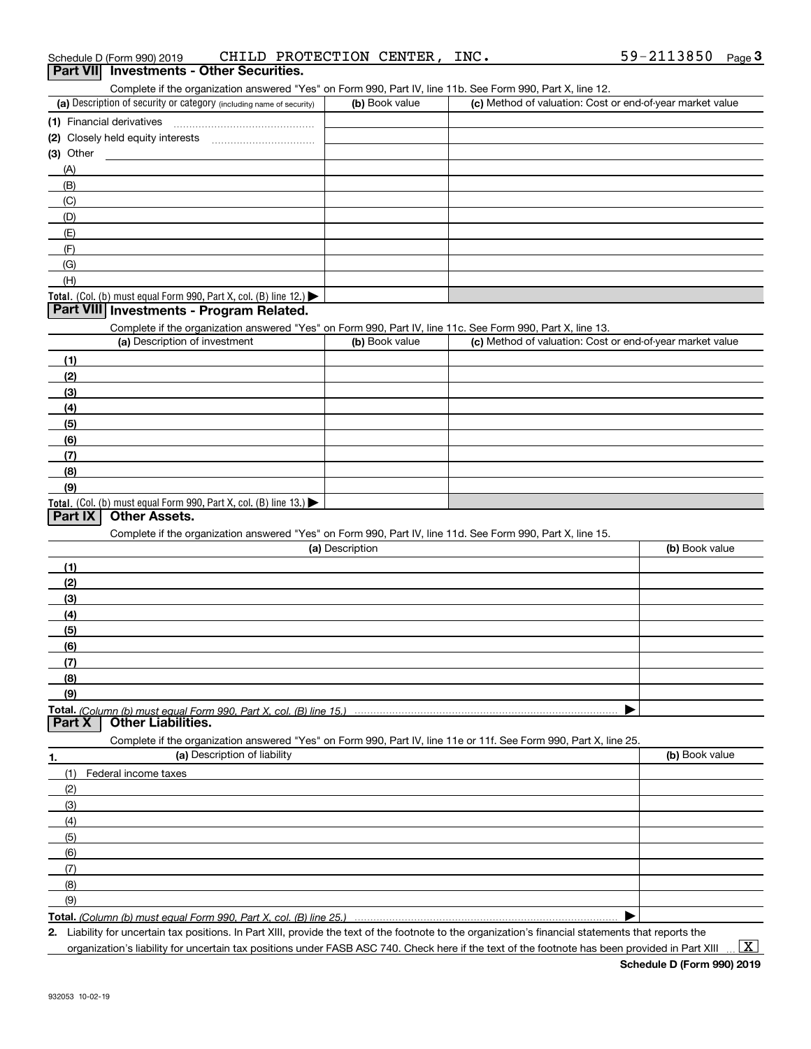Schedule D (Form 990) 2019 CHILD PROTECTION CENTER, INC. 59-2113850 Page 3

## Part VII Investments - Other Securities.

Complete if the organization answered "Yes" on Form 990, Part IV, line 11b. See Form 990, Part X, line 12.

| (a) Description of security or category (including name of security) | (b) Book value | (c) Method of valuation: Cost or end-of-year market value |
|---|---|---|
| (1) Financial derivatives | | |
| (2) Closely held equity interests | | |
| (3) Other | | |
| (A) | | |
| (B) | | |
| (C) | | |
| (D) | | |
| (E) | | |
| (F) | | |
| (G) | | |
| (H) | | |
| **Total.** (Col. (b) must equal Form 990, Part X, col. (B) line 12.) ▶ | | |

## Part VIII Investments - Program Related.

Complete if the organization answered "Yes" on Form 990, Part IV, line 11c. See Form 990, Part X, line 13.

| (a) Description of investment | (b) Book value | (c) Method of valuation: Cost or end-of-year market value |
|---|---|---|
| (1) | | |
| (2) | | |
| (3) | | |
| (4) | | |
| (5) | | |
| (6) | | |
| (7) | | |
| (8) | | |
| (9) | | |
| **Total.** (Col. (b) must equal Form 990, Part X, col. (B) line 13.) ▶ | | |

## Part IX Other Assets.

Complete if the organization answered "Yes" on Form 990, Part IV, line 11d. See Form 990, Part X, line 15.

| (a) Description | (b) Book value |
|---|---|
| (1) | |
| (2) | |
| (3) | |
| (4) | |
| (5) | |
| (6) | |
| (7) | |
| (8) | |
| (9) | |
| **Total.** *(Column (b) must equal Form 990, Part X, col. (B) line 15.)* ▶ | |

## Part X Other Liabilities.

Complete if the organization answered "Yes" on Form 990, Part IV, line 11e or 11f. See Form 990, Part X, line 25.

| 1. (a) Description of liability | (b) Book value |
|---|---|
| (1) Federal income taxes | |
| (2) | |
| (3) | |
| (4) | |
| (5) | |
| (6) | |
| (7) | |
| (8) | |
| (9) | |
| **Total.** *(Column (b) must equal Form 990, Part X, col. (B) line 25.)* ▶ | |

**2.** Liability for uncertain tax positions. In Part XIII, provide the text of the footnote to the organization's financial statements that reports the organization's liability for uncertain tax positions under FASB ASC 740. Check here if the text of the footnote has been provided in Part XIII [X]

**Schedule D (Form 990) 2019**

932053 10-02-19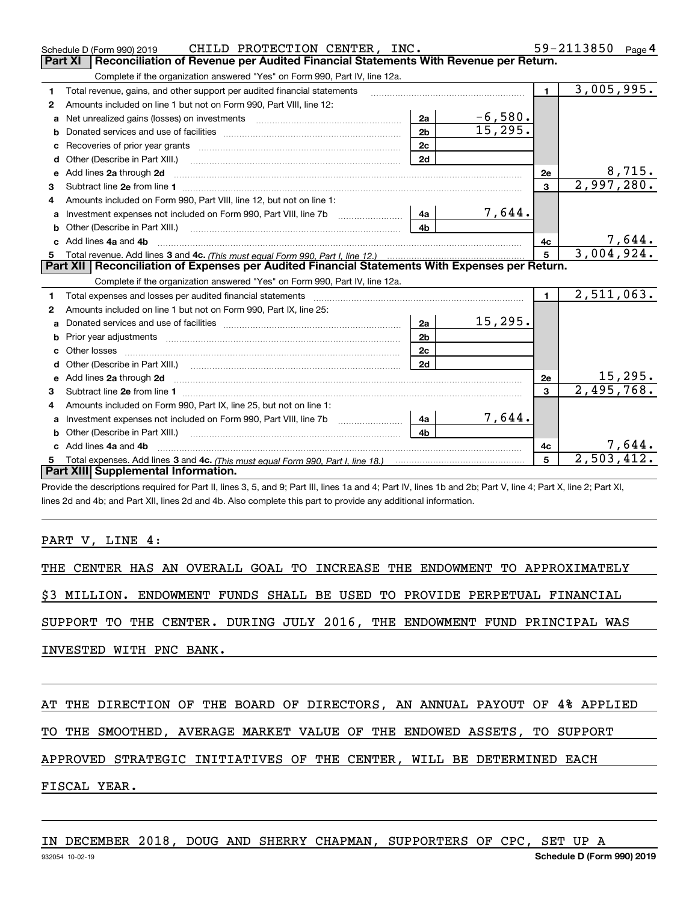Schedule D (Form 990) 2019 CHILD PROTECTION CENTER, INC. 59-2113850

## Part XI Reconciliation of Revenue per Audited Financial Statements With Revenue per Return.

Complete if the organization answered "Yes" on Form 990, Part IV, line 12a.

| | | | | | |
|---|---|---|---|---|---|
| 1 | Total revenue, gains, and other support per audited financial statements | | | 1 | 3,005,995. |
| 2 | Amounts included on line 1 but not on Form 990, Part VIII, line 12: | | | | |
| a | Net unrealized gains (losses) on investments | 2a | -6,580. | | |
| b | Donated services and use of facilities | 2b | 15,295. | | |
| c | Recoveries of prior year grants | 2c | | | |
| d | Other (Describe in Part XIII.) | 2d | | | |
| e | Add lines 2a through 2d | | | 2e | 8,715. |
| 3 | Subtract line 2e from line 1 | | | 3 | 2,997,280. |
| 4 | Amounts included on Form 990, Part VIII, line 12, but not on line 1: | | | | |
| a | Investment expenses not included on Form 990, Part VIII, line 7b | 4a | 7,644. | | |
| b | Other (Describe in Part XIII.) | 4b | | | |
| c | Add lines 4a and 4b | | | 4c | 7,644. |
| 5 | Total revenue. Add lines 3 and 4c. *(This must equal Form 990, Part I, line 12.)* | | | 5 | 3,004,924. |

## Part XII Reconciliation of Expenses per Audited Financial Statements With Expenses per Return.

Complete if the organization answered "Yes" on Form 990, Part IV, line 12a.

| | | | | | |
|---|---|---|---|---|---|
| 1 | Total expenses and losses per audited financial statements | | | 1 | 2,511,063. |
| 2 | Amounts included on line 1 but not on Form 990, Part IX, line 25: | | | | |
| a | Donated services and use of facilities | 2a | 15,295. | | |
| b | Prior year adjustments | 2b | | | |
| c | Other losses | 2c | | | |
| d | Other (Describe in Part XIII.) | 2d | | | |
| e | Add lines 2a through 2d | | | 2e | 15,295. |
| 3 | Subtract line 2e from line 1 | | | 3 | 2,495,768. |
| 4 | Amounts included on Form 990, Part IX, line 25, but not on line 1: | | | | |
| a | Investment expenses not included on Form 990, Part VIII, line 7b | 4a | 7,644. | | |
| b | Other (Describe in Part XIII.) | 4b | | | |
| c | Add lines 4a and 4b | | | 4c | 7,644. |
| 5 | Total expenses. Add lines 3 and 4c. *(This must equal Form 990, Part I, line 18.)* | | | 5 | 2,503,412. |

## Part XIII Supplemental Information.

Provide the descriptions required for Part II, lines 3, 5, and 9; Part III, lines 1a and 4; Part IV, lines 1b and 2b; Part V, line 4; Part X, line 2; Part XI, lines 2d and 4b; and Part XII, lines 2d and 4b. Also complete this part to provide any additional information.

PART V, LINE 4:

THE CENTER HAS AN OVERALL GOAL TO INCREASE THE ENDOWMENT TO APPROXIMATELY $3 MILLION. ENDOWMENT FUNDS SHALL BE USED TO PROVIDE PERPETUAL FINANCIAL SUPPORT TO THE CENTER. DURING JULY 2016, THE ENDOWMENT FUND PRINCIPAL WAS INVESTED WITH PNC BANK.

AT THE DIRECTION OF THE BOARD OF DIRECTORS, AN ANNUAL PAYOUT OF 4% APPLIED TO THE SMOOTHED, AVERAGE MARKET VALUE OF THE ENDOWED ASSETS, TO SUPPORT APPROVED STRATEGIC INITIATIVES OF THE CENTER, WILL BE DETERMINED EACH FISCAL YEAR.

IN DECEMBER 2018, DOUG AND SHERRY CHAPMAN, SUPPORTERS OF CPC, SET UP A

932054 10-02-19 Schedule D (Form 990) 2019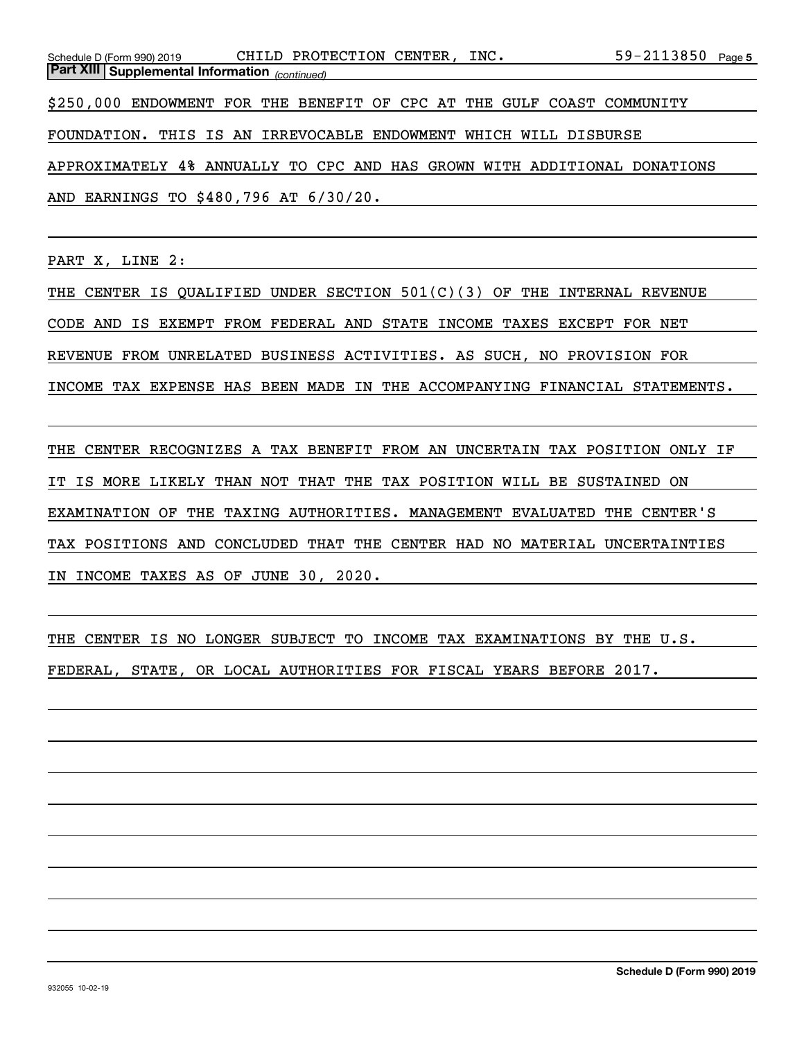**Part XIII | Supplemental Information** *(continued)*

$250,000 ENDOWMENT FOR THE BENEFIT OF CPC AT THE GULF COAST COMMUNITY FOUNDATION. THIS IS AN IRREVOCABLE ENDOWMENT WHICH WILL DISBURSE APPROXIMATELY 4% ANNUALLY TO CPC AND HAS GROWN WITH ADDITIONAL DONATIONS AND EARNINGS TO $480,796 AT 6/30/20.

PART X, LINE 2:

THE CENTER IS QUALIFIED UNDER SECTION 501(C)(3) OF THE INTERNAL REVENUE CODE AND IS EXEMPT FROM FEDERAL AND STATE INCOME TAXES EXCEPT FOR NET REVENUE FROM UNRELATED BUSINESS ACTIVITIES. AS SUCH, NO PROVISION FOR INCOME TAX EXPENSE HAS BEEN MADE IN THE ACCOMPANYING FINANCIAL STATEMENTS.

THE CENTER RECOGNIZES A TAX BENEFIT FROM AN UNCERTAIN TAX POSITION ONLY IF IT IS MORE LIKELY THAN NOT THAT THE TAX POSITION WILL BE SUSTAINED ON EXAMINATION OF THE TAXING AUTHORITIES. MANAGEMENT EVALUATED THE CENTER'S TAX POSITIONS AND CONCLUDED THAT THE CENTER HAD NO MATERIAL UNCERTAINTIES IN INCOME TAXES AS OF JUNE 30, 2020.

THE CENTER IS NO LONGER SUBJECT TO INCOME TAX EXAMINATIONS BY THE U.S. FEDERAL, STATE, OR LOCAL AUTHORITIES FOR FISCAL YEARS BEFORE 2017.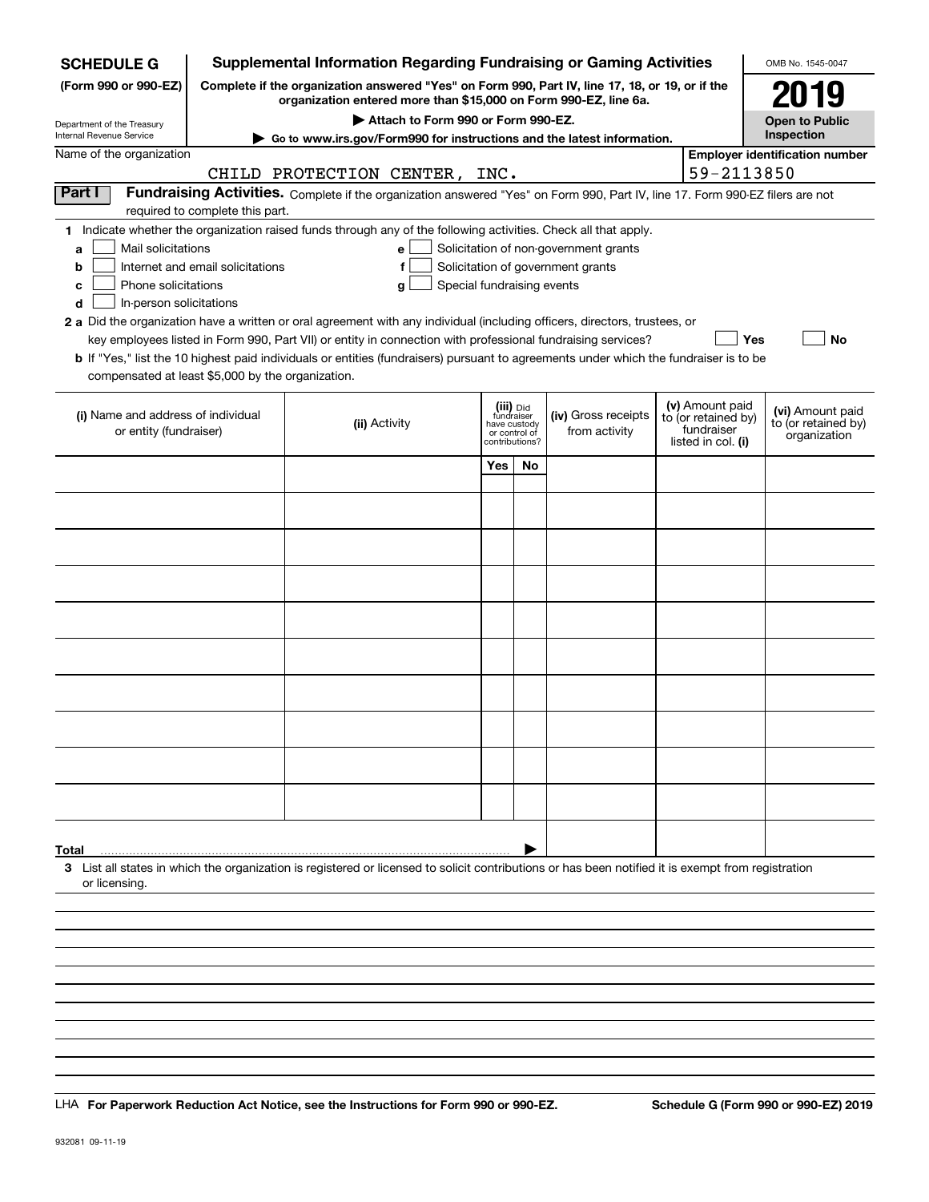**SCHEDULE G**
**(Form 990 or 990-EZ)**

Department of the Treasury
Internal Revenue Service

# Supplemental Information Regarding Fundraising or Gaming Activities

**Complete if the organization answered "Yes" on Form 990, Part IV, line 17, 18, or 19, or if the organization entered more than $15,000 on Form 990-EZ, line 6a.**

**▶ Attach to Form 990 or Form 990-EZ.**

**▶ Go to www.irs.gov/Form990 for instructions and the latest information.**

OMB No. 1545-0047

**2019**

**Open to Public Inspection**

Name of the organization: CHILD PROTECTION CENTER, INC.

**Employer identification number** 59-2113850

## Part I Fundraising Activities.

Complete if the organization answered "Yes" on Form 990, Part IV, line 17. Form 990-EZ filers are not required to complete this part.

**1** Indicate whether the organization raised funds through any of the following activities. Check all that apply.

- **a** ☐ Mail solicitations
- **b** ☐ Internet and email solicitations
- **c** ☐ Phone solicitations
- **d** ☐ In-person solicitations
- **e** ☐ Solicitation of non-government grants
- **f** ☐ Solicitation of government grants
- **g** ☐ Special fundraising events

**2 a** Did the organization have a written or oral agreement with any individual (including officers, directors, trustees, or key employees listed in Form 990, Part VII) or entity in connection with professional fundraising services? ☐ **Yes** ☐ **No**

**b** If "Yes," list the 10 highest paid individuals or entities (fundraisers) pursuant to agreements under which the fundraiser is to be compensated at least $5,000 by the organization.

| (i) Name and address of individual or entity (fundraiser) | (ii) Activity | (iii) Did fundraiser have custody or control of contributions? | | (iv) Gross receipts from activity | (v) Amount paid to (or retained by) fundraiser listed in col. (i) | (vi) Amount paid to (or retained by) organization |
|---|---|---|---|---|---|---|
| | | Yes | No | | | |
| | | | | | | |
| | | | | | | |
| | | | | | | |
| | | | | | | |
| | | | | | | |
| | | | | | | |
| | | | | | | |
| | | | | | | |
| | | | | | | |
| | | | | | | |
| **Total** ▶ | | | | | | |

**3** List all states in which the organization is registered or licensed to solicit contributions or has been notified it is exempt from registration or licensing.

LHA **For Paperwork Reduction Act Notice, see the Instructions for Form 990 or 990-EZ.** **Schedule G (Form 990 or 990-EZ) 2019**

932081 09-11-19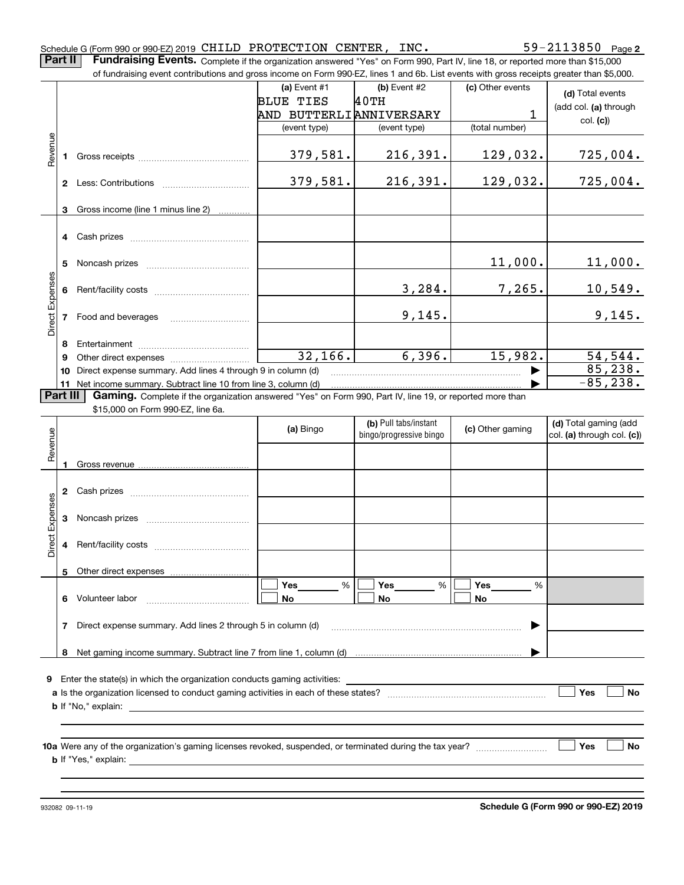Schedule G (Form 990 or 990-EZ) 2019 CHILD PROTECTION CENTER, INC. 59-2113850 Page 2

**Part II** **Fundraising Events.** Complete if the organization answered "Yes" on Form 990, Part IV, line 18, or reported more than $15,000 of fundraising event contributions and gross income on Form 990-EZ, lines 1 and 6b. List events with gross receipts greater than $5,000.

| | | (a) Event #1 BLUE TIES AND BUTTERLI (event type) | (b) Event #2 40TH ANNIVERSARY (event type) | (c) Other events 1 (total number) | (d) Total events (add col. (a) through col. (c)) |
|---|---|---|---|---|---|
| Revenue | 1 Gross receipts | 379,581. | 216,391. | 129,032. | 725,004. |
| | 2 Less: Contributions | 379,581. | 216,391. | 129,032. | 725,004. |
| | 3 Gross income (line 1 minus line 2) | | | | |
| Direct Expenses | 4 Cash prizes | | | | |
| | 5 Noncash prizes | | | 11,000. | 11,000. |
| | 6 Rent/facility costs | | 3,284. | 7,265. | 10,549. |
| | 7 Food and beverages | | 9,145. | | 9,145. |
| | 8 Entertainment | | | | |
| | 9 Other direct expenses | 32,166. | 6,396. | 15,982. | 54,544. |
| | 10 Direct expense summary. Add lines 4 through 9 in column (d) | | | | 85,238. |
| | 11 Net income summary. Subtract line 10 from line 3, column (d) | | | | -85,238. |

**Part III** **Gaming.** Complete if the organization answered "Yes" on Form 990, Part IV, line 19, or reported more than $15,000 on Form 990-EZ, line 6a.

| | | (a) Bingo | (b) Pull tabs/instant bingo/progressive bingo | (c) Other gaming | (d) Total gaming (add col. (a) through col. (c)) |
|---|---|---|---|---|---|
| Revenue | 1 Gross revenue | | | | |
| Direct Expenses | 2 Cash prizes | | | | |
| | 3 Noncash prizes | | | | |
| | 4 Rent/facility costs | | | | |
| | 5 Other direct expenses | | | | |
| | 6 Volunteer labor | ☐ Yes ___ % ☐ No | ☐ Yes ___ % ☐ No | ☐ Yes ___ % ☐ No | |
| | 7 Direct expense summary. Add lines 2 through 5 in column (d) | | | | |
| | 8 Net gaming income summary. Subtract line 7 from line 1, column (d) | | | | |

**9** Enter the state(s) in which the organization conducts gaming activities: ____________

**a** Is the organization licensed to conduct gaming activities in each of these states? ☐ Yes ☐ No

**b** If "No," explain: ____________

**10a** Were any of the organization's gaming licenses revoked, suspended, or terminated during the tax year? ☐ Yes ☐ No

**b** If "Yes," explain: ____________

932082 09-11-19 **Schedule G (Form 990 or 990-EZ) 2019**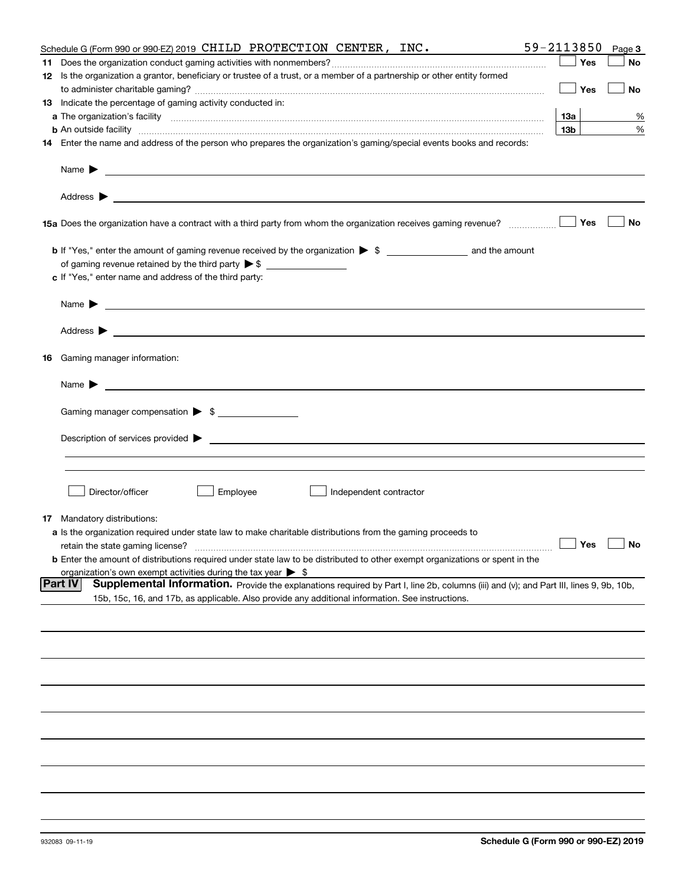Schedule G (Form 990 or 990-EZ) 2019 CHILD PROTECTION CENTER, INC. 59-2113850 Page 3

**11** Does the organization conduct gaming activities with nonmembers? ☐ Yes ☐ No

**12** Is the organization a grantor, beneficiary or trustee of a trust, or a member of a partnership or other entity formed to administer charitable gaming? ☐ Yes ☐ No

**13** Indicate the percentage of gaming activity conducted in:

**a** The organization's facility **13a** %

**b** An outside facility **13b** %

**14** Enter the name and address of the person who prepares the organization's gaming/special events books and records:

Name ▶

Address ▶

**15a** Does the organization have a contract with a third party from whom the organization receives gaming revenue? ☐ Yes ☐ No

**b** If "Yes," enter the amount of gaming revenue received by the organization ▶ $ ______ and the amount of gaming revenue retained by the third party ▶ $ ______

**c** If "Yes," enter name and address of the third party:

Name ▶

Address ▶

**16** Gaming manager information:

Name ▶

Gaming manager compensation ▶ $

Description of services provided ▶

☐ Director/officer ☐ Employee ☐ Independent contractor

**17** Mandatory distributions:

**a** Is the organization required under state law to make charitable distributions from the gaming proceeds to retain the state gaming license? ☐ Yes ☐ No

**b** Enter the amount of distributions required under state law to be distributed to other exempt organizations or spent in the organization's own exempt activities during the tax year ▶ $

**Part IV** **Supplemental Information.** Provide the explanations required by Part I, line 2b, columns (iii) and (v); and Part III, lines 9, 9b, 10b, 15b, 15c, 16, and 17b, as applicable. Also provide any additional information. See instructions.

932083 09-11-19

**Schedule G (Form 990 or 990-EZ) 2019**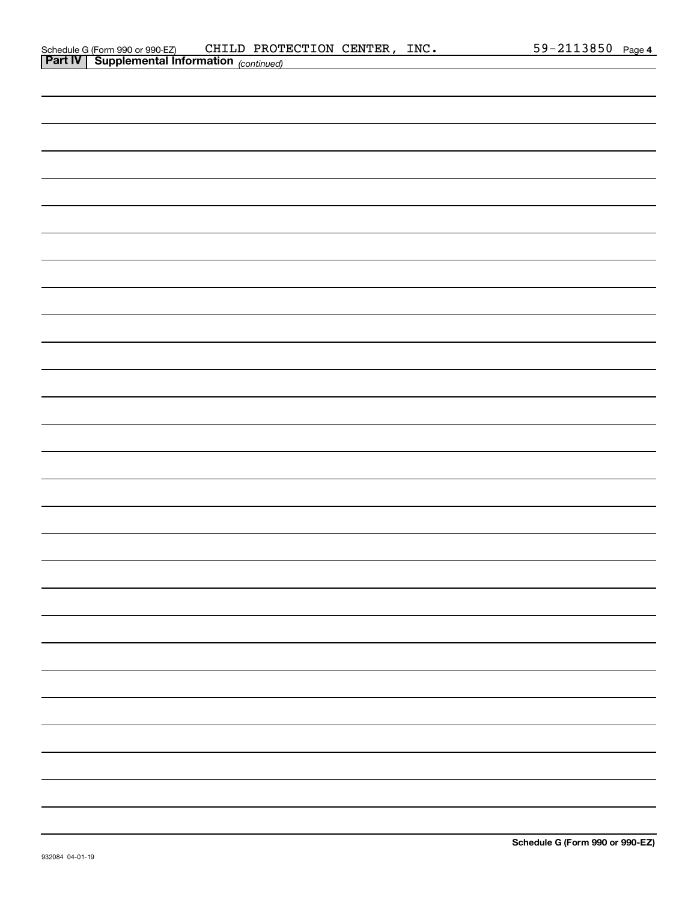Schedule G (Form 990 or 990-EZ) CHILD PROTECTION CENTER, INC. 59-2113850 Page 4

**Part IV | Supplemental Information** *(continued)*

**Schedule G (Form 990 or 990-EZ)**

932084 04-01-19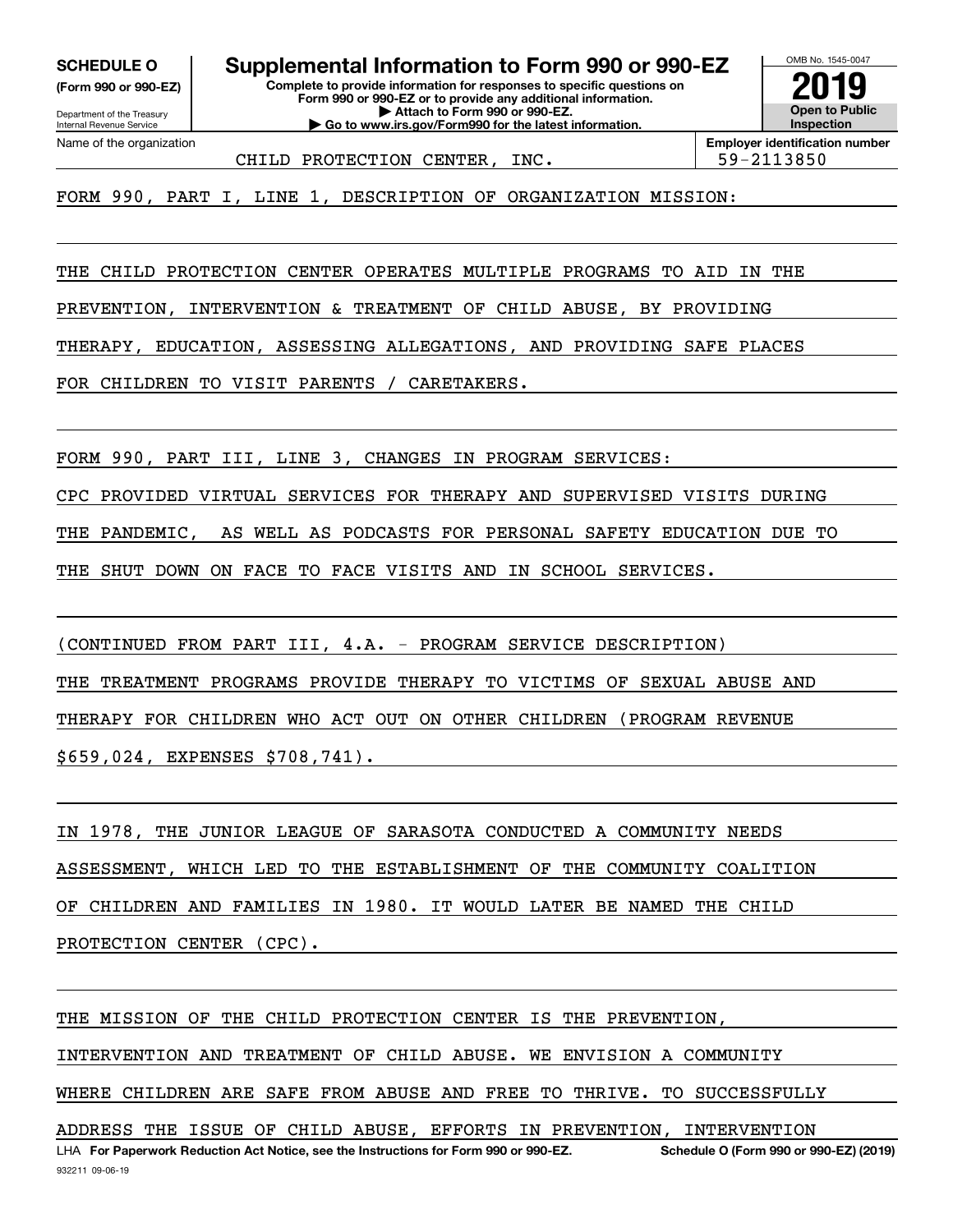**SCHEDULE O (Form 990 or 990-EZ)**

Department of the Treasury
Internal Revenue Service

# Supplemental Information to Form 990 or 990-EZ

**Complete to provide information for responses to specific questions on Form 990 or 990-EZ or to provide any additional information.**
**▶ Attach to Form 990 or 990-EZ.**
**▶ Go to www.irs.gov/Form990 for the latest information.**

OMB No. 1545-0047

**2019**

**Open to Public Inspection**

| Name of the organization | Employer identification number |
|---|---|
| CHILD PROTECTION CENTER, INC. | 59-2113850 |

FORM 990, PART I, LINE 1, DESCRIPTION OF ORGANIZATION MISSION:

THE CHILD PROTECTION CENTER OPERATES MULTIPLE PROGRAMS TO AID IN THE PREVENTION, INTERVENTION & TREATMENT OF CHILD ABUSE, BY PROVIDING THERAPY, EDUCATION, ASSESSING ALLEGATIONS, AND PROVIDING SAFE PLACES FOR CHILDREN TO VISIT PARENTS / CARETAKERS.

FORM 990, PART III, LINE 3, CHANGES IN PROGRAM SERVICES:

CPC PROVIDED VIRTUAL SERVICES FOR THERAPY AND SUPERVISED VISITS DURING THE PANDEMIC, AS WELL AS PODCASTS FOR PERSONAL SAFETY EDUCATION DUE TO THE SHUT DOWN ON FACE TO FACE VISITS AND IN SCHOOL SERVICES.

(CONTINUED FROM PART III, 4.A. - PROGRAM SERVICE DESCRIPTION)

THE TREATMENT PROGRAMS PROVIDE THERAPY TO VICTIMS OF SEXUAL ABUSE AND THERAPY FOR CHILDREN WHO ACT OUT ON OTHER CHILDREN (PROGRAM REVENUE $659,024, EXPENSES $708,741).

IN 1978, THE JUNIOR LEAGUE OF SARASOTA CONDUCTED A COMMUNITY NEEDS ASSESSMENT, WHICH LED TO THE ESTABLISHMENT OF THE COMMUNITY COALITION OF CHILDREN AND FAMILIES IN 1980. IT WOULD LATER BE NAMED THE CHILD PROTECTION CENTER (CPC).

THE MISSION OF THE CHILD PROTECTION CENTER IS THE PREVENTION, INTERVENTION AND TREATMENT OF CHILD ABUSE. WE ENVISION A COMMUNITY WHERE CHILDREN ARE SAFE FROM ABUSE AND FREE TO THRIVE. TO SUCCESSFULLY ADDRESS THE ISSUE OF CHILD ABUSE, EFFORTS IN PREVENTION, INTERVENTION

LHA **For Paperwork Reduction Act Notice, see the Instructions for Form 990 or 990-EZ.** **Schedule O (Form 990 or 990-EZ) (2019)**

932211 09-06-19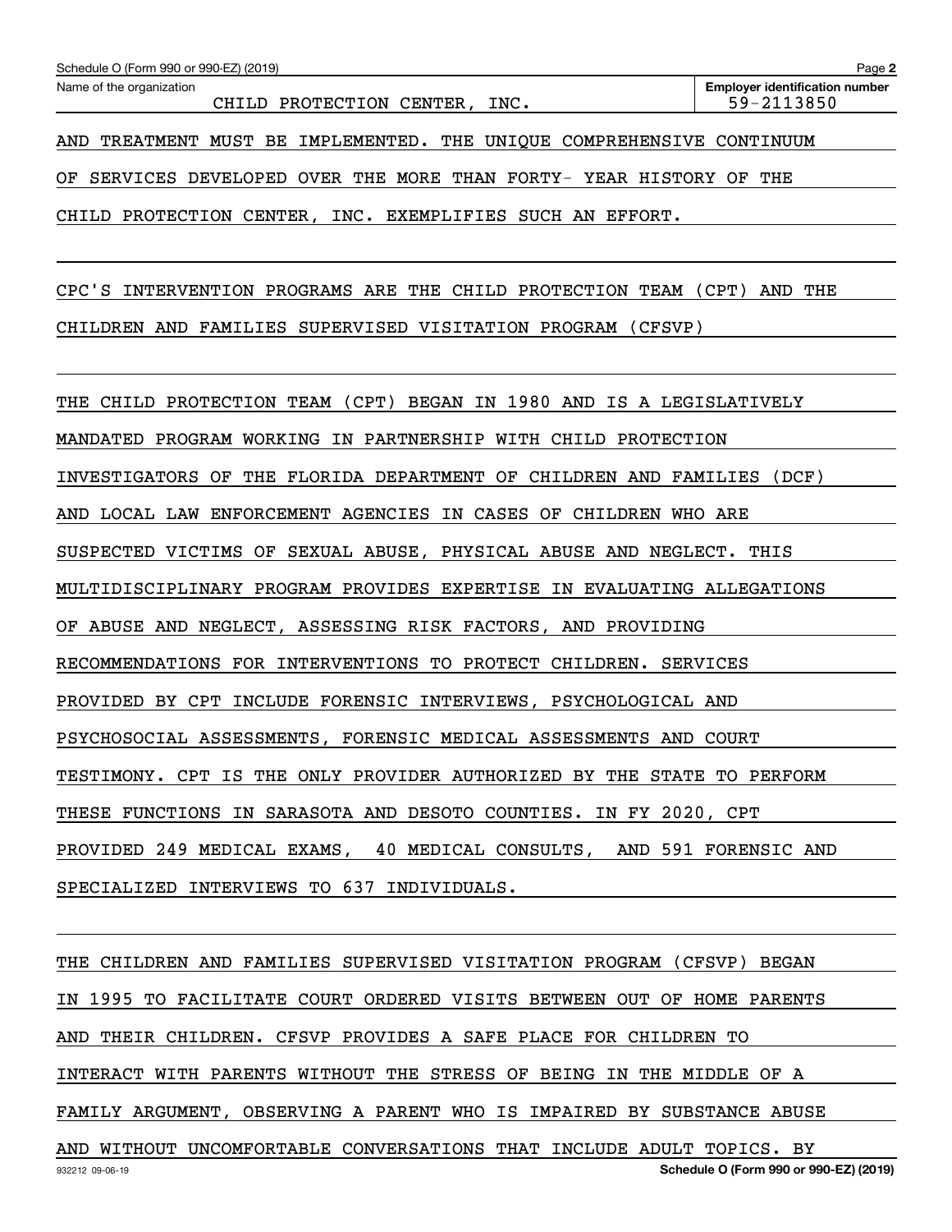Name of the organization: CHILD PROTECTION CENTER, INC.

Employer identification number: 59-2113850

AND TREATMENT MUST BE IMPLEMENTED. THE UNIQUE COMPREHENSIVE CONTINUUM OF SERVICES DEVELOPED OVER THE MORE THAN FORTY- YEAR HISTORY OF THE CHILD PROTECTION CENTER, INC. EXEMPLIFIES SUCH AN EFFORT.

CPC'S INTERVENTION PROGRAMS ARE THE CHILD PROTECTION TEAM (CPT) AND THE CHILDREN AND FAMILIES SUPERVISED VISITATION PROGRAM (CFSVP)

THE CHILD PROTECTION TEAM (CPT) BEGAN IN 1980 AND IS A LEGISLATIVELY MANDATED PROGRAM WORKING IN PARTNERSHIP WITH CHILD PROTECTION INVESTIGATORS OF THE FLORIDA DEPARTMENT OF CHILDREN AND FAMILIES (DCF) AND LOCAL LAW ENFORCEMENT AGENCIES IN CASES OF CHILDREN WHO ARE SUSPECTED VICTIMS OF SEXUAL ABUSE, PHYSICAL ABUSE AND NEGLECT. THIS MULTIDISCIPLINARY PROGRAM PROVIDES EXPERTISE IN EVALUATING ALLEGATIONS OF ABUSE AND NEGLECT, ASSESSING RISK FACTORS, AND PROVIDING RECOMMENDATIONS FOR INTERVENTIONS TO PROTECT CHILDREN. SERVICES PROVIDED BY CPT INCLUDE FORENSIC INTERVIEWS, PSYCHOLOGICAL AND PSYCHOSOCIAL ASSESSMENTS, FORENSIC MEDICAL ASSESSMENTS AND COURT TESTIMONY. CPT IS THE ONLY PROVIDER AUTHORIZED BY THE STATE TO PERFORM THESE FUNCTIONS IN SARASOTA AND DESOTO COUNTIES. IN FY 2020, CPT PROVIDED 249 MEDICAL EXAMS, 40 MEDICAL CONSULTS, AND 591 FORENSIC AND SPECIALIZED INTERVIEWS TO 637 INDIVIDUALS.

THE CHILDREN AND FAMILIES SUPERVISED VISITATION PROGRAM (CFSVP) BEGAN IN 1995 TO FACILITATE COURT ORDERED VISITS BETWEEN OUT OF HOME PARENTS AND THEIR CHILDREN. CFSVP PROVIDES A SAFE PLACE FOR CHILDREN TO INTERACT WITH PARENTS WITHOUT THE STRESS OF BEING IN THE MIDDLE OF A FAMILY ARGUMENT, OBSERVING A PARENT WHO IS IMPAIRED BY SUBSTANCE ABUSE AND WITHOUT UNCOMFORTABLE CONVERSATIONS THAT INCLUDE ADULT TOPICS. BY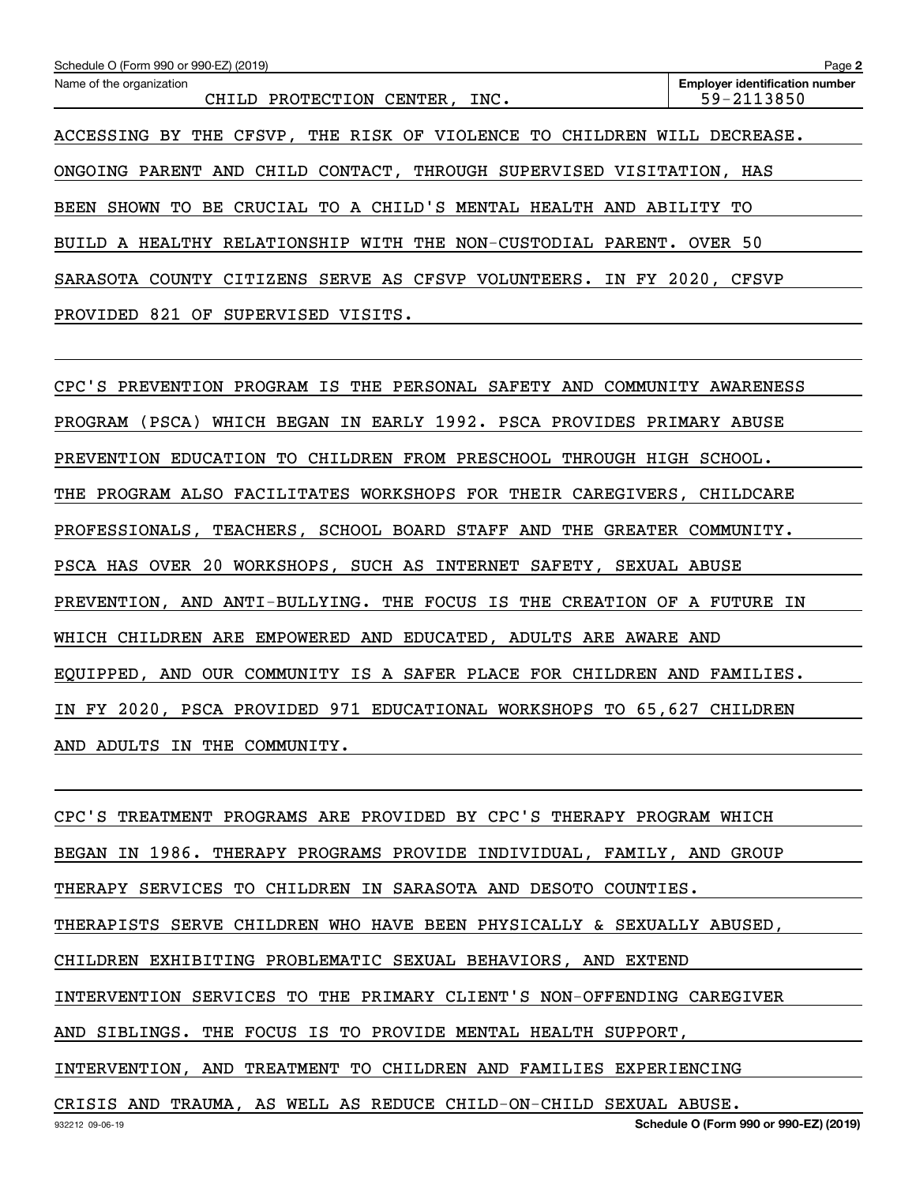Name of the organization: CHILD PROTECTION CENTER, INC.

Employer identification number: 59-2113850

ACCESSING BY THE CFSVP, THE RISK OF VIOLENCE TO CHILDREN WILL DECREASE. ONGOING PARENT AND CHILD CONTACT, THROUGH SUPERVISED VISITATION, HAS BEEN SHOWN TO BE CRUCIAL TO A CHILD'S MENTAL HEALTH AND ABILITY TO BUILD A HEALTHY RELATIONSHIP WITH THE NON-CUSTODIAL PARENT. OVER 50 SARASOTA COUNTY CITIZENS SERVE AS CFSVP VOLUNTEERS. IN FY 2020, CFSVP PROVIDED 821 OF SUPERVISED VISITS.

CPC'S PREVENTION PROGRAM IS THE PERSONAL SAFETY AND COMMUNITY AWARENESS PROGRAM (PSCA) WHICH BEGAN IN EARLY 1992. PSCA PROVIDES PRIMARY ABUSE PREVENTION EDUCATION TO CHILDREN FROM PRESCHOOL THROUGH HIGH SCHOOL. THE PROGRAM ALSO FACILITATES WORKSHOPS FOR THEIR CAREGIVERS, CHILDCARE PROFESSIONALS, TEACHERS, SCHOOL BOARD STAFF AND THE GREATER COMMUNITY. PSCA HAS OVER 20 WORKSHOPS, SUCH AS INTERNET SAFETY, SEXUAL ABUSE PREVENTION, AND ANTI-BULLYING. THE FOCUS IS THE CREATION OF A FUTURE IN WHICH CHILDREN ARE EMPOWERED AND EDUCATED, ADULTS ARE AWARE AND EQUIPPED, AND OUR COMMUNITY IS A SAFER PLACE FOR CHILDREN AND FAMILIES. IN FY 2020, PSCA PROVIDED 971 EDUCATIONAL WORKSHOPS TO 65,627 CHILDREN AND ADULTS IN THE COMMUNITY.

CPC'S TREATMENT PROGRAMS ARE PROVIDED BY CPC'S THERAPY PROGRAM WHICH BEGAN IN 1986. THERAPY PROGRAMS PROVIDE INDIVIDUAL, FAMILY, AND GROUP THERAPY SERVICES TO CHILDREN IN SARASOTA AND DESOTO COUNTIES. THERAPISTS SERVE CHILDREN WHO HAVE BEEN PHYSICALLY & SEXUALLY ABUSED, CHILDREN EXHIBITING PROBLEMATIC SEXUAL BEHAVIORS, AND EXTEND INTERVENTION SERVICES TO THE PRIMARY CLIENT'S NON-OFFENDING CAREGIVER AND SIBLINGS. THE FOCUS IS TO PROVIDE MENTAL HEALTH SUPPORT, INTERVENTION, AND TREATMENT TO CHILDREN AND FAMILIES EXPERIENCING CRISIS AND TRAUMA, AS WELL AS REDUCE CHILD-ON-CHILD SEXUAL ABUSE.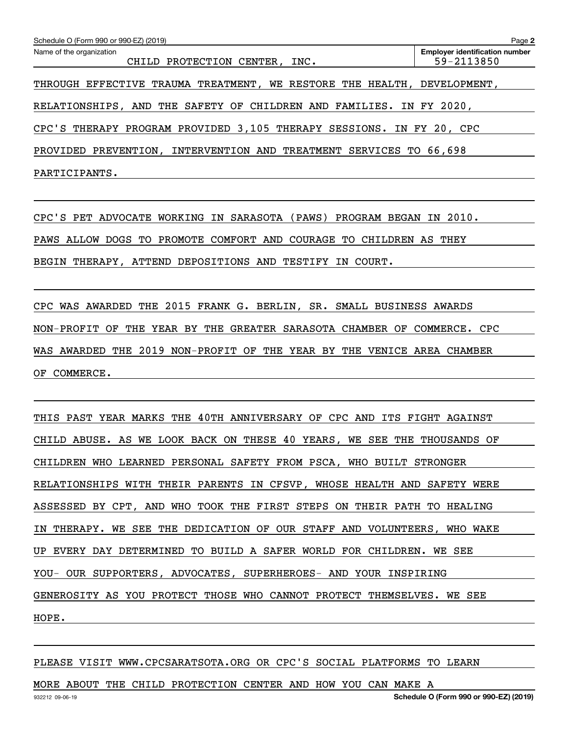Name of the organization: CHILD PROTECTION CENTER, INC.

Employer identification number: 59-2113850

THROUGH EFFECTIVE TRAUMA TREATMENT, WE RESTORE THE HEALTH, DEVELOPMENT, RELATIONSHIPS, AND THE SAFETY OF CHILDREN AND FAMILIES. IN FY 2020, CPC'S THERAPY PROGRAM PROVIDED 3,105 THERAPY SESSIONS. IN FY 20, CPC PROVIDED PREVENTION, INTERVENTION AND TREATMENT SERVICES TO 66,698 PARTICIPANTS.

CPC'S PET ADVOCATE WORKING IN SARASOTA (PAWS) PROGRAM BEGAN IN 2010. PAWS ALLOW DOGS TO PROMOTE COMFORT AND COURAGE TO CHILDREN AS THEY BEGIN THERAPY, ATTEND DEPOSITIONS AND TESTIFY IN COURT.

CPC WAS AWARDED THE 2015 FRANK G. BERLIN, SR. SMALL BUSINESS AWARDS NON-PROFIT OF THE YEAR BY THE GREATER SARASOTA CHAMBER OF COMMERCE. CPC WAS AWARDED THE 2019 NON-PROFIT OF THE YEAR BY THE VENICE AREA CHAMBER OF COMMERCE.

THIS PAST YEAR MARKS THE 40TH ANNIVERSARY OF CPC AND ITS FIGHT AGAINST CHILD ABUSE. AS WE LOOK BACK ON THESE 40 YEARS, WE SEE THE THOUSANDS OF CHILDREN WHO LEARNED PERSONAL SAFETY FROM PSCA, WHO BUILT STRONGER RELATIONSHIPS WITH THEIR PARENTS IN CFSVP, WHOSE HEALTH AND SAFETY WERE ASSESSED BY CPT, AND WHO TOOK THE FIRST STEPS ON THEIR PATH TO HEALING IN THERAPY. WE SEE THE DEDICATION OF OUR STAFF AND VOLUNTEERS, WHO WAKE UP EVERY DAY DETERMINED TO BUILD A SAFER WORLD FOR CHILDREN. WE SEE YOU- OUR SUPPORTERS, ADVOCATES, SUPERHEROES- AND YOUR INSPIRING GENEROSITY AS YOU PROTECT THOSE WHO CANNOT PROTECT THEMSELVES. WE SEE HOPE.

PLEASE VISIT WWW.CPCSARATSOTA.ORG OR CPC'S SOCIAL PLATFORMS TO LEARN MORE ABOUT THE CHILD PROTECTION CENTER AND HOW YOU CAN MAKE A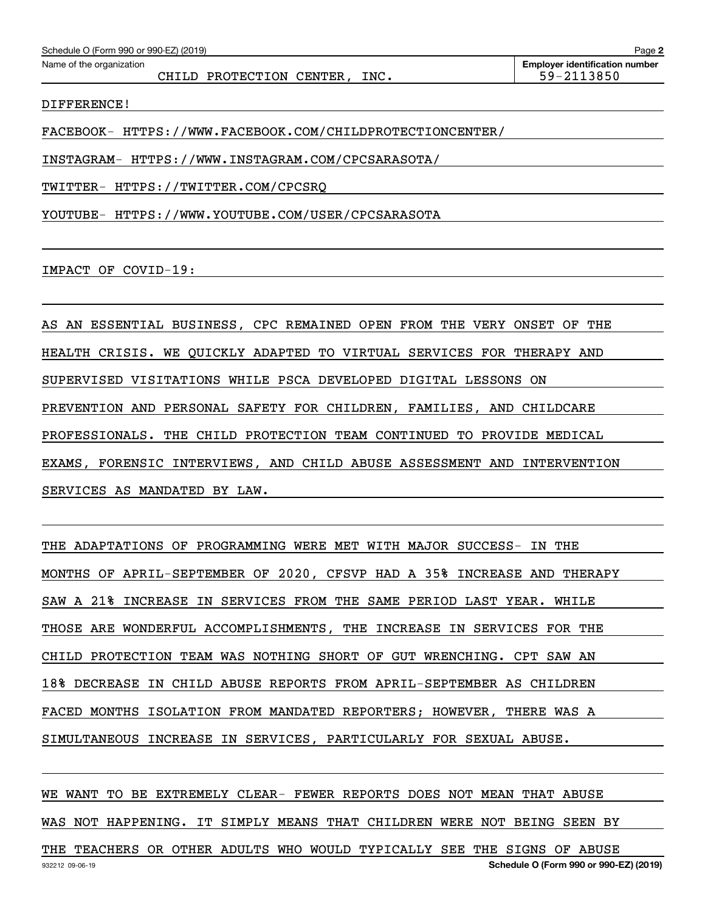Name of the organization: CHILD PROTECTION CENTER, INC.

Employer identification number: 59-2113850

DIFFERENCE!

FACEBOOK- HTTPS://WWW.FACEBOOK.COM/CHILDPROTECTIONCENTER/

INSTAGRAM- HTTPS://WWW.INSTAGRAM.COM/CPCSARASOTA/

TWITTER- HTTPS://TWITTER.COM/CPCSRQ

YOUTUBE- HTTPS://WWW.YOUTUBE.COM/USER/CPCSARASOTA

IMPACT OF COVID-19:

AS AN ESSENTIAL BUSINESS, CPC REMAINED OPEN FROM THE VERY ONSET OF THE HEALTH CRISIS. WE QUICKLY ADAPTED TO VIRTUAL SERVICES FOR THERAPY AND SUPERVISED VISITATIONS WHILE PSCA DEVELOPED DIGITAL LESSONS ON PREVENTION AND PERSONAL SAFETY FOR CHILDREN, FAMILIES, AND CHILDCARE PROFESSIONALS. THE CHILD PROTECTION TEAM CONTINUED TO PROVIDE MEDICAL EXAMS, FORENSIC INTERVIEWS, AND CHILD ABUSE ASSESSMENT AND INTERVENTION SERVICES AS MANDATED BY LAW.

THE ADAPTATIONS OF PROGRAMMING WERE MET WITH MAJOR SUCCESS- IN THE MONTHS OF APRIL-SEPTEMBER OF 2020, CFSVP HAD A 35% INCREASE AND THERAPY SAW A 21% INCREASE IN SERVICES FROM THE SAME PERIOD LAST YEAR. WHILE THOSE ARE WONDERFUL ACCOMPLISHMENTS, THE INCREASE IN SERVICES FOR THE CHILD PROTECTION TEAM WAS NOTHING SHORT OF GUT WRENCHING. CPT SAW AN 18% DECREASE IN CHILD ABUSE REPORTS FROM APRIL-SEPTEMBER AS CHILDREN FACED MONTHS ISOLATION FROM MANDATED REPORTERS; HOWEVER, THERE WAS A SIMULTANEOUS INCREASE IN SERVICES, PARTICULARLY FOR SEXUAL ABUSE.

WE WANT TO BE EXTREMELY CLEAR- FEWER REPORTS DOES NOT MEAN THAT ABUSE WAS NOT HAPPENING. IT SIMPLY MEANS THAT CHILDREN WERE NOT BEING SEEN BY THE TEACHERS OR OTHER ADULTS WHO WOULD TYPICALLY SEE THE SIGNS OF ABUSE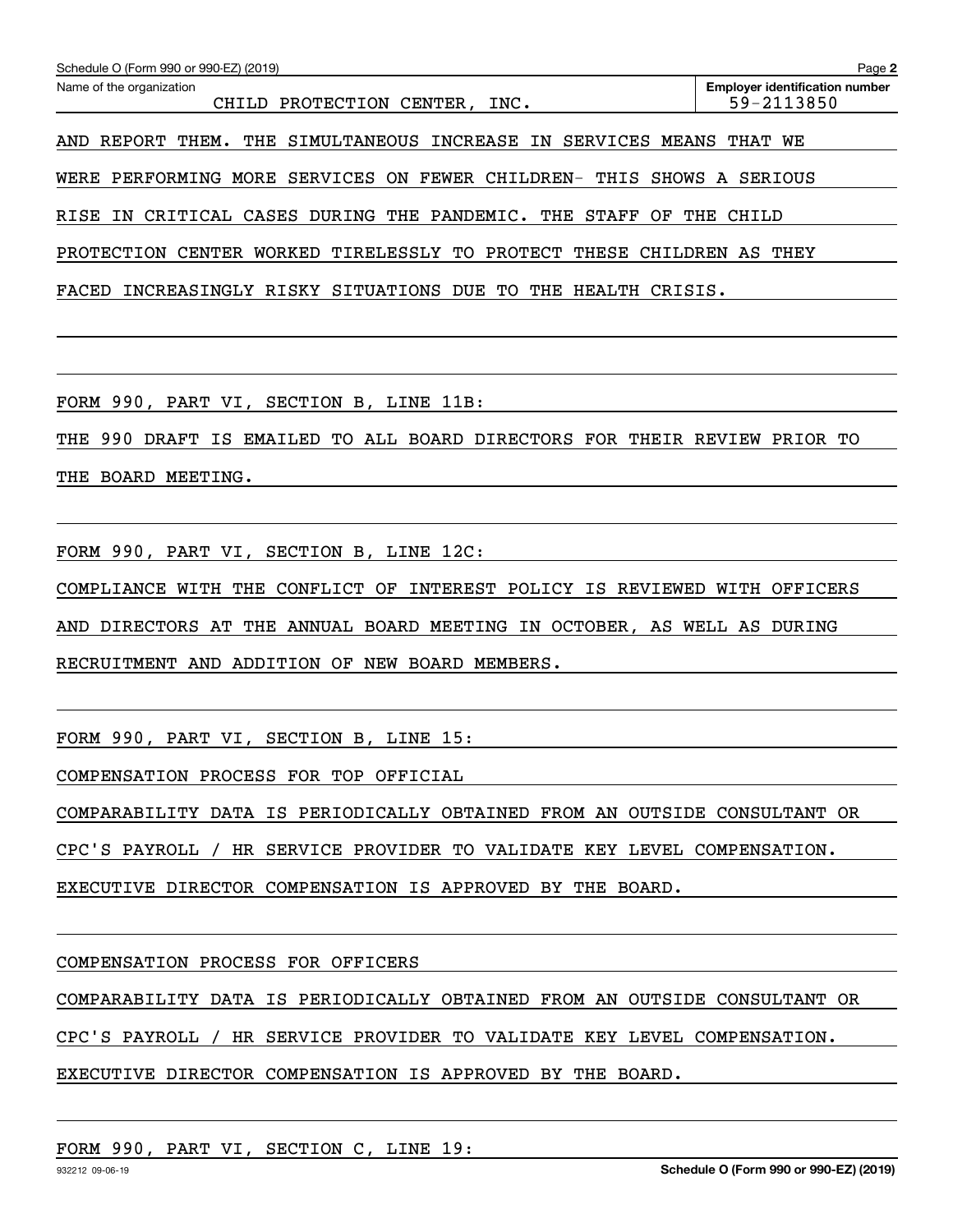Name of the organization: CHILD PROTECTION CENTER, INC.

Employer identification number: 59-2113850

AND REPORT THEM. THE SIMULTANEOUS INCREASE IN SERVICES MEANS THAT WE WERE PERFORMING MORE SERVICES ON FEWER CHILDREN- THIS SHOWS A SERIOUS RISE IN CRITICAL CASES DURING THE PANDEMIC. THE STAFF OF THE CHILD PROTECTION CENTER WORKED TIRELESSLY TO PROTECT THESE CHILDREN AS THEY FACED INCREASINGLY RISKY SITUATIONS DUE TO THE HEALTH CRISIS.

FORM 990, PART VI, SECTION B, LINE 11B:

THE 990 DRAFT IS EMAILED TO ALL BOARD DIRECTORS FOR THEIR REVIEW PRIOR TO THE BOARD MEETING.

FORM 990, PART VI, SECTION B, LINE 12C:

COMPLIANCE WITH THE CONFLICT OF INTEREST POLICY IS REVIEWED WITH OFFICERS AND DIRECTORS AT THE ANNUAL BOARD MEETING IN OCTOBER, AS WELL AS DURING RECRUITMENT AND ADDITION OF NEW BOARD MEMBERS.

FORM 990, PART VI, SECTION B, LINE 15:

COMPENSATION PROCESS FOR TOP OFFICIAL

COMPARABILITY DATA IS PERIODICALLY OBTAINED FROM AN OUTSIDE CONSULTANT OR CPC'S PAYROLL / HR SERVICE PROVIDER TO VALIDATE KEY LEVEL COMPENSATION. EXECUTIVE DIRECTOR COMPENSATION IS APPROVED BY THE BOARD.

COMPENSATION PROCESS FOR OFFICERS

COMPARABILITY DATA IS PERIODICALLY OBTAINED FROM AN OUTSIDE CONSULTANT OR CPC'S PAYROLL / HR SERVICE PROVIDER TO VALIDATE KEY LEVEL COMPENSATION. EXECUTIVE DIRECTOR COMPENSATION IS APPROVED BY THE BOARD.

FORM 990, PART VI, SECTION C, LINE 19: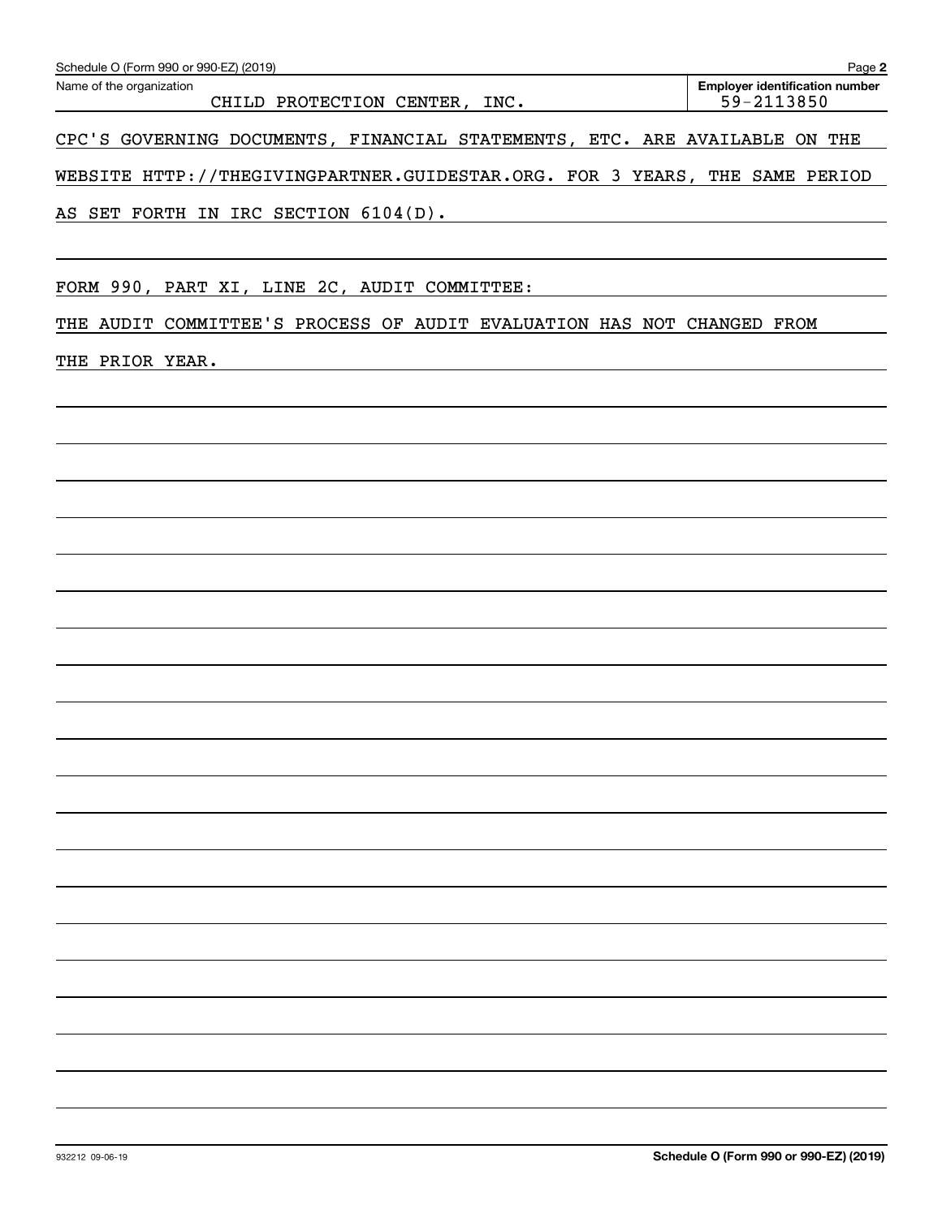Name of the organization: CHILD PROTECTION CENTER, INC.

Employer identification number: 59-2113850

CPC'S GOVERNING DOCUMENTS, FINANCIAL STATEMENTS, ETC. ARE AVAILABLE ON THE WEBSITE HTTP://THEGIVINGPARTNER.GUIDESTAR.ORG. FOR 3 YEARS, THE SAME PERIOD AS SET FORTH IN IRC SECTION 6104(D).

FORM 990, PART XI, LINE 2C, AUDIT COMMITTEE:

THE AUDIT COMMITTEE'S PROCESS OF AUDIT EVALUATION HAS NOT CHANGED FROM THE PRIOR YEAR.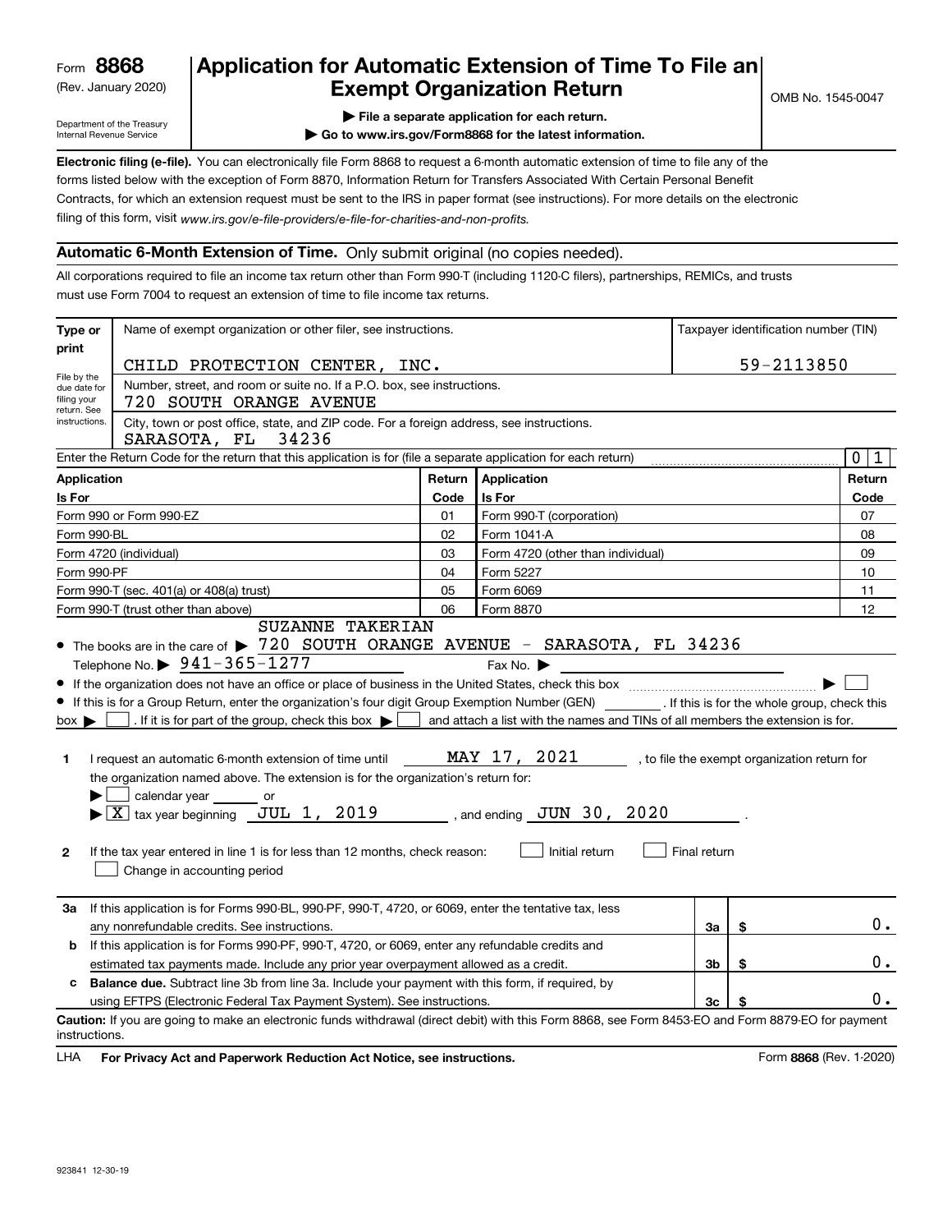Form **8868**
(Rev. January 2020)
Department of the Treasury
Internal Revenue Service

# Application for Automatic Extension of Time To File an Exempt Organization Return

▶ File a separate application for each return.
▶ Go to www.irs.gov/Form8868 for the latest information.

OMB No. 1545-0047

**Electronic filing (e-file).** You can electronically file Form 8868 to request a 6-month automatic extension of time to file any of the forms listed below with the exception of Form 8870, Information Return for Transfers Associated With Certain Personal Benefit Contracts, for which an extension request must be sent to the IRS in paper format (see instructions). For more details on the electronic filing of this form, visit *www.irs.gov/e-file-providers/e-file-for-charities-and-non-profits.*

## Automatic 6-Month Extension of Time. Only submit original (no copies needed).

All corporations required to file an income tax return other than Form 990-T (including 1120-C filers), partnerships, REMICs, and trusts must use Form 7004 to request an extension of time to file income tax returns.

| Type or print | | |
|---|---|---|
| File by the due date for filing your return. See instructions. | Name of exempt organization or other filer, see instructions.<br>CHILD PROTECTION CENTER, INC. | Taxpayer identification number (TIN)<br>59-2113850 |
| | Number, street, and room or suite no. If a P.O. box, see instructions.<br>720 SOUTH ORANGE AVENUE | |
| | City, town or post office, state, and ZIP code. For a foreign address, see instructions.<br>SARASOTA, FL 34236 | |

Enter the Return Code for the return that this application is for (file a separate application for each return) ..... 0 1

| Application Is For | Return Code | Application Is For | Return Code |
|---|---|---|---|
| Form 990 or Form 990-EZ | 01 | Form 990-T (corporation) | 07 |
| Form 990-BL | 02 | Form 1041-A | 08 |
| Form 4720 (individual) | 03 | Form 4720 (other than individual) | 09 |
| Form 990-PF | 04 | Form 5227 | 10 |
| Form 990-T (sec. 401(a) or 408(a) trust) | 05 | Form 6069 | 11 |
| Form 990-T (trust other than above) | 06 | Form 8870 | 12 |

- The books are in the care of ▶ SUZANNE TAKERIAN 720 SOUTH ORANGE AVENUE - SARASOTA, FL 34236
  Telephone No. ▶ 941-365-1277 Fax No. ▶
- If the organization does not have an office or place of business in the United States, check this box ..... ▶ ☐
- If this is for a Group Return, enter the organization's four digit Group Exemption Number (GEN) ______ . If this is for the whole group, check this box ▶ ☐ . If it is for part of the group, check this box ▶ ☐ and attach a list with the names and TINs of all members the extension is for.

**1** I request an automatic 6-month extension of time until MAY 17, 2021, to file the exempt organization return for the organization named above. The extension is for the organization's return for:
▶ ☐ calendar year ______ or
▶ ☒ tax year beginning JUL 1, 2019, and ending JUN 30, 2020.

**2** If the tax year entered in line 1 is for less than 12 months, check reason: ☐ Initial return ☐ Final return
☐ Change in accounting period

| | | | | |
|---|---|---|---|---|
| **3a** | If this application is for Forms 990-BL, 990-PF, 990-T, 4720, or 6069, enter the tentative tax, less any nonrefundable credits. See instructions. | 3a | $ | 0. |
| **b** | If this application is for Forms 990-PF, 990-T, 4720, or 6069, enter any refundable credits and estimated tax payments made. Include any prior year overpayment allowed as a credit. | 3b | $ | 0. |
| **c** | **Balance due.** Subtract line 3b from line 3a. Include your payment with this form, if required, by using EFTPS (Electronic Federal Tax Payment System). See instructions. | 3c | $ | 0. |

**Caution:** If you are going to make an electronic funds withdrawal (direct debit) with this Form 8868, see Form 8453-EO and Form 8879-EO for payment instructions.

LHA **For Privacy Act and Paperwork Reduction Act Notice, see instructions.** Form **8868** (Rev. 1-2020)

923841 12-30-19